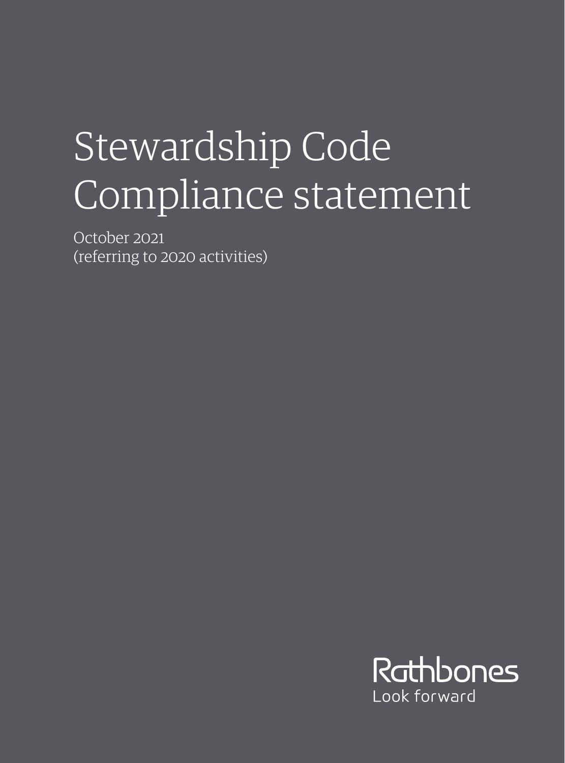# Stewardship Code Compliance statement

October 2021
(referring to 2020 activities)

Rathbones
Look forward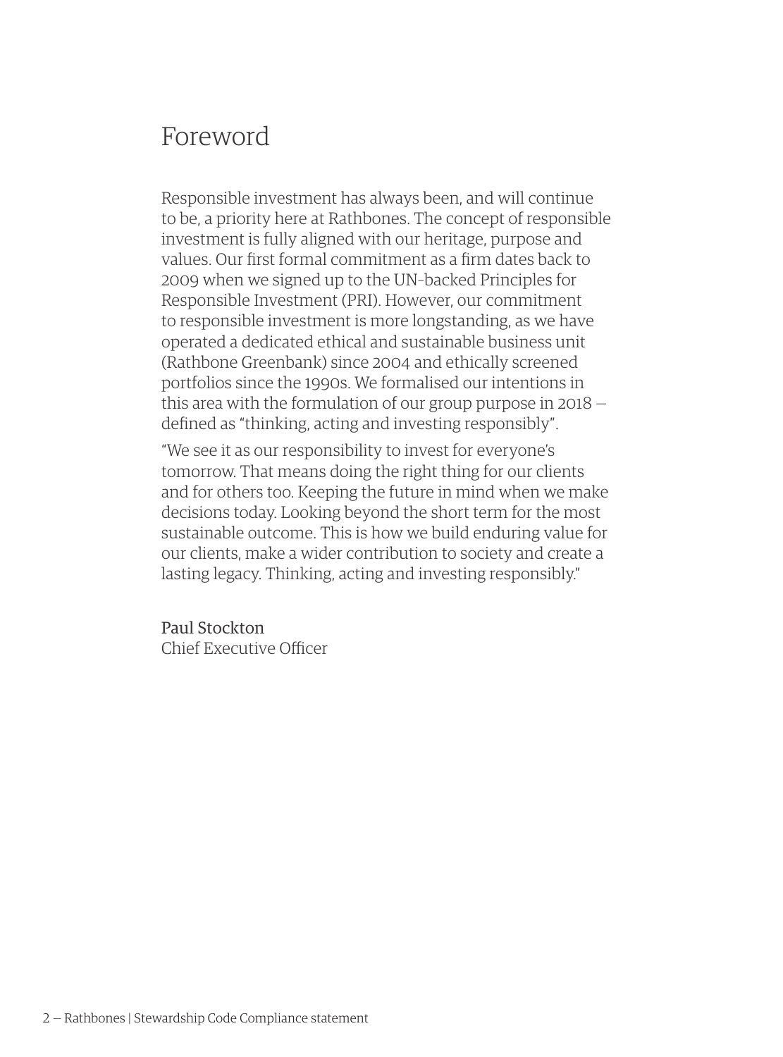# Foreword

Responsible investment has always been, and will continue to be, a priority here at Rathbones. The concept of responsible investment is fully aligned with our heritage, purpose and values. Our first formal commitment as a firm dates back to 2009 when we signed up to the UN-backed Principles for Responsible Investment (PRI). However, our commitment to responsible investment is more longstanding, as we have operated a dedicated ethical and sustainable business unit (Rathbone Greenbank) since 2004 and ethically screened portfolios since the 1990s. We formalised our intentions in this area with the formulation of our group purpose in 2018 — defined as "thinking, acting and investing responsibly".

"We see it as our responsibility to invest for everyone's tomorrow. That means doing the right thing for our clients and for others too. Keeping the future in mind when we make decisions today. Looking beyond the short term for the most sustainable outcome. This is how we build enduring value for our clients, make a wider contribution to society and create a lasting legacy. Thinking, acting and investing responsibly."

Paul Stockton
Chief Executive Officer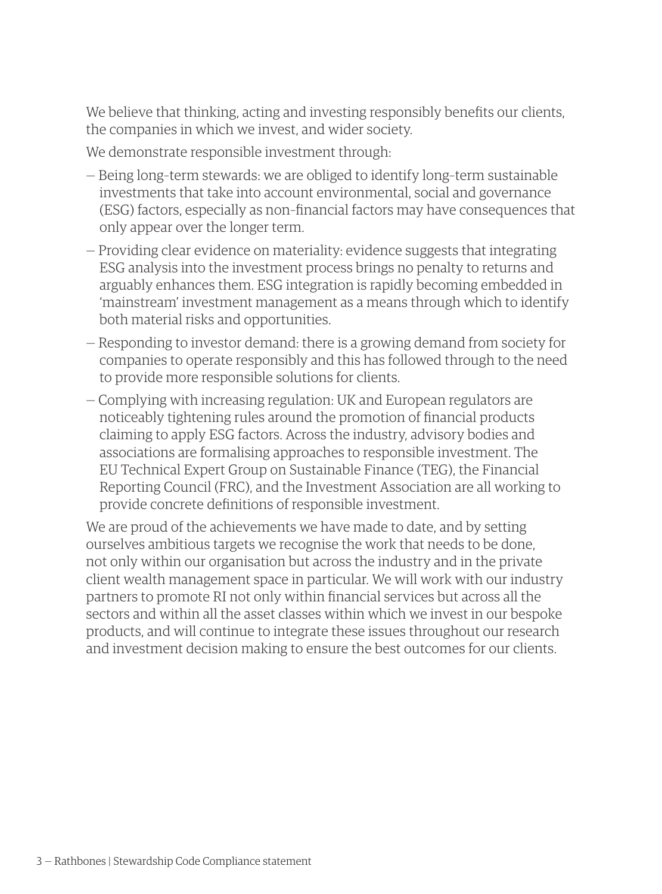We believe that thinking, acting and investing responsibly benefits our clients, the companies in which we invest, and wider society.

We demonstrate responsible investment through:

- Being long-term stewards: we are obliged to identify long-term sustainable investments that take into account environmental, social and governance (ESG) factors, especially as non-financial factors may have consequences that only appear over the longer term.
- Providing clear evidence on materiality: evidence suggests that integrating ESG analysis into the investment process brings no penalty to returns and arguably enhances them. ESG integration is rapidly becoming embedded in 'mainstream' investment management as a means through which to identify both material risks and opportunities.
- Responding to investor demand: there is a growing demand from society for companies to operate responsibly and this has followed through to the need to provide more responsible solutions for clients.
- Complying with increasing regulation: UK and European regulators are noticeably tightening rules around the promotion of financial products claiming to apply ESG factors. Across the industry, advisory bodies and associations are formalising approaches to responsible investment. The EU Technical Expert Group on Sustainable Finance (TEG), the Financial Reporting Council (FRC), and the Investment Association are all working to provide concrete definitions of responsible investment.

We are proud of the achievements we have made to date, and by setting ourselves ambitious targets we recognise the work that needs to be done, not only within our organisation but across the industry and in the private client wealth management space in particular. We will work with our industry partners to promote RI not only within financial services but across all the sectors and within all the asset classes within which we invest in our bespoke products, and will continue to integrate these issues throughout our research and investment decision making to ensure the best outcomes for our clients.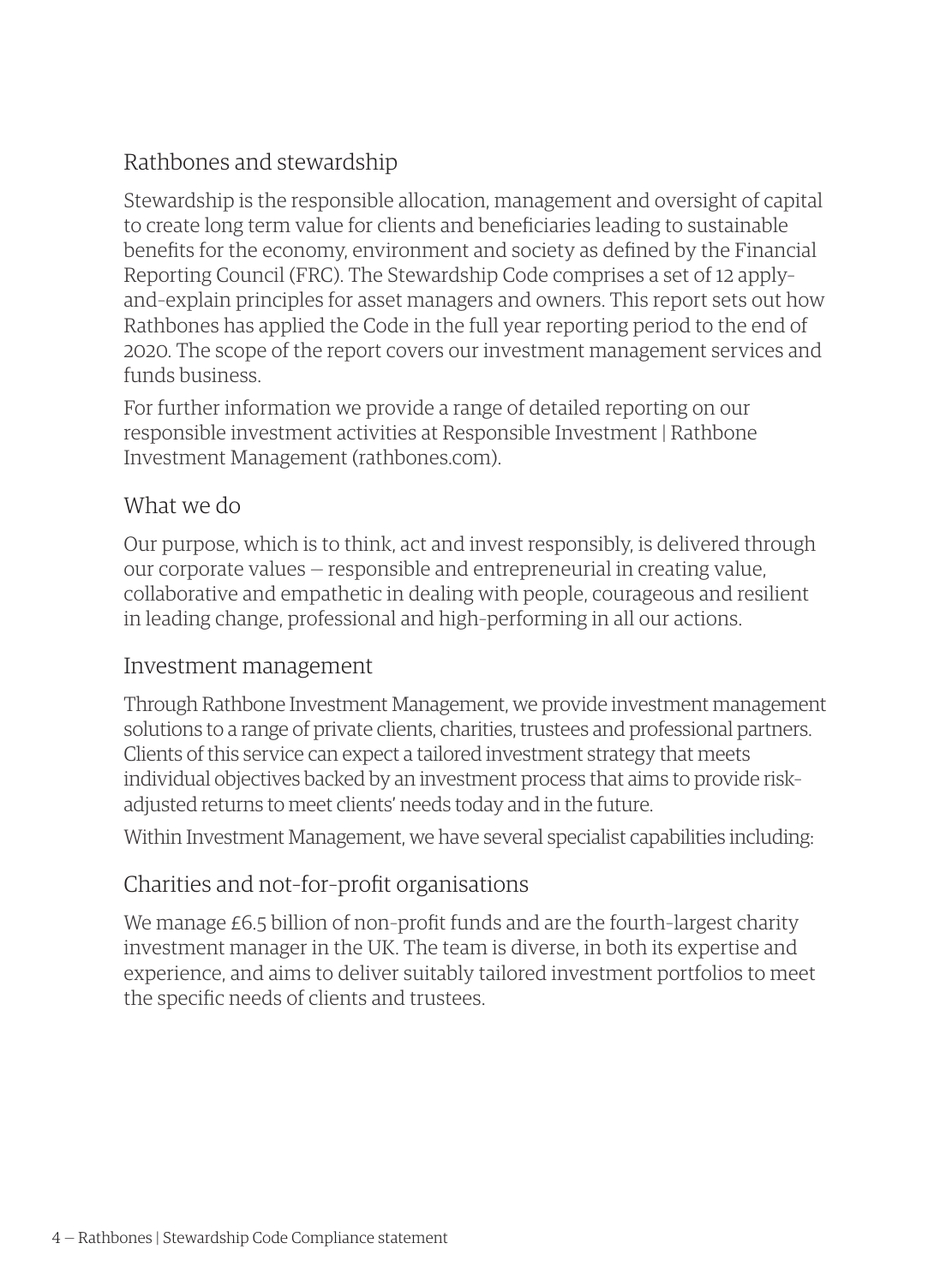## Rathbones and stewardship

Stewardship is the responsible allocation, management and oversight of capital to create long term value for clients and beneficiaries leading to sustainable benefits for the economy, environment and society as defined by the Financial Reporting Council (FRC). The Stewardship Code comprises a set of 12 apply-and-explain principles for asset managers and owners. This report sets out how Rathbones has applied the Code in the full year reporting period to the end of 2020. The scope of the report covers our investment management services and funds business.

For further information we provide a range of detailed reporting on our responsible investment activities at Responsible Investment | Rathbone Investment Management (rathbones.com).

## What we do

Our purpose, which is to think, act and invest responsibly, is delivered through our corporate values — responsible and entrepreneurial in creating value, collaborative and empathetic in dealing with people, courageous and resilient in leading change, professional and high-performing in all our actions.

## Investment management

Through Rathbone Investment Management, we provide investment management solutions to a range of private clients, charities, trustees and professional partners. Clients of this service can expect a tailored investment strategy that meets individual objectives backed by an investment process that aims to provide risk-adjusted returns to meet clients' needs today and in the future.

Within Investment Management, we have several specialist capabilities including:

## Charities and not-for-profit organisations

We manage £6.5 billion of non-profit funds and are the fourth-largest charity investment manager in the UK. The team is diverse, in both its expertise and experience, and aims to deliver suitably tailored investment portfolios to meet the specific needs of clients and trustees.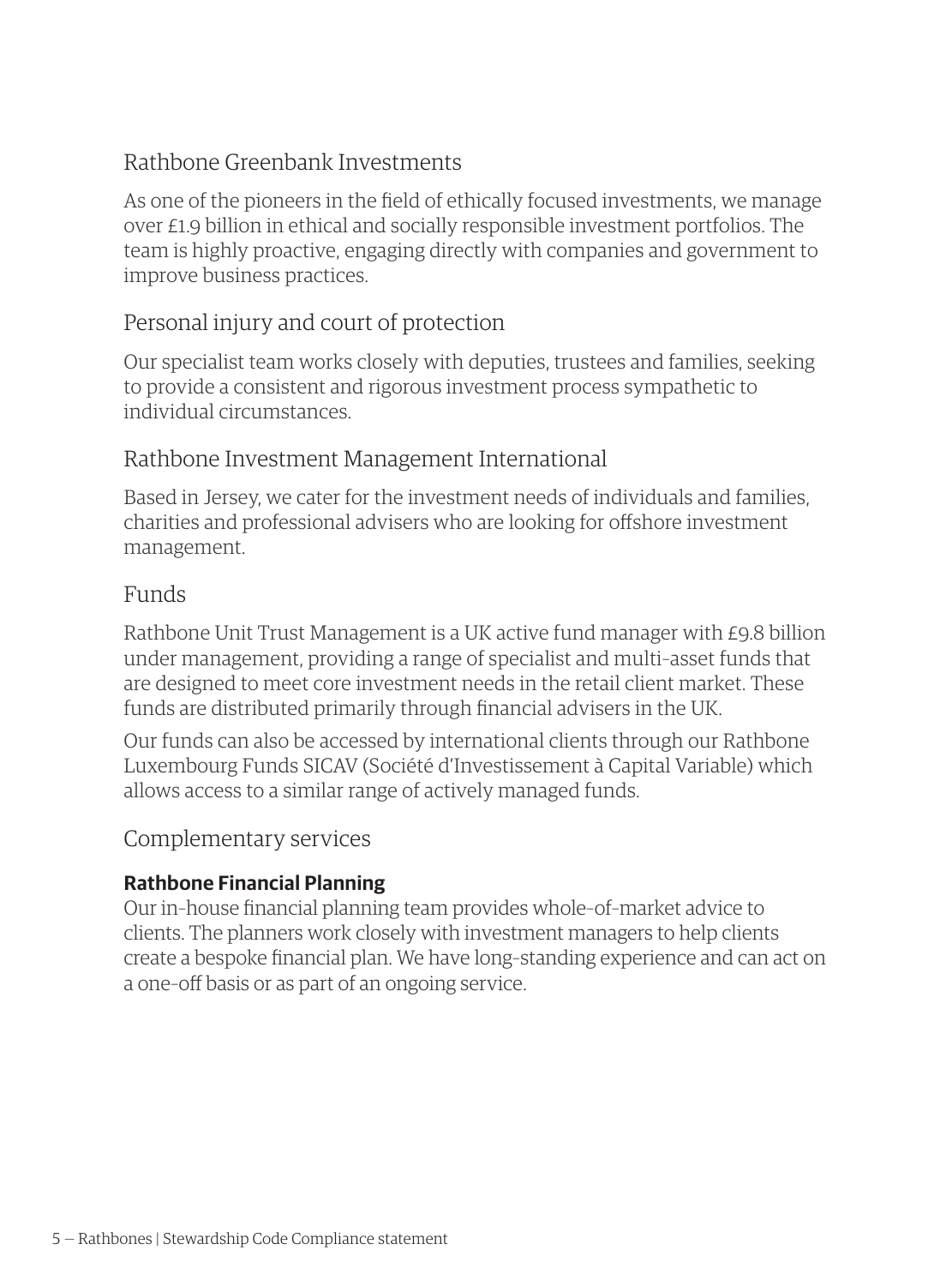## Rathbone Greenbank Investments

As one of the pioneers in the field of ethically focused investments, we manage over £1.9 billion in ethical and socially responsible investment portfolios. The team is highly proactive, engaging directly with companies and government to improve business practices.

## Personal injury and court of protection

Our specialist team works closely with deputies, trustees and families, seeking to provide a consistent and rigorous investment process sympathetic to individual circumstances.

## Rathbone Investment Management International

Based in Jersey, we cater for the investment needs of individuals and families, charities and professional advisers who are looking for offshore investment management.

## Funds

Rathbone Unit Trust Management is a UK active fund manager with £9.8 billion under management, providing a range of specialist and multi-asset funds that are designed to meet core investment needs in the retail client market. These funds are distributed primarily through financial advisers in the UK.

Our funds can also be accessed by international clients through our Rathbone Luxembourg Funds SICAV (Société d'Investissement à Capital Variable) which allows access to a similar range of actively managed funds.

## Complementary services

**Rathbone Financial Planning**
Our in-house financial planning team provides whole-of-market advice to clients. The planners work closely with investment managers to help clients create a bespoke financial plan. We have long-standing experience and can act on a one-off basis or as part of an ongoing service.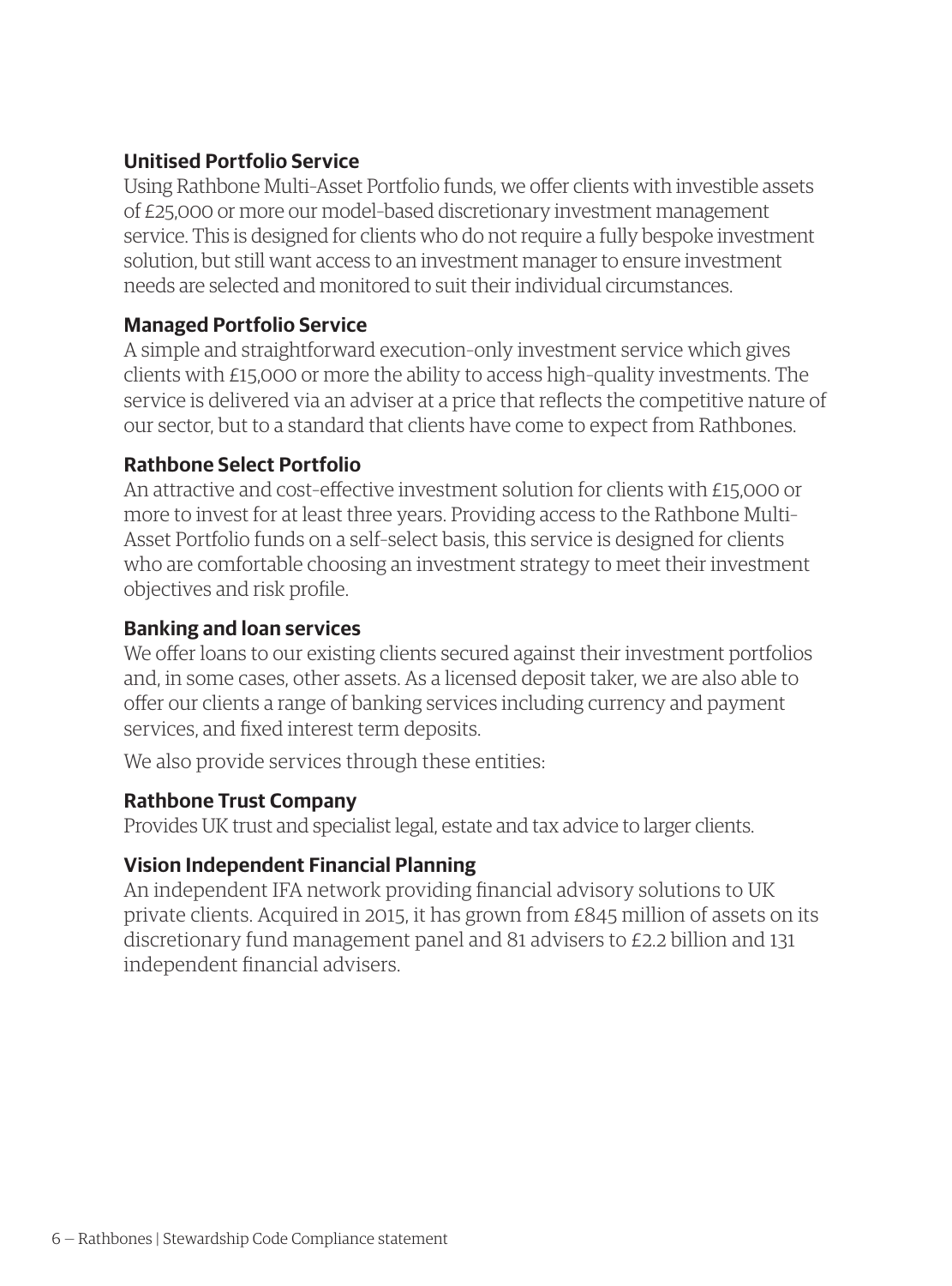### Unitised Portfolio Service

Using Rathbone Multi-Asset Portfolio funds, we offer clients with investible assets of £25,000 or more our model-based discretionary investment management service. This is designed for clients who do not require a fully bespoke investment solution, but still want access to an investment manager to ensure investment needs are selected and monitored to suit their individual circumstances.

### Managed Portfolio Service

A simple and straightforward execution-only investment service which gives clients with £15,000 or more the ability to access high-quality investments. The service is delivered via an adviser at a price that reflects the competitive nature of our sector, but to a standard that clients have come to expect from Rathbones.

### Rathbone Select Portfolio

An attractive and cost-effective investment solution for clients with £15,000 or more to invest for at least three years. Providing access to the Rathbone Multi-Asset Portfolio funds on a self-select basis, this service is designed for clients who are comfortable choosing an investment strategy to meet their investment objectives and risk profile.

### Banking and loan services

We offer loans to our existing clients secured against their investment portfolios and, in some cases, other assets. As a licensed deposit taker, we are also able to offer our clients a range of banking services including currency and payment services, and fixed interest term deposits.

We also provide services through these entities:

### Rathbone Trust Company

Provides UK trust and specialist legal, estate and tax advice to larger clients.

### Vision Independent Financial Planning

An independent IFA network providing financial advisory solutions to UK private clients. Acquired in 2015, it has grown from £845 million of assets on its discretionary fund management panel and 81 advisers to £2.2 billion and 131 independent financial advisers.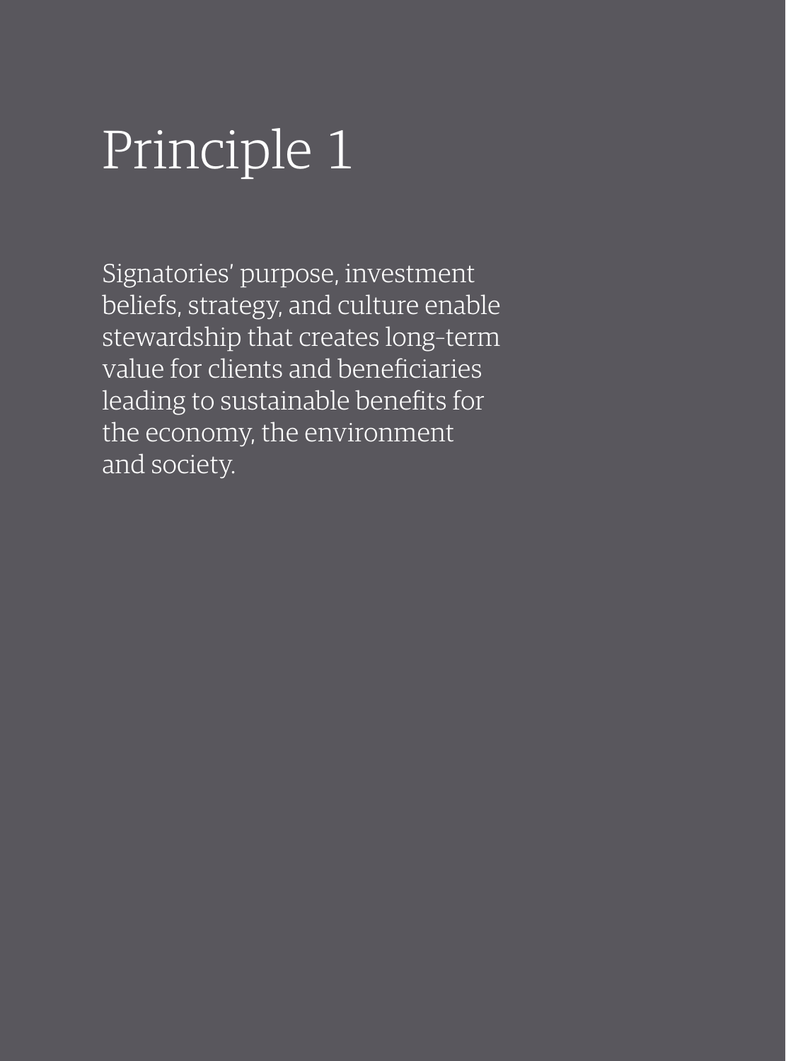# Principle 1

Signatories' purpose, investment beliefs, strategy, and culture enable stewardship that creates long-term value for clients and beneficiaries leading to sustainable benefits for the economy, the environment and society.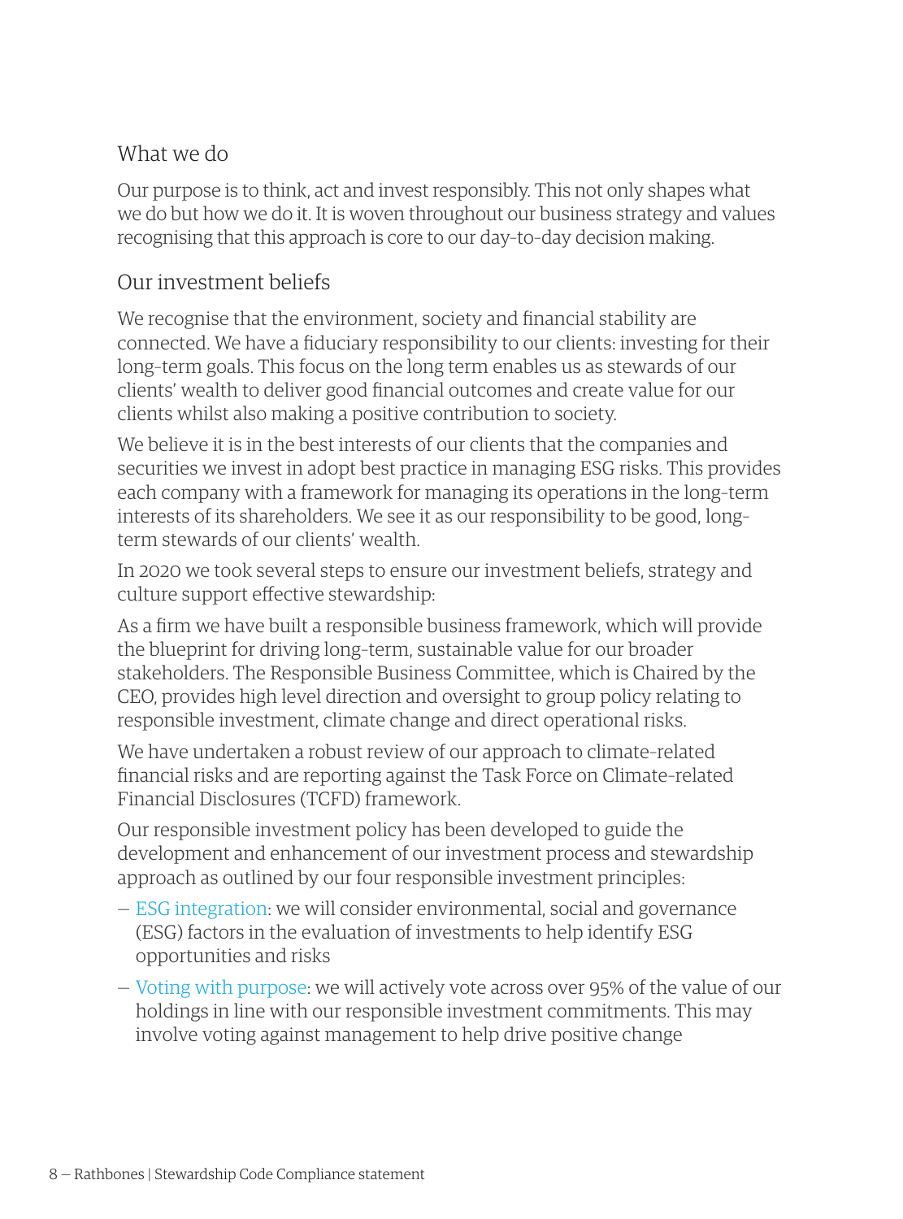## What we do

Our purpose is to think, act and invest responsibly. This not only shapes what we do but how we do it. It is woven throughout our business strategy and values recognising that this approach is core to our day-to-day decision making.

## Our investment beliefs

We recognise that the environment, society and financial stability are connected. We have a fiduciary responsibility to our clients: investing for their long-term goals. This focus on the long term enables us as stewards of our clients' wealth to deliver good financial outcomes and create value for our clients whilst also making a positive contribution to society.

We believe it is in the best interests of our clients that the companies and securities we invest in adopt best practice in managing ESG risks. This provides each company with a framework for managing its operations in the long-term interests of its shareholders. We see it as our responsibility to be good, long-term stewards of our clients' wealth.

In 2020 we took several steps to ensure our investment beliefs, strategy and culture support effective stewardship:

As a firm we have built a responsible business framework, which will provide the blueprint for driving long-term, sustainable value for our broader stakeholders. The Responsible Business Committee, which is Chaired by the CEO, provides high level direction and oversight to group policy relating to responsible investment, climate change and direct operational risks.

We have undertaken a robust review of our approach to climate-related financial risks and are reporting against the Task Force on Climate-related Financial Disclosures (TCFD) framework.

Our responsible investment policy has been developed to guide the development and enhancement of our investment process and stewardship approach as outlined by our four responsible investment principles:

- ESG integration: we will consider environmental, social and governance (ESG) factors in the evaluation of investments to help identify ESG opportunities and risks
- Voting with purpose: we will actively vote across over 95% of the value of our holdings in line with our responsible investment commitments. This may involve voting against management to help drive positive change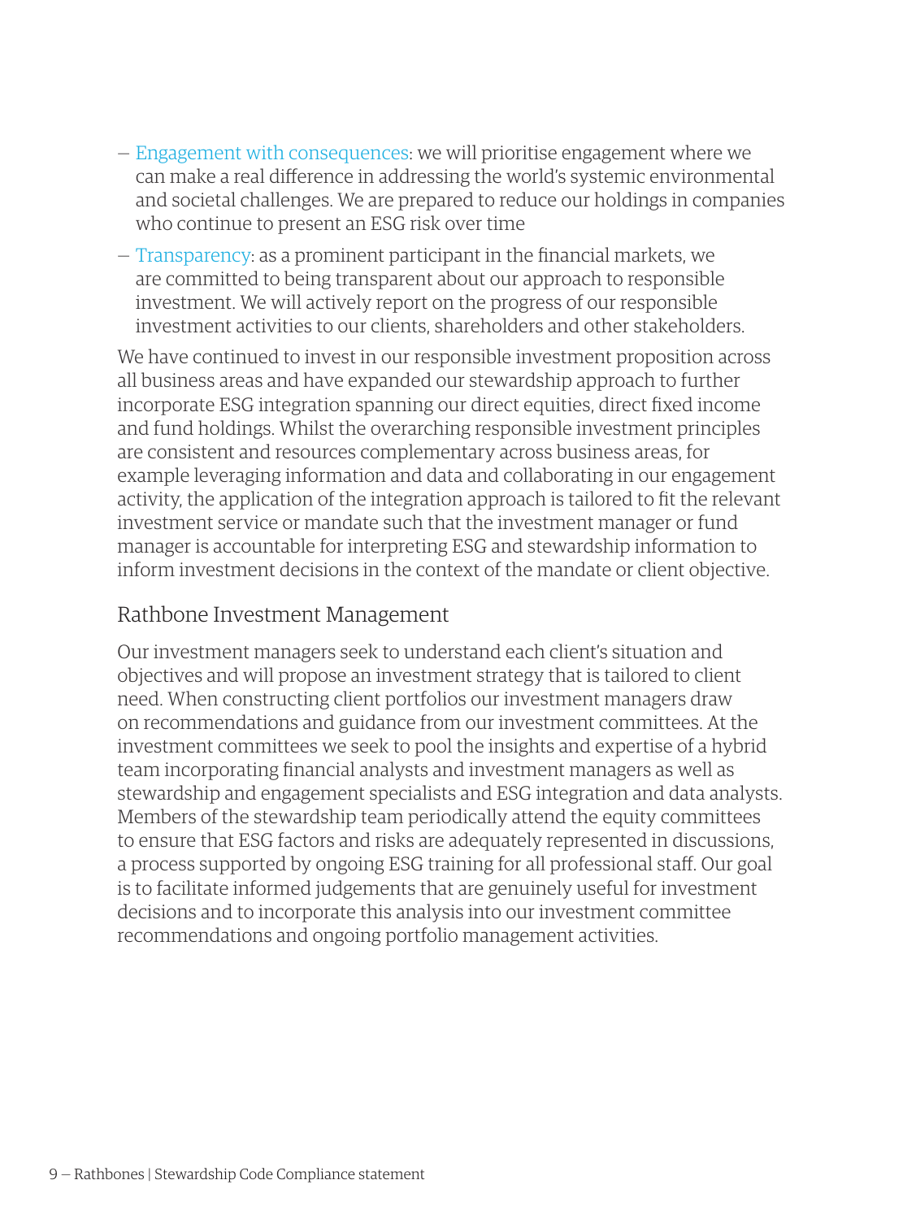- Engagement with consequences: we will prioritise engagement where we can make a real difference in addressing the world's systemic environmental and societal challenges. We are prepared to reduce our holdings in companies who continue to present an ESG risk over time
- Transparency: as a prominent participant in the financial markets, we are committed to being transparent about our approach to responsible investment. We will actively report on the progress of our responsible investment activities to our clients, shareholders and other stakeholders.

We have continued to invest in our responsible investment proposition across all business areas and have expanded our stewardship approach to further incorporate ESG integration spanning our direct equities, direct fixed income and fund holdings. Whilst the overarching responsible investment principles are consistent and resources complementary across business areas, for example leveraging information and data and collaborating in our engagement activity, the application of the integration approach is tailored to fit the relevant investment service or mandate such that the investment manager or fund manager is accountable for interpreting ESG and stewardship information to inform investment decisions in the context of the mandate or client objective.

## Rathbone Investment Management

Our investment managers seek to understand each client's situation and objectives and will propose an investment strategy that is tailored to client need. When constructing client portfolios our investment managers draw on recommendations and guidance from our investment committees. At the investment committees we seek to pool the insights and expertise of a hybrid team incorporating financial analysts and investment managers as well as stewardship and engagement specialists and ESG integration and data analysts. Members of the stewardship team periodically attend the equity committees to ensure that ESG factors and risks are adequately represented in discussions, a process supported by ongoing ESG training for all professional staff. Our goal is to facilitate informed judgements that are genuinely useful for investment decisions and to incorporate this analysis into our investment committee recommendations and ongoing portfolio management activities.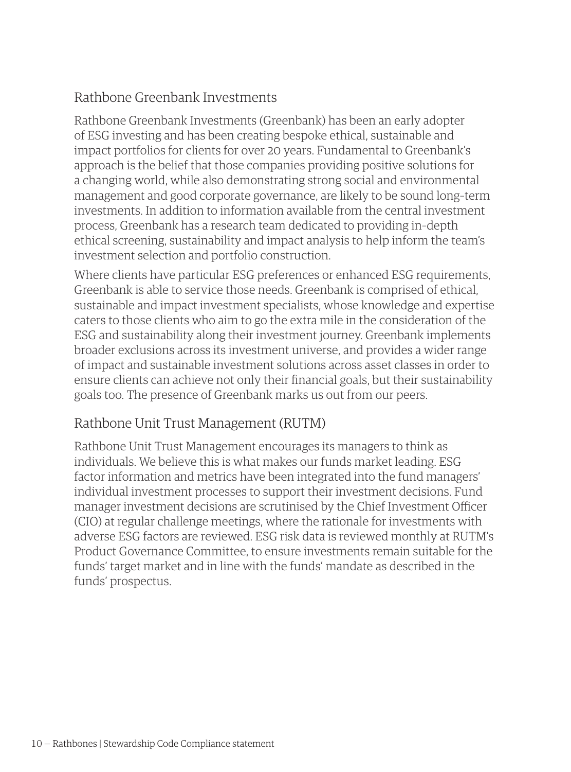## Rathbone Greenbank Investments

Rathbone Greenbank Investments (Greenbank) has been an early adopter of ESG investing and has been creating bespoke ethical, sustainable and impact portfolios for clients for over 20 years. Fundamental to Greenbank's approach is the belief that those companies providing positive solutions for a changing world, while also demonstrating strong social and environmental management and good corporate governance, are likely to be sound long-term investments. In addition to information available from the central investment process, Greenbank has a research team dedicated to providing in-depth ethical screening, sustainability and impact analysis to help inform the team's investment selection and portfolio construction.

Where clients have particular ESG preferences or enhanced ESG requirements, Greenbank is able to service those needs. Greenbank is comprised of ethical, sustainable and impact investment specialists, whose knowledge and expertise caters to those clients who aim to go the extra mile in the consideration of the ESG and sustainability along their investment journey. Greenbank implements broader exclusions across its investment universe, and provides a wider range of impact and sustainable investment solutions across asset classes in order to ensure clients can achieve not only their financial goals, but their sustainability goals too. The presence of Greenbank marks us out from our peers.

## Rathbone Unit Trust Management (RUTM)

Rathbone Unit Trust Management encourages its managers to think as individuals. We believe this is what makes our funds market leading. ESG factor information and metrics have been integrated into the fund managers' individual investment processes to support their investment decisions. Fund manager investment decisions are scrutinised by the Chief Investment Officer (CIO) at regular challenge meetings, where the rationale for investments with adverse ESG factors are reviewed. ESG risk data is reviewed monthly at RUTM's Product Governance Committee, to ensure investments remain suitable for the funds' target market and in line with the funds' mandate as described in the funds' prospectus.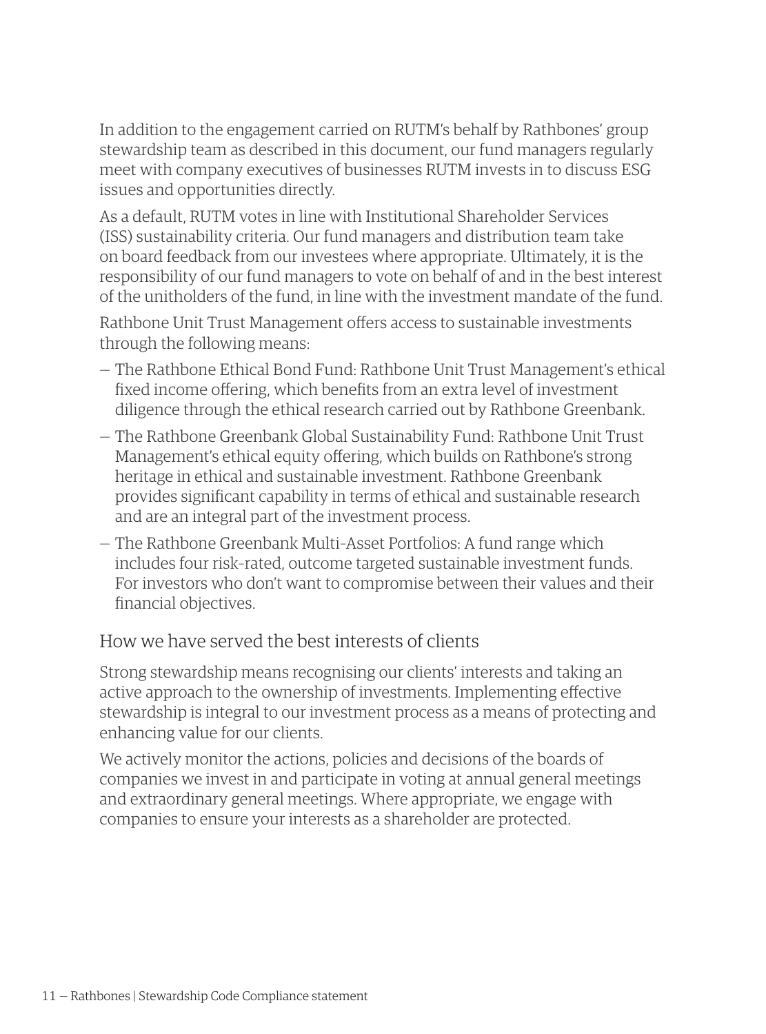In addition to the engagement carried on RUTM's behalf by Rathbones' group stewardship team as described in this document, our fund managers regularly meet with company executives of businesses RUTM invests in to discuss ESG issues and opportunities directly.

As a default, RUTM votes in line with Institutional Shareholder Services (ISS) sustainability criteria. Our fund managers and distribution team take on board feedback from our investees where appropriate. Ultimately, it is the responsibility of our fund managers to vote on behalf of and in the best interest of the unitholders of the fund, in line with the investment mandate of the fund.

Rathbone Unit Trust Management offers access to sustainable investments through the following means:

- The Rathbone Ethical Bond Fund: Rathbone Unit Trust Management's ethical fixed income offering, which benefits from an extra level of investment diligence through the ethical research carried out by Rathbone Greenbank.
- The Rathbone Greenbank Global Sustainability Fund: Rathbone Unit Trust Management's ethical equity offering, which builds on Rathbone's strong heritage in ethical and sustainable investment. Rathbone Greenbank provides significant capability in terms of ethical and sustainable research and are an integral part of the investment process.
- The Rathbone Greenbank Multi-Asset Portfolios: A fund range which includes four risk-rated, outcome targeted sustainable investment funds. For investors who don't want to compromise between their values and their financial objectives.

## How we have served the best interests of clients

Strong stewardship means recognising our clients' interests and taking an active approach to the ownership of investments. Implementing effective stewardship is integral to our investment process as a means of protecting and enhancing value for our clients.

We actively monitor the actions, policies and decisions of the boards of companies we invest in and participate in voting at annual general meetings and extraordinary general meetings. Where appropriate, we engage with companies to ensure your interests as a shareholder are protected.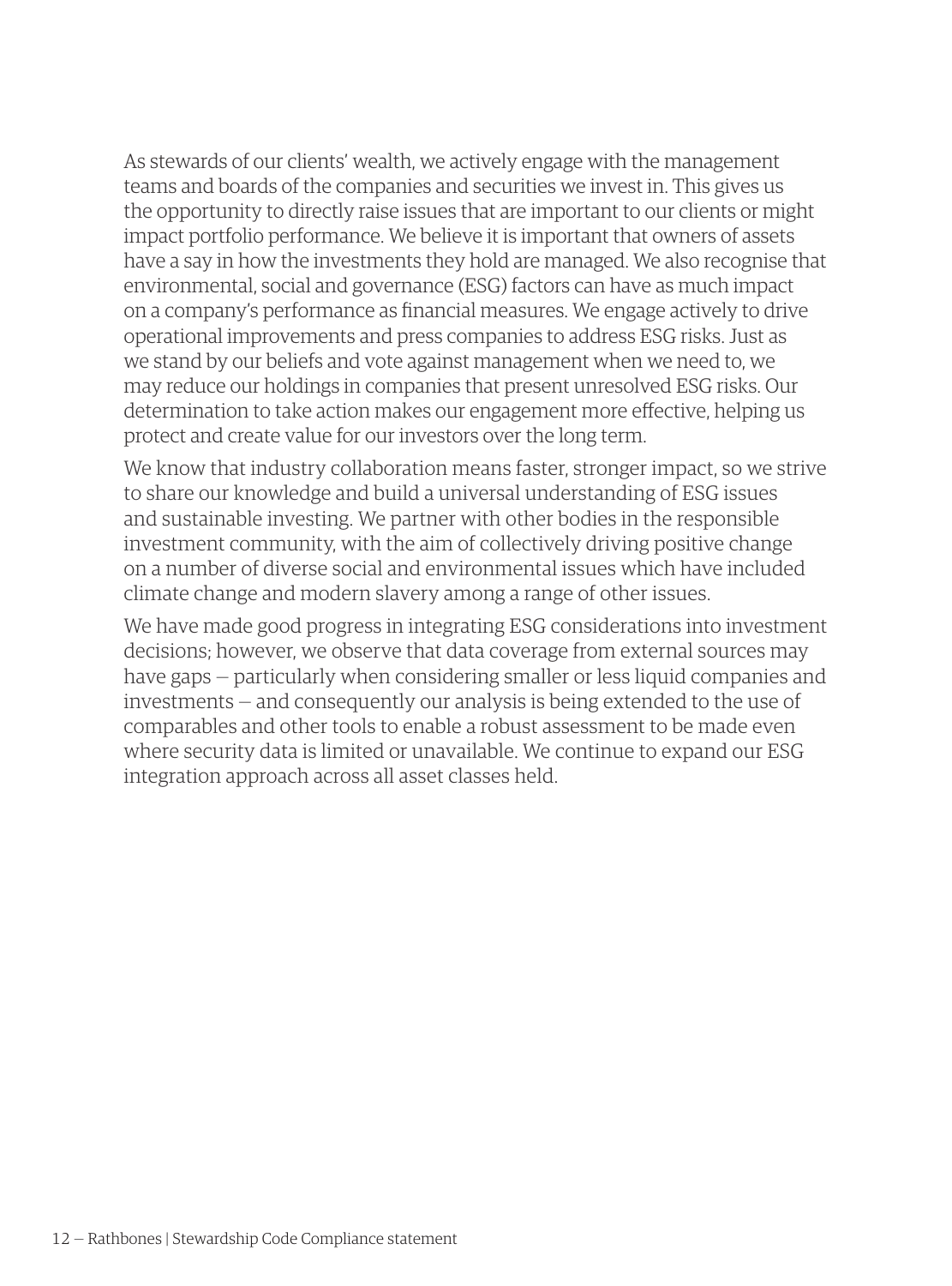As stewards of our clients' wealth, we actively engage with the management teams and boards of the companies and securities we invest in. This gives us the opportunity to directly raise issues that are important to our clients or might impact portfolio performance. We believe it is important that owners of assets have a say in how the investments they hold are managed. We also recognise that environmental, social and governance (ESG) factors can have as much impact on a company's performance as financial measures. We engage actively to drive operational improvements and press companies to address ESG risks. Just as we stand by our beliefs and vote against management when we need to, we may reduce our holdings in companies that present unresolved ESG risks. Our determination to take action makes our engagement more effective, helping us protect and create value for our investors over the long term.

We know that industry collaboration means faster, stronger impact, so we strive to share our knowledge and build a universal understanding of ESG issues and sustainable investing. We partner with other bodies in the responsible investment community, with the aim of collectively driving positive change on a number of diverse social and environmental issues which have included climate change and modern slavery among a range of other issues.

We have made good progress in integrating ESG considerations into investment decisions; however, we observe that data coverage from external sources may have gaps — particularly when considering smaller or less liquid companies and investments — and consequently our analysis is being extended to the use of comparables and other tools to enable a robust assessment to be made even where security data is limited or unavailable. We continue to expand our ESG integration approach across all asset classes held.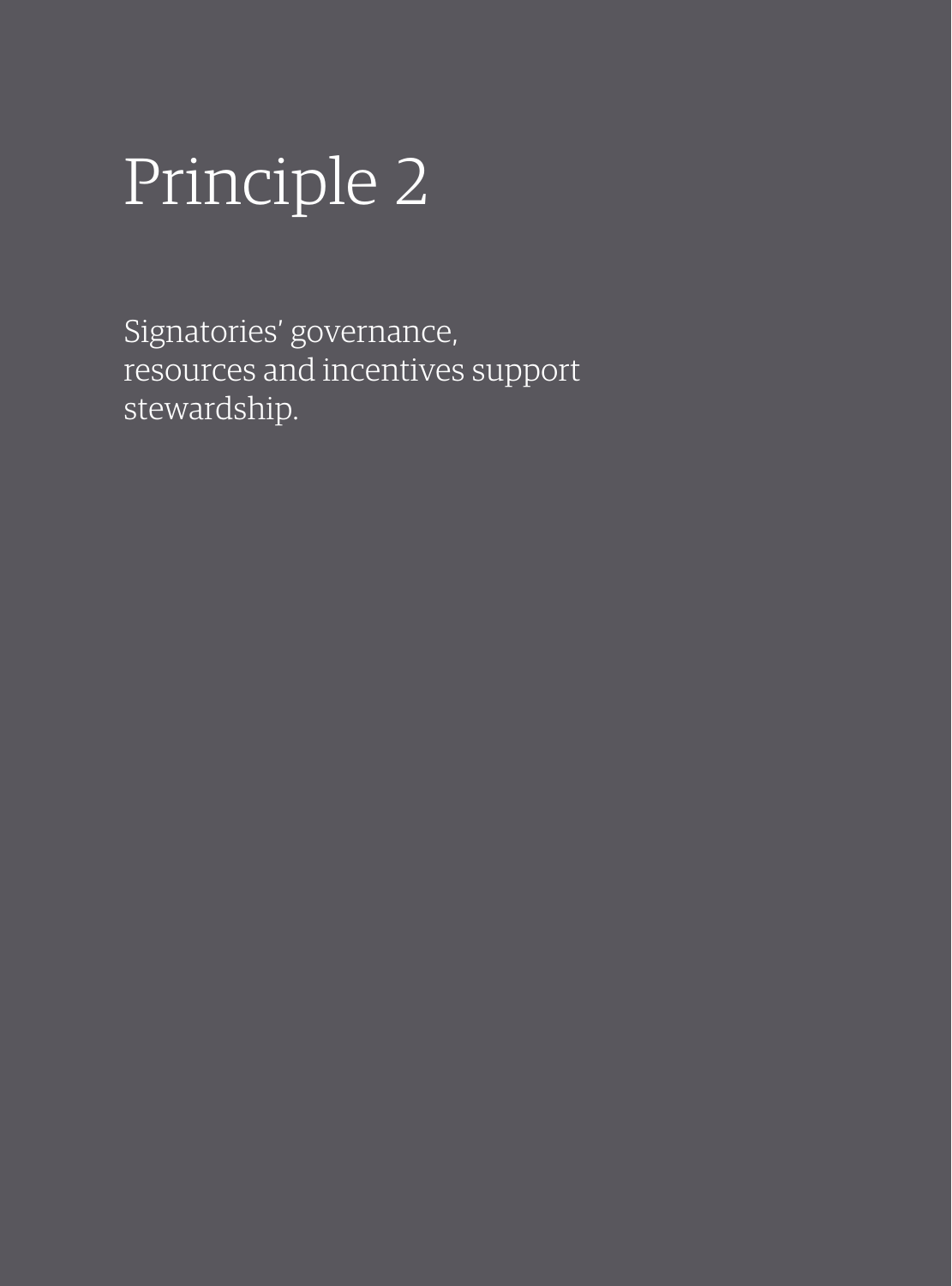# Principle 2

Signatories' governance, resources and incentives support stewardship.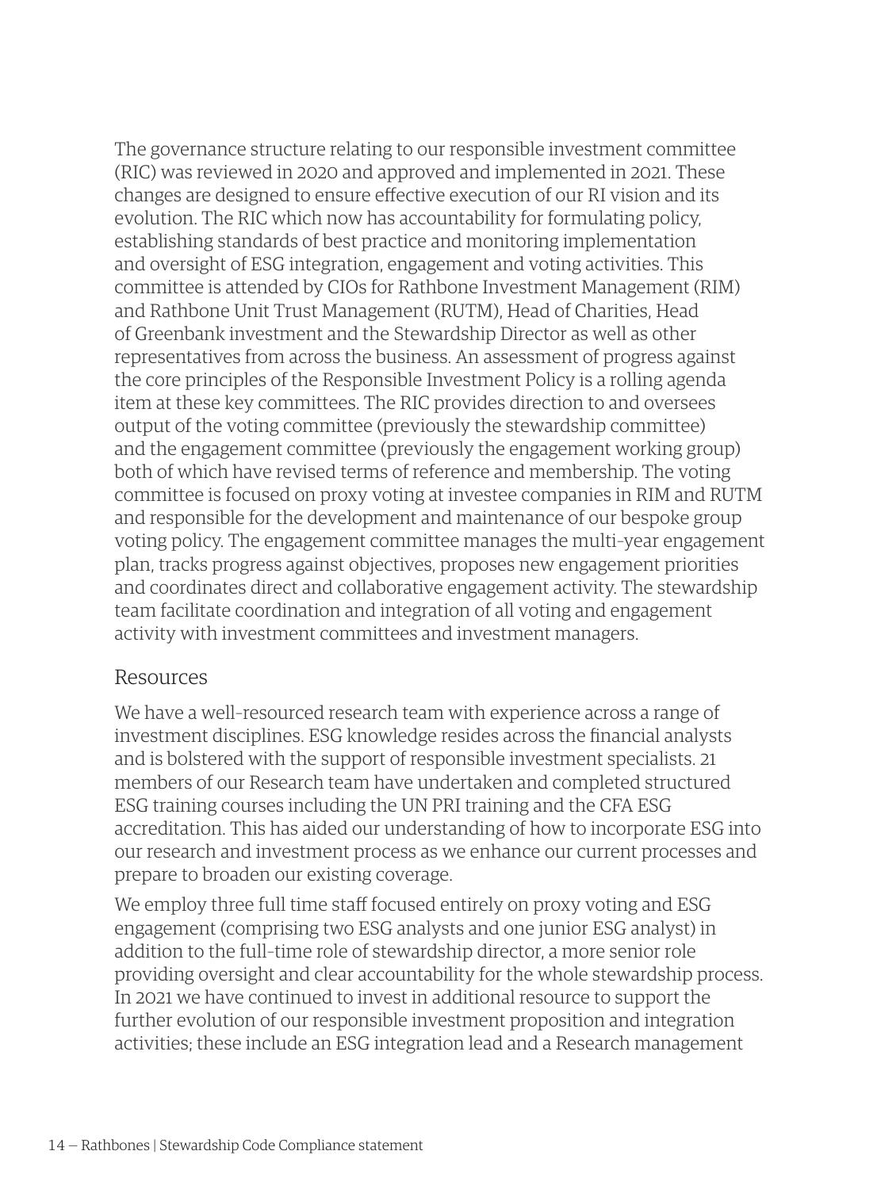The governance structure relating to our responsible investment committee (RIC) was reviewed in 2020 and approved and implemented in 2021. These changes are designed to ensure effective execution of our RI vision and its evolution. The RIC which now has accountability for formulating policy, establishing standards of best practice and monitoring implementation and oversight of ESG integration, engagement and voting activities. This committee is attended by CIOs for Rathbone Investment Management (RIM) and Rathbone Unit Trust Management (RUTM), Head of Charities, Head of Greenbank investment and the Stewardship Director as well as other representatives from across the business. An assessment of progress against the core principles of the Responsible Investment Policy is a rolling agenda item at these key committees. The RIC provides direction to and oversees output of the voting committee (previously the stewardship committee) and the engagement committee (previously the engagement working group) both of which have revised terms of reference and membership. The voting committee is focused on proxy voting at investee companies in RIM and RUTM and responsible for the development and maintenance of our bespoke group voting policy. The engagement committee manages the multi-year engagement plan, tracks progress against objectives, proposes new engagement priorities and coordinates direct and collaborative engagement activity. The stewardship team facilitate coordination and integration of all voting and engagement activity with investment committees and investment managers.

## Resources

We have a well-resourced research team with experience across a range of investment disciplines. ESG knowledge resides across the financial analysts and is bolstered with the support of responsible investment specialists. 21 members of our Research team have undertaken and completed structured ESG training courses including the UN PRI training and the CFA ESG accreditation. This has aided our understanding of how to incorporate ESG into our research and investment process as we enhance our current processes and prepare to broaden our existing coverage.

We employ three full time staff focused entirely on proxy voting and ESG engagement (comprising two ESG analysts and one junior ESG analyst) in addition to the full-time role of stewardship director, a more senior role providing oversight and clear accountability for the whole stewardship process. In 2021 we have continued to invest in additional resource to support the further evolution of our responsible investment proposition and integration activities; these include an ESG integration lead and a Research management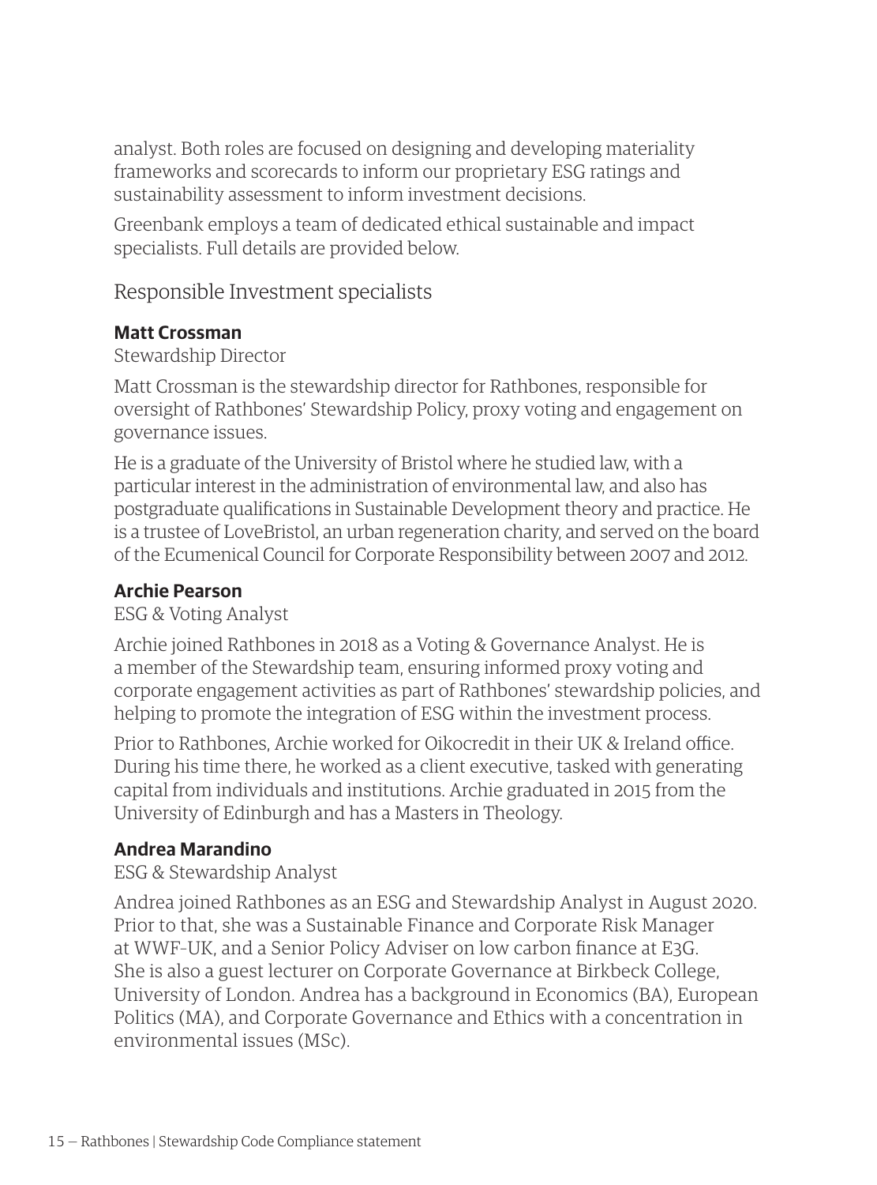analyst. Both roles are focused on designing and developing materiality frameworks and scorecards to inform our proprietary ESG ratings and sustainability assessment to inform investment decisions.

Greenbank employs a team of dedicated ethical sustainable and impact specialists. Full details are provided below.

## Responsible Investment specialists

### Matt Crossman

Stewardship Director

Matt Crossman is the stewardship director for Rathbones, responsible for oversight of Rathbones' Stewardship Policy, proxy voting and engagement on governance issues.

He is a graduate of the University of Bristol where he studied law, with a particular interest in the administration of environmental law, and also has postgraduate qualifications in Sustainable Development theory and practice. He is a trustee of LoveBristol, an urban regeneration charity, and served on the board of the Ecumenical Council for Corporate Responsibility between 2007 and 2012.

### Archie Pearson

ESG & Voting Analyst

Archie joined Rathbones in 2018 as a Voting & Governance Analyst. He is a member of the Stewardship team, ensuring informed proxy voting and corporate engagement activities as part of Rathbones' stewardship policies, and helping to promote the integration of ESG within the investment process.

Prior to Rathbones, Archie worked for Oikocredit in their UK & Ireland office. During his time there, he worked as a client executive, tasked with generating capital from individuals and institutions. Archie graduated in 2015 from the University of Edinburgh and has a Masters in Theology.

### Andrea Marandino

ESG & Stewardship Analyst

Andrea joined Rathbones as an ESG and Stewardship Analyst in August 2020. Prior to that, she was a Sustainable Finance and Corporate Risk Manager at WWF-UK, and a Senior Policy Adviser on low carbon finance at E3G. She is also a guest lecturer on Corporate Governance at Birkbeck College, University of London. Andrea has a background in Economics (BA), European Politics (MA), and Corporate Governance and Ethics with a concentration in environmental issues (MSc).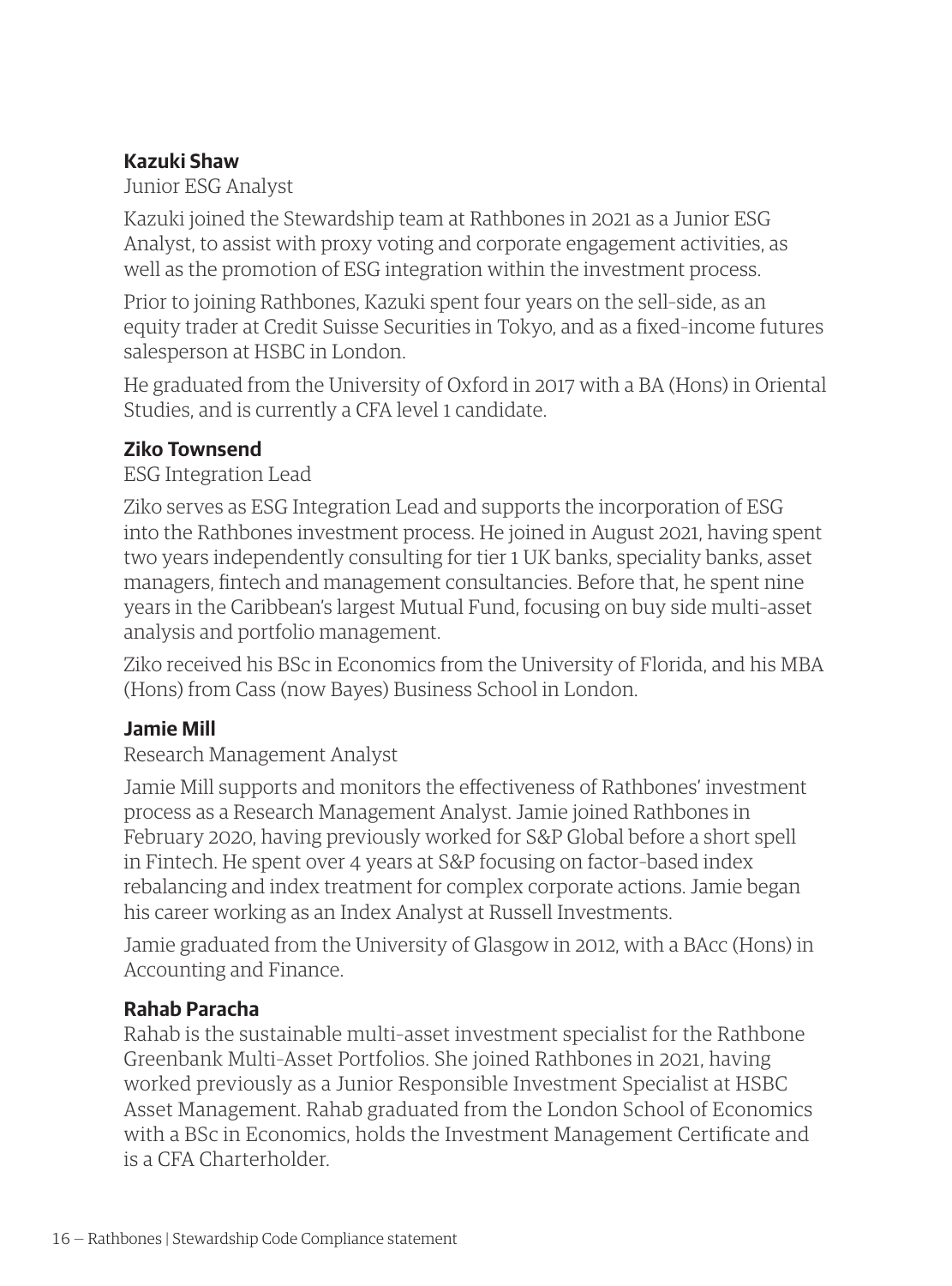**Kazuki Shaw**

Junior ESG Analyst

Kazuki joined the Stewardship team at Rathbones in 2021 as a Junior ESG Analyst, to assist with proxy voting and corporate engagement activities, as well as the promotion of ESG integration within the investment process.

Prior to joining Rathbones, Kazuki spent four years on the sell-side, as an equity trader at Credit Suisse Securities in Tokyo, and as a fixed-income futures salesperson at HSBC in London.

He graduated from the University of Oxford in 2017 with a BA (Hons) in Oriental Studies, and is currently a CFA level 1 candidate.

**Ziko Townsend**

ESG Integration Lead

Ziko serves as ESG Integration Lead and supports the incorporation of ESG into the Rathbones investment process. He joined in August 2021, having spent two years independently consulting for tier 1 UK banks, speciality banks, asset managers, fintech and management consultancies. Before that, he spent nine years in the Caribbean's largest Mutual Fund, focusing on buy side multi-asset analysis and portfolio management.

Ziko received his BSc in Economics from the University of Florida, and his MBA (Hons) from Cass (now Bayes) Business School in London.

**Jamie Mill**

Research Management Analyst

Jamie Mill supports and monitors the effectiveness of Rathbones' investment process as a Research Management Analyst. Jamie joined Rathbones in February 2020, having previously worked for S&P Global before a short spell in Fintech. He spent over 4 years at S&P focusing on factor-based index rebalancing and index treatment for complex corporate actions. Jamie began his career working as an Index Analyst at Russell Investments.

Jamie graduated from the University of Glasgow in 2012, with a BAcc (Hons) in Accounting and Finance.

**Rahab Paracha**

Rahab is the sustainable multi-asset investment specialist for the Rathbone Greenbank Multi-Asset Portfolios. She joined Rathbones in 2021, having worked previously as a Junior Responsible Investment Specialist at HSBC Asset Management. Rahab graduated from the London School of Economics with a BSc in Economics, holds the Investment Management Certificate and is a CFA Charterholder.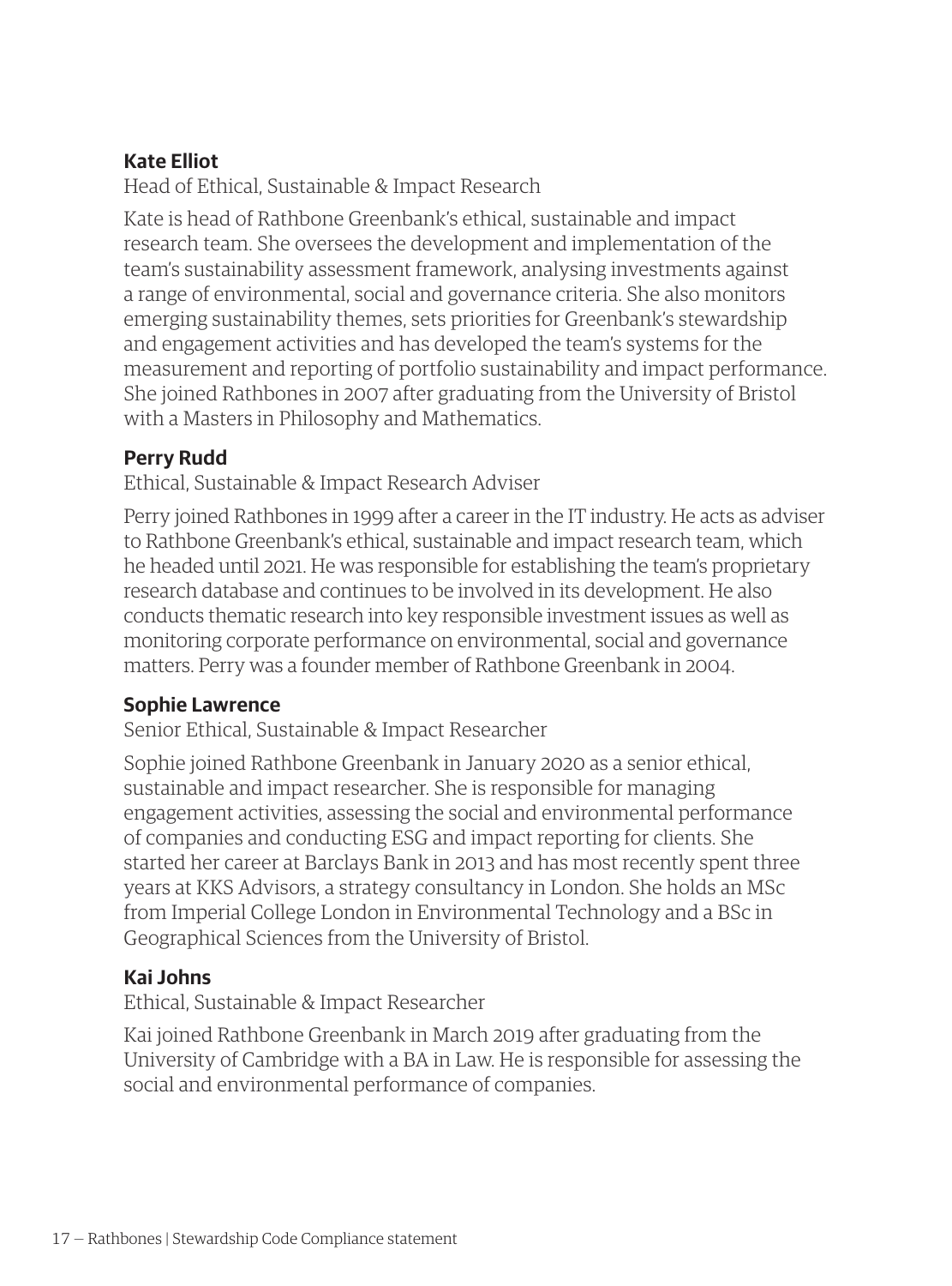**Kate Elliot**

Head of Ethical, Sustainable & Impact Research

Kate is head of Rathbone Greenbank's ethical, sustainable and impact research team. She oversees the development and implementation of the team's sustainability assessment framework, analysing investments against a range of environmental, social and governance criteria. She also monitors emerging sustainability themes, sets priorities for Greenbank's stewardship and engagement activities and has developed the team's systems for the measurement and reporting of portfolio sustainability and impact performance. She joined Rathbones in 2007 after graduating from the University of Bristol with a Masters in Philosophy and Mathematics.

**Perry Rudd**

Ethical, Sustainable & Impact Research Adviser

Perry joined Rathbones in 1999 after a career in the IT industry. He acts as adviser to Rathbone Greenbank's ethical, sustainable and impact research team, which he headed until 2021. He was responsible for establishing the team's proprietary research database and continues to be involved in its development. He also conducts thematic research into key responsible investment issues as well as monitoring corporate performance on environmental, social and governance matters. Perry was a founder member of Rathbone Greenbank in 2004.

**Sophie Lawrence**

Senior Ethical, Sustainable & Impact Researcher

Sophie joined Rathbone Greenbank in January 2020 as a senior ethical, sustainable and impact researcher. She is responsible for managing engagement activities, assessing the social and environmental performance of companies and conducting ESG and impact reporting for clients. She started her career at Barclays Bank in 2013 and has most recently spent three years at KKS Advisors, a strategy consultancy in London. She holds an MSc from Imperial College London in Environmental Technology and a BSc in Geographical Sciences from the University of Bristol.

**Kai Johns**

Ethical, Sustainable & Impact Researcher

Kai joined Rathbone Greenbank in March 2019 after graduating from the University of Cambridge with a BA in Law. He is responsible for assessing the social and environmental performance of companies.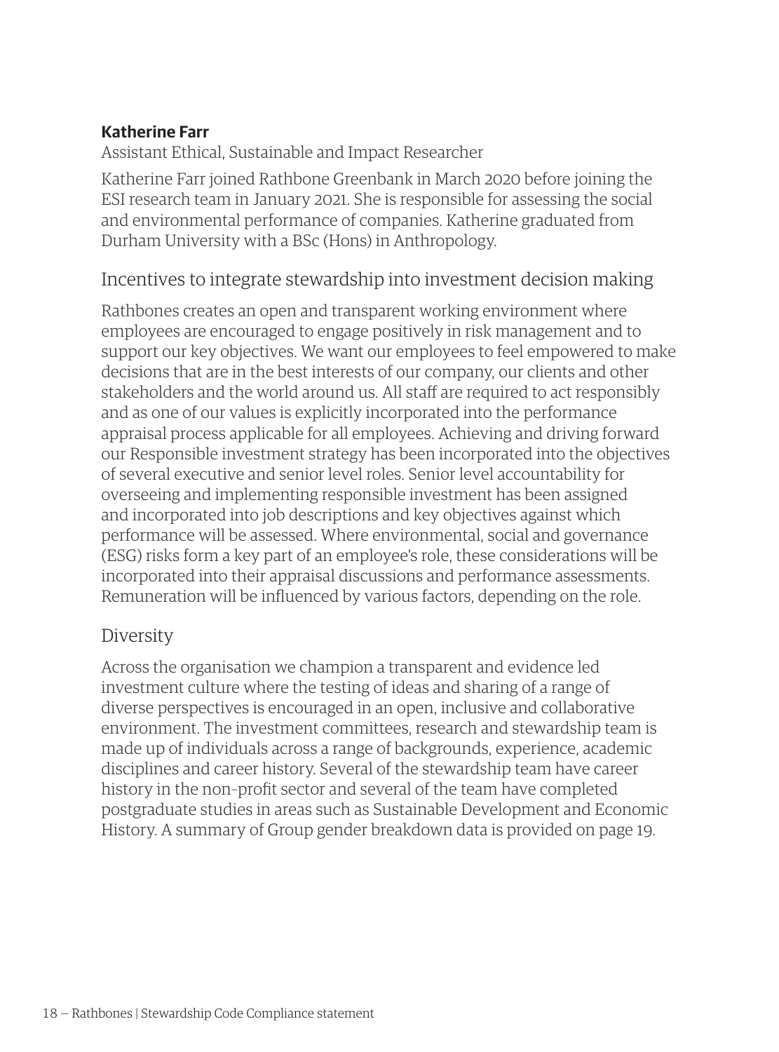**Katherine Farr**

Assistant Ethical, Sustainable and Impact Researcher

Katherine Farr joined Rathbone Greenbank in March 2020 before joining the ESI research team in January 2021. She is responsible for assessing the social and environmental performance of companies. Katherine graduated from Durham University with a BSc (Hons) in Anthropology.

## Incentives to integrate stewardship into investment decision making

Rathbones creates an open and transparent working environment where employees are encouraged to engage positively in risk management and to support our key objectives. We want our employees to feel empowered to make decisions that are in the best interests of our company, our clients and other stakeholders and the world around us. All staff are required to act responsibly and as one of our values is explicitly incorporated into the performance appraisal process applicable for all employees. Achieving and driving forward our Responsible investment strategy has been incorporated into the objectives of several executive and senior level roles. Senior level accountability for overseeing and implementing responsible investment has been assigned and incorporated into job descriptions and key objectives against which performance will be assessed. Where environmental, social and governance (ESG) risks form a key part of an employee's role, these considerations will be incorporated into their appraisal discussions and performance assessments. Remuneration will be influenced by various factors, depending on the role.

## Diversity

Across the organisation we champion a transparent and evidence led investment culture where the testing of ideas and sharing of a range of diverse perspectives is encouraged in an open, inclusive and collaborative environment. The investment committees, research and stewardship team is made up of individuals across a range of backgrounds, experience, academic disciplines and career history. Several of the stewardship team have career history in the non-profit sector and several of the team have completed postgraduate studies in areas such as Sustainable Development and Economic History. A summary of Group gender breakdown data is provided on page 19.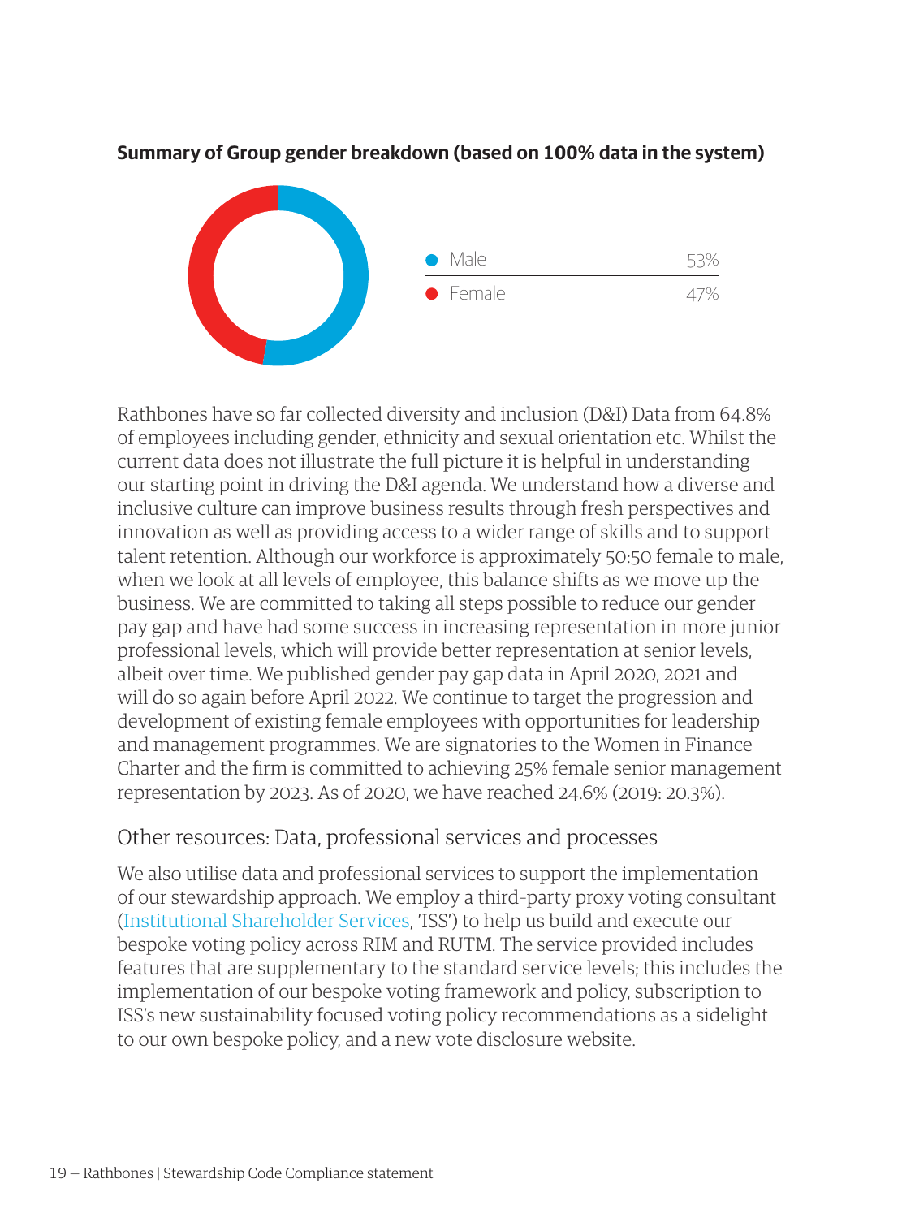**Summary of Group gender breakdown (based on 100% data in the system)**

| | |
|---|---|
| Male | 53% |
| Female | 47% |

Rathbones have so far collected diversity and inclusion (D&I) Data from 64.8% of employees including gender, ethnicity and sexual orientation etc. Whilst the current data does not illustrate the full picture it is helpful in understanding our starting point in driving the D&I agenda. We understand how a diverse and inclusive culture can improve business results through fresh perspectives and innovation as well as providing access to a wider range of skills and to support talent retention. Although our workforce is approximately 50:50 female to male, when we look at all levels of employee, this balance shifts as we move up the business. We are committed to taking all steps possible to reduce our gender pay gap and have had some success in increasing representation in more junior professional levels, which will provide better representation at senior levels, albeit over time. We published gender pay gap data in April 2020, 2021 and will do so again before April 2022. We continue to target the progression and development of existing female employees with opportunities for leadership and management programmes. We are signatories to the Women in Finance Charter and the firm is committed to achieving 25% female senior management representation by 2023. As of 2020, we have reached 24.6% (2019: 20.3%).

## Other resources: Data, professional services and processes

We also utilise data and professional services to support the implementation of our stewardship approach. We employ a third-party proxy voting consultant (Institutional Shareholder Services, 'ISS') to help us build and execute our bespoke voting policy across RIM and RUTM. The service provided includes features that are supplementary to the standard service levels; this includes the implementation of our bespoke voting framework and policy, subscription to ISS's new sustainability focused voting policy recommendations as a sidelight to our own bespoke policy, and a new vote disclosure website.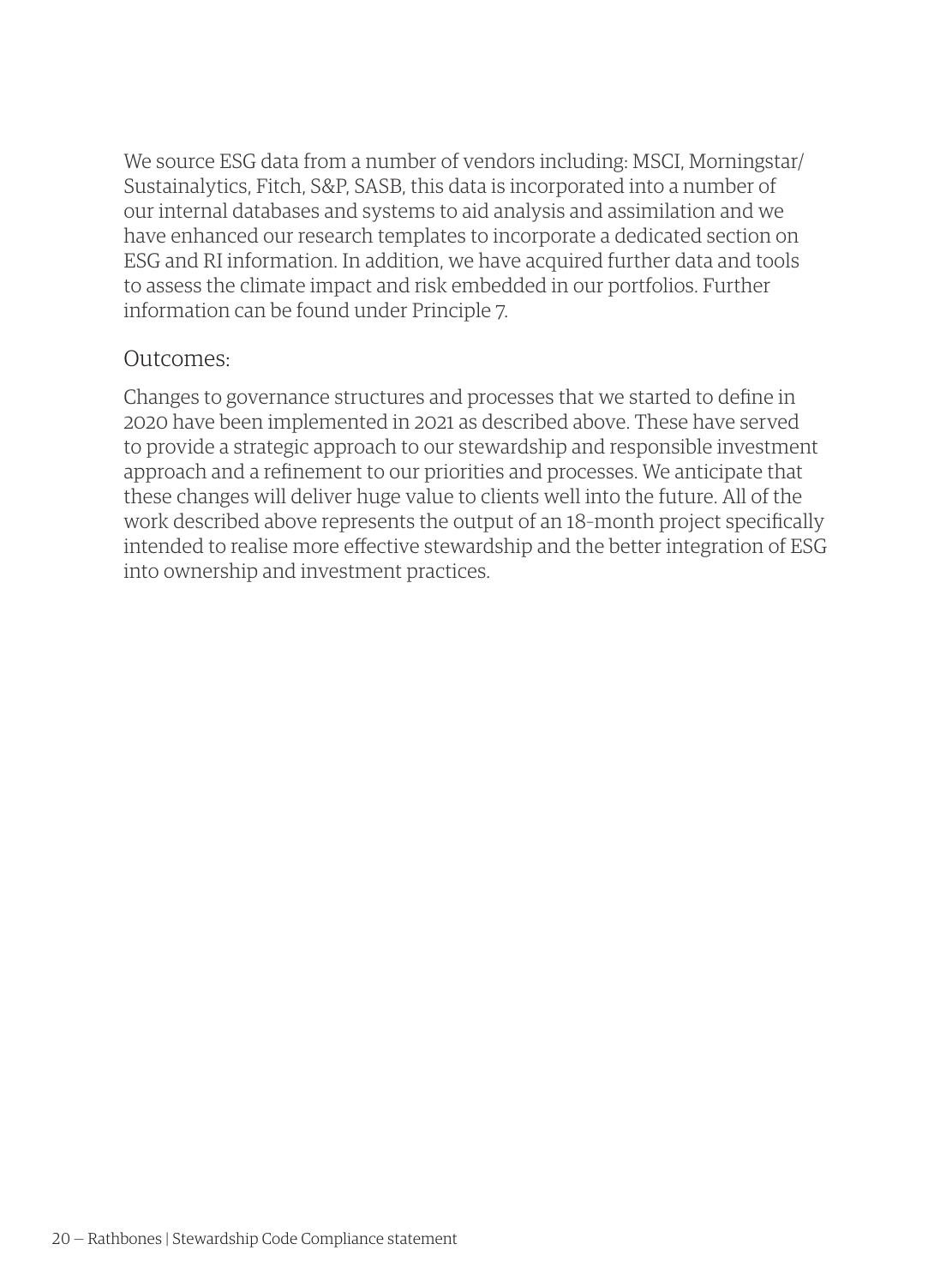We source ESG data from a number of vendors including: MSCI, Morningstar/Sustainalytics, Fitch, S&P, SASB, this data is incorporated into a number of our internal databases and systems to aid analysis and assimilation and we have enhanced our research templates to incorporate a dedicated section on ESG and RI information. In addition, we have acquired further data and tools to assess the climate impact and risk embedded in our portfolios. Further information can be found under Principle 7.

## Outcomes:

Changes to governance structures and processes that we started to define in 2020 have been implemented in 2021 as described above. These have served to provide a strategic approach to our stewardship and responsible investment approach and a refinement to our priorities and processes. We anticipate that these changes will deliver huge value to clients well into the future. All of the work described above represents the output of an 18-month project specifically intended to realise more effective stewardship and the better integration of ESG into ownership and investment practices.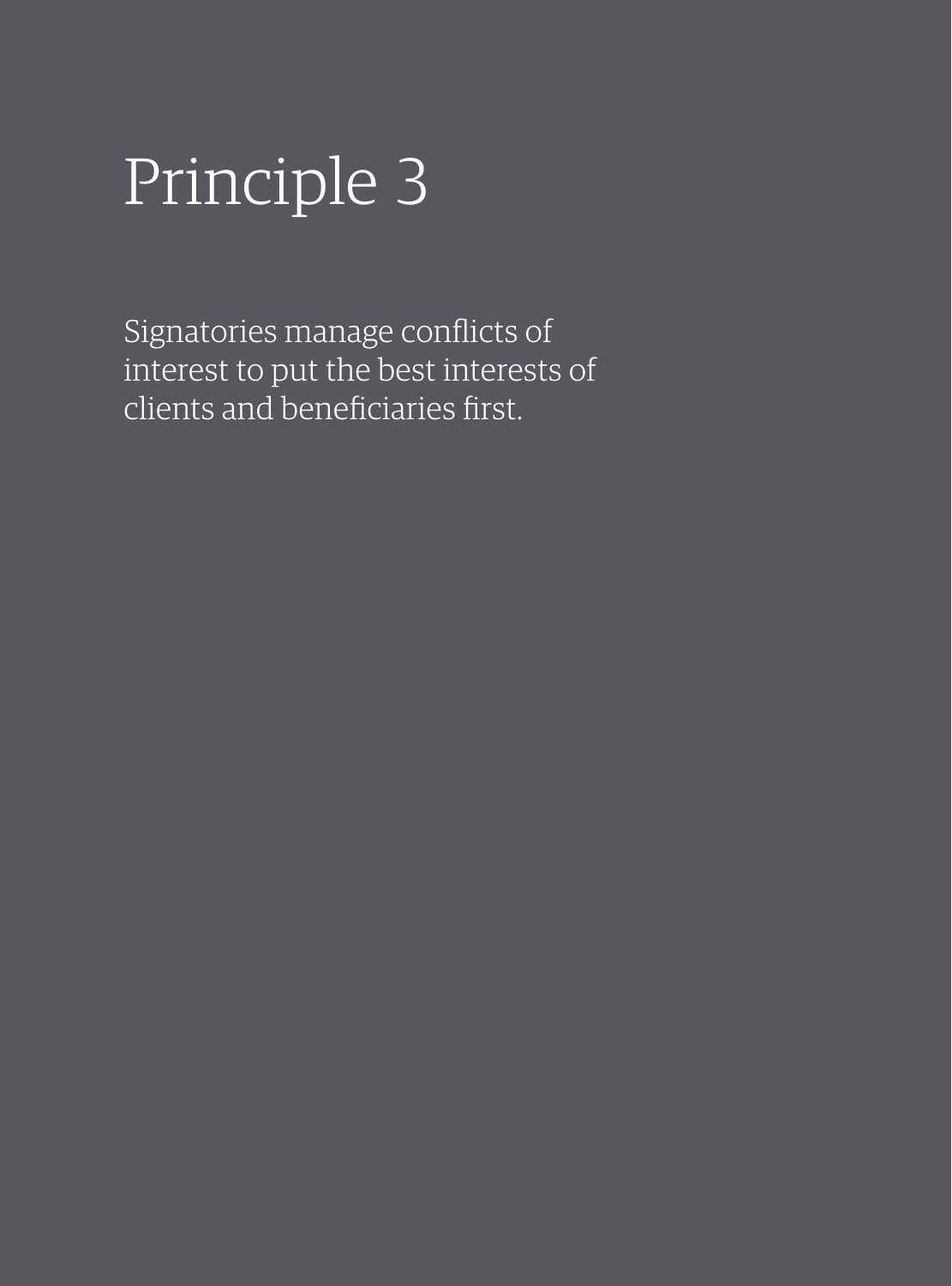# Principle 3

Signatories manage conflicts of interest to put the best interests of clients and beneficiaries first.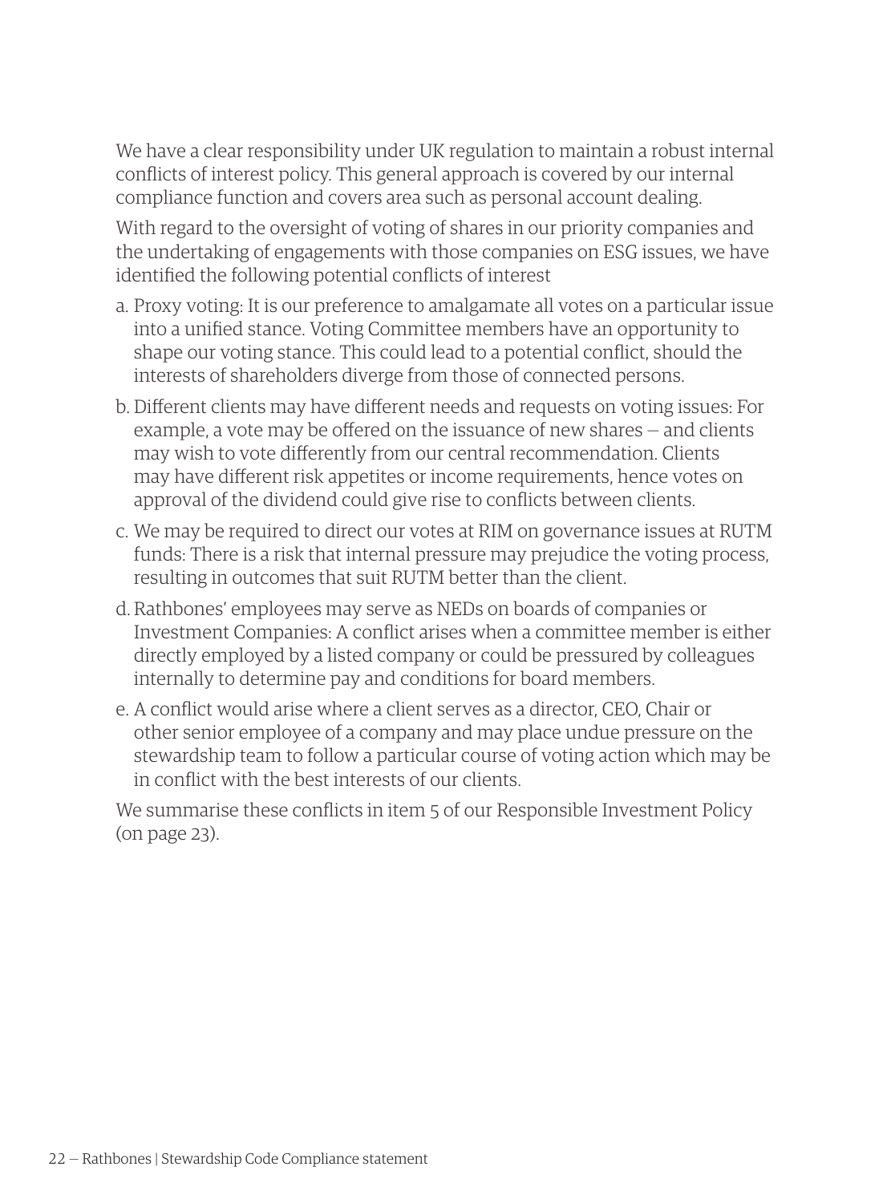We have a clear responsibility under UK regulation to maintain a robust internal conflicts of interest policy. This general approach is covered by our internal compliance function and covers area such as personal account dealing.

With regard to the oversight of voting of shares in our priority companies and the undertaking of engagements with those companies on ESG issues, we have identified the following potential conflicts of interest

a. Proxy voting: It is our preference to amalgamate all votes on a particular issue into a unified stance. Voting Committee members have an opportunity to shape our voting stance. This could lead to a potential conflict, should the interests of shareholders diverge from those of connected persons.

b. Different clients may have different needs and requests on voting issues: For example, a vote may be offered on the issuance of new shares — and clients may wish to vote differently from our central recommendation. Clients may have different risk appetites or income requirements, hence votes on approval of the dividend could give rise to conflicts between clients.

c. We may be required to direct our votes at RIM on governance issues at RUTM funds: There is a risk that internal pressure may prejudice the voting process, resulting in outcomes that suit RUTM better than the client.

d. Rathbones' employees may serve as NEDs on boards of companies or Investment Companies: A conflict arises when a committee member is either directly employed by a listed company or could be pressured by colleagues internally to determine pay and conditions for board members.

e. A conflict would arise where a client serves as a director, CEO, Chair or other senior employee of a company and may place undue pressure on the stewardship team to follow a particular course of voting action which may be in conflict with the best interests of our clients.

We summarise these conflicts in item 5 of our Responsible Investment Policy (on page 23).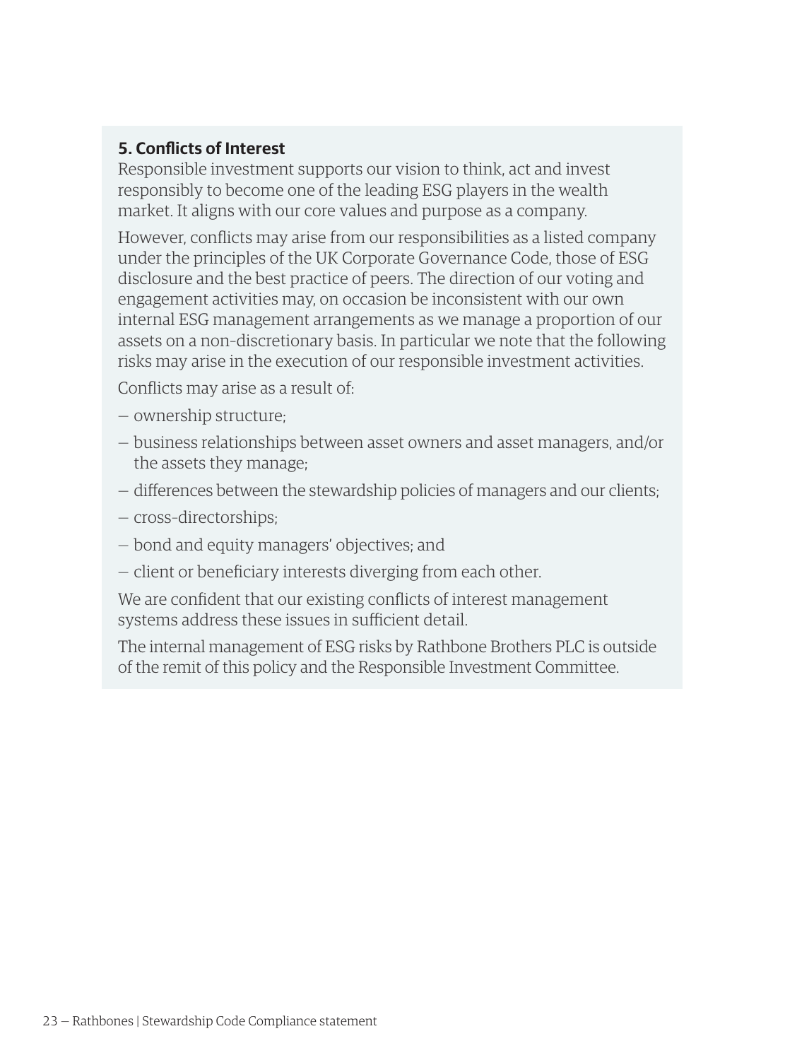### 5. Conflicts of Interest

Responsible investment supports our vision to think, act and invest responsibly to become one of the leading ESG players in the wealth market. It aligns with our core values and purpose as a company.

However, conflicts may arise from our responsibilities as a listed company under the principles of the UK Corporate Governance Code, those of ESG disclosure and the best practice of peers. The direction of our voting and engagement activities may, on occasion be inconsistent with our own internal ESG management arrangements as we manage a proportion of our assets on a non-discretionary basis. In particular we note that the following risks may arise in the execution of our responsible investment activities.

Conflicts may arise as a result of:

- ownership structure;
- business relationships between asset owners and asset managers, and/or the assets they manage;
- differences between the stewardship policies of managers and our clients;
- cross-directorships;
- bond and equity managers' objectives; and
- client or beneficiary interests diverging from each other.

We are confident that our existing conflicts of interest management systems address these issues in sufficient detail.

The internal management of ESG risks by Rathbone Brothers PLC is outside of the remit of this policy and the Responsible Investment Committee.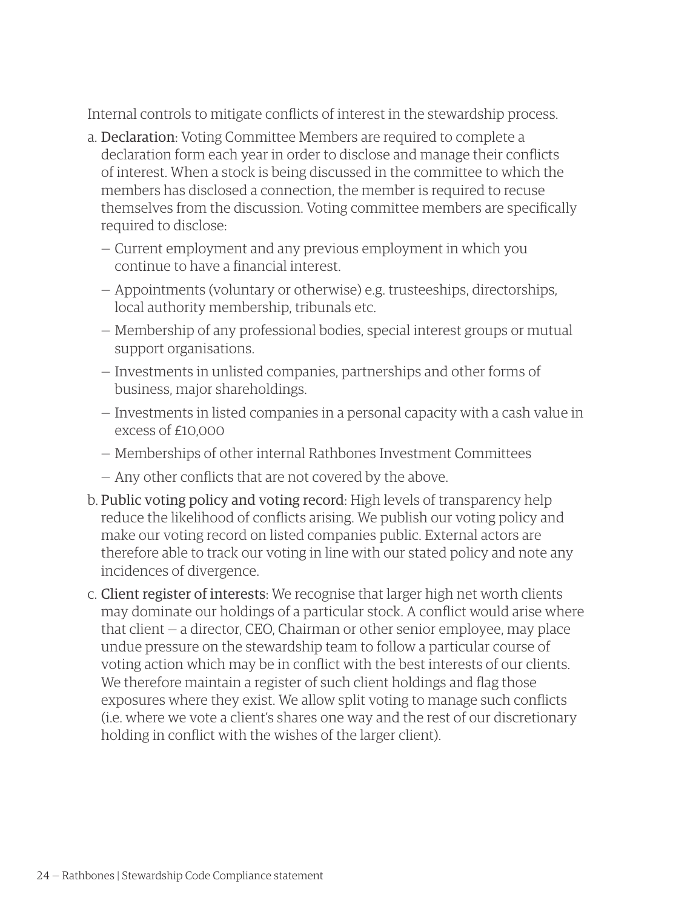Internal controls to mitigate conflicts of interest in the stewardship process.

a. **Declaration**: Voting Committee Members are required to complete a declaration form each year in order to disclose and manage their conflicts of interest. When a stock is being discussed in the committee to which the members has disclosed a connection, the member is required to recuse themselves from the discussion. Voting committee members are specifically required to disclose:
   - Current employment and any previous employment in which you continue to have a financial interest.
   - Appointments (voluntary or otherwise) e.g. trusteeships, directorships, local authority membership, tribunals etc.
   - Membership of any professional bodies, special interest groups or mutual support organisations.
   - Investments in unlisted companies, partnerships and other forms of business, major shareholdings.
   - Investments in listed companies in a personal capacity with a cash value in excess of £10,000
   - Memberships of other internal Rathbones Investment Committees
   - Any other conflicts that are not covered by the above.

b. **Public voting policy and voting record**: High levels of transparency help reduce the likelihood of conflicts arising. We publish our voting policy and make our voting record on listed companies public. External actors are therefore able to track our voting in line with our stated policy and note any incidences of divergence.

c. **Client register of interests**: We recognise that larger high net worth clients may dominate our holdings of a particular stock. A conflict would arise where that client – a director, CEO, Chairman or other senior employee, may place undue pressure on the stewardship team to follow a particular course of voting action which may be in conflict with the best interests of our clients. We therefore maintain a register of such client holdings and flag those exposures where they exist. We allow split voting to manage such conflicts (i.e. where we vote a client's shares one way and the rest of our discretionary holding in conflict with the wishes of the larger client).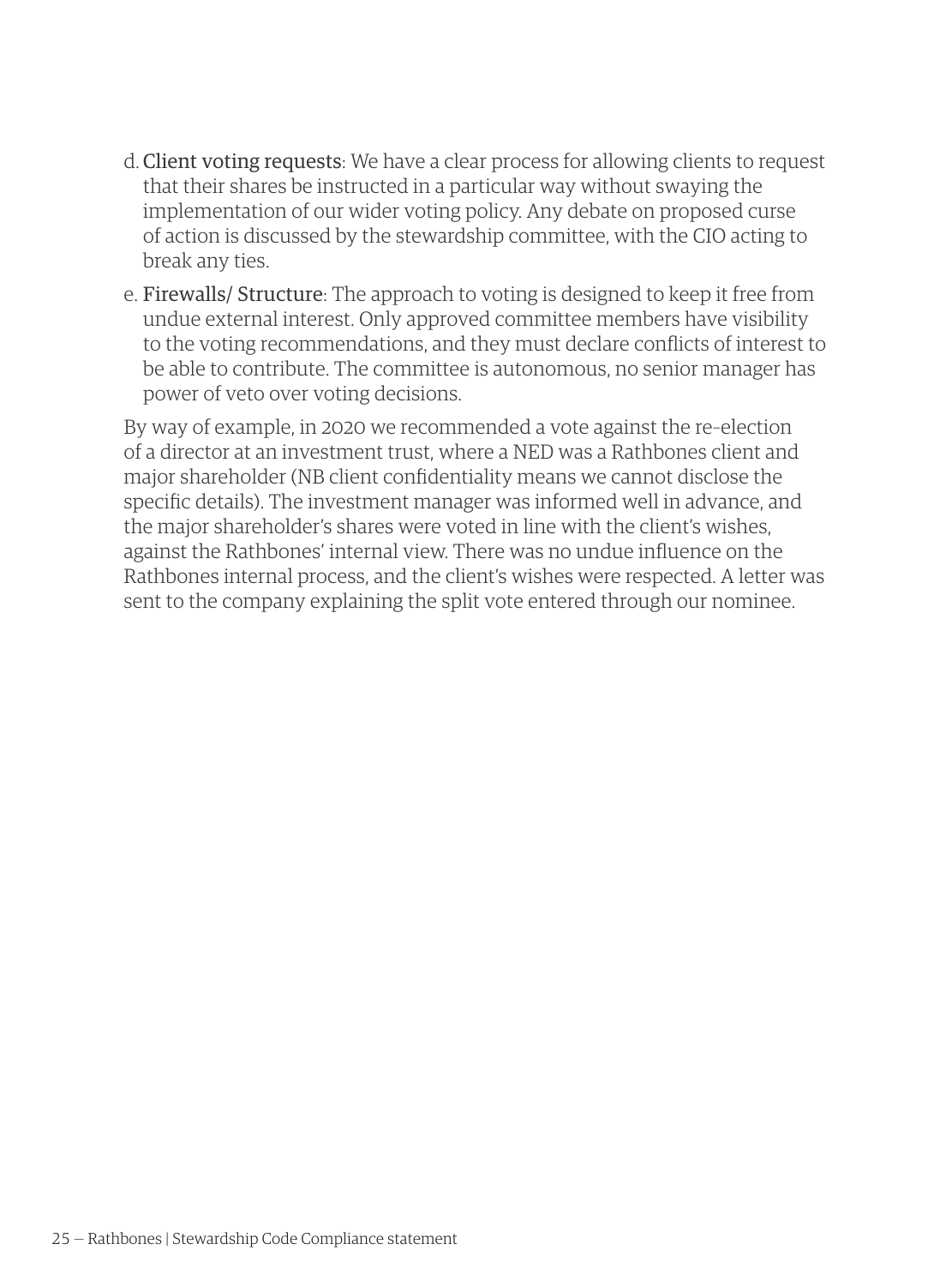d. **Client voting requests**: We have a clear process for allowing clients to request that their shares be instructed in a particular way without swaying the implementation of our wider voting policy. Any debate on proposed curse of action is discussed by the stewardship committee, with the CIO acting to break any ties.

e. **Firewalls/ Structure**: The approach to voting is designed to keep it free from undue external interest. Only approved committee members have visibility to the voting recommendations, and they must declare conflicts of interest to be able to contribute. The committee is autonomous, no senior manager has power of veto over voting decisions.

By way of example, in 2020 we recommended a vote against the re-election of a director at an investment trust, where a NED was a Rathbones client and major shareholder (NB client confidentiality means we cannot disclose the specific details). The investment manager was informed well in advance, and the major shareholder's shares were voted in line with the client's wishes, against the Rathbones' internal view. There was no undue influence on the Rathbones internal process, and the client's wishes were respected. A letter was sent to the company explaining the split vote entered through our nominee.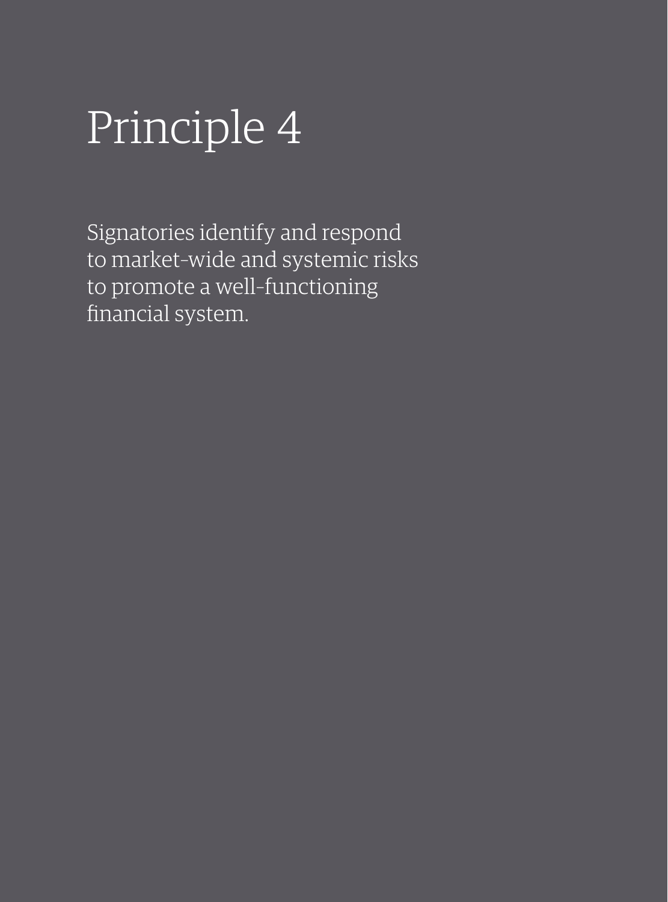# Principle 4

Signatories identify and respond to market-wide and systemic risks to promote a well-functioning financial system.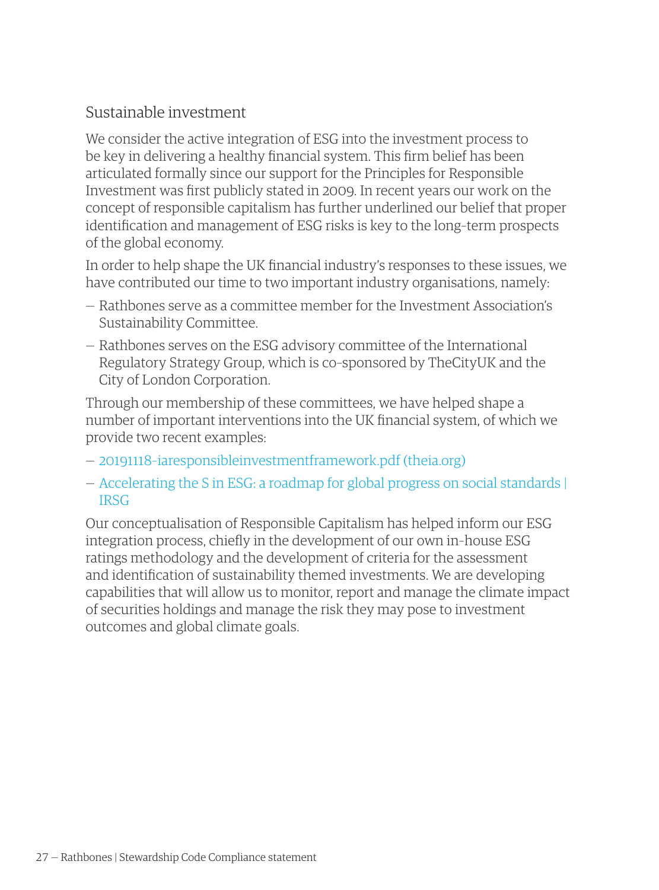## Sustainable investment

We consider the active integration of ESG into the investment process to be key in delivering a healthy financial system. This firm belief has been articulated formally since our support for the Principles for Responsible Investment was first publicly stated in 2009. In recent years our work on the concept of responsible capitalism has further underlined our belief that proper identification and management of ESG risks is key to the long-term prospects of the global economy.

In order to help shape the UK financial industry's responses to these issues, we have contributed our time to two important industry organisations, namely:

- Rathbones serve as a committee member for the Investment Association's Sustainability Committee.
- Rathbones serves on the ESG advisory committee of the International Regulatory Strategy Group, which is co-sponsored by TheCityUK and the City of London Corporation.

Through our membership of these committees, we have helped shape a number of important interventions into the UK financial system, of which we provide two recent examples:

- 20191118-iaresponsibleinvestmentframework.pdf (theia.org)
- Accelerating the S in ESG: a roadmap for global progress on social standards | IRSG

Our conceptualisation of Responsible Capitalism has helped inform our ESG integration process, chiefly in the development of our own in-house ESG ratings methodology and the development of criteria for the assessment and identification of sustainability themed investments. We are developing capabilities that will allow us to monitor, report and manage the climate impact of securities holdings and manage the risk they may pose to investment outcomes and global climate goals.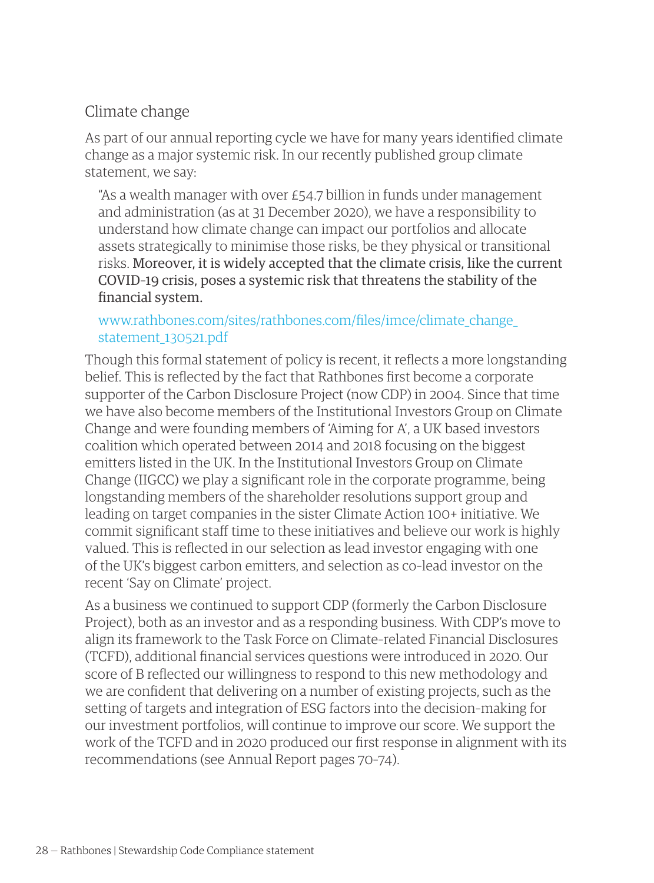## Climate change

As part of our annual reporting cycle we have for many years identified climate change as a major systemic risk. In our recently published group climate statement, we say:

> "As a wealth manager with over £54.7 billion in funds under management and administration (as at 31 December 2020), we have a responsibility to understand how climate change can impact our portfolios and allocate assets strategically to minimise those risks, be they physical or transitional risks. Moreover, it is widely accepted that the climate crisis, like the current COVID-19 crisis, poses a systemic risk that threatens the stability of the financial system.
>
> www.rathbones.com/sites/rathbones.com/files/imce/climate_change_statement_130521.pdf

Though this formal statement of policy is recent, it reflects a more longstanding belief. This is reflected by the fact that Rathbones first become a corporate supporter of the Carbon Disclosure Project (now CDP) in 2004. Since that time we have also become members of the Institutional Investors Group on Climate Change and were founding members of 'Aiming for A', a UK based investors coalition which operated between 2014 and 2018 focusing on the biggest emitters listed in the UK. In the Institutional Investors Group on Climate Change (IIGCC) we play a significant role in the corporate programme, being longstanding members of the shareholder resolutions support group and leading on target companies in the sister Climate Action 100+ initiative. We commit significant staff time to these initiatives and believe our work is highly valued. This is reflected in our selection as lead investor engaging with one of the UK's biggest carbon emitters, and selection as co-lead investor on the recent 'Say on Climate' project.

As a business we continued to support CDP (formerly the Carbon Disclosure Project), both as an investor and as a responding business. With CDP's move to align its framework to the Task Force on Climate-related Financial Disclosures (TCFD), additional financial services questions were introduced in 2020. Our score of B reflected our willingness to respond to this new methodology and we are confident that delivering on a number of existing projects, such as the setting of targets and integration of ESG factors into the decision-making for our investment portfolios, will continue to improve our score. We support the work of the TCFD and in 2020 produced our first response in alignment with its recommendations (see Annual Report pages 70-74).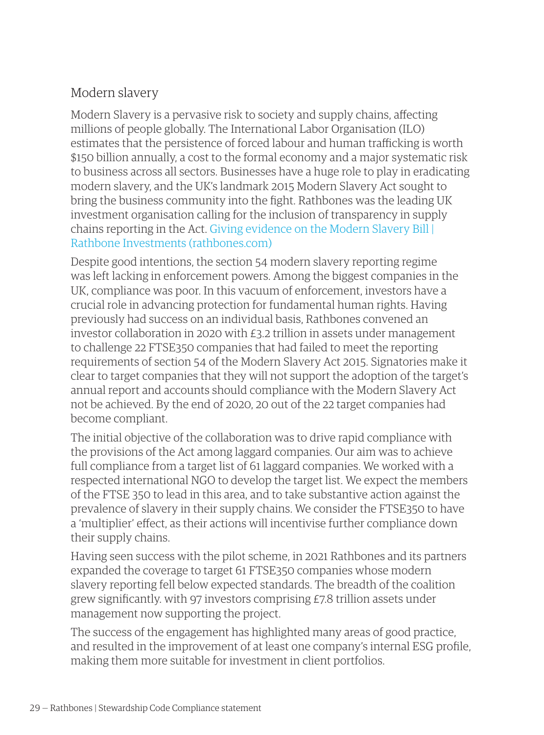## Modern slavery

Modern Slavery is a pervasive risk to society and supply chains, affecting millions of people globally. The International Labor Organisation (ILO) estimates that the persistence of forced labour and human trafficking is worth $150 billion annually, a cost to the formal economy and a major systematic risk to business across all sectors. Businesses have a huge role to play in eradicating modern slavery, and the UK's landmark 2015 Modern Slavery Act sought to bring the business community into the fight. Rathbones was the leading UK investment organisation calling for the inclusion of transparency in supply chains reporting in the Act. Giving evidence on the Modern Slavery Bill | Rathbone Investments (rathbones.com)

Despite good intentions, the section 54 modern slavery reporting regime was left lacking in enforcement powers. Among the biggest companies in the UK, compliance was poor. In this vacuum of enforcement, investors have a crucial role in advancing protection for fundamental human rights. Having previously had success on an individual basis, Rathbones convened an investor collaboration in 2020 with £3.2 trillion in assets under management to challenge 22 FTSE350 companies that had failed to meet the reporting requirements of section 54 of the Modern Slavery Act 2015. Signatories make it clear to target companies that they will not support the adoption of the target's annual report and accounts should compliance with the Modern Slavery Act not be achieved. By the end of 2020, 20 out of the 22 target companies had become compliant.

The initial objective of the collaboration was to drive rapid compliance with the provisions of the Act among laggard companies. Our aim was to achieve full compliance from a target list of 61 laggard companies. We worked with a respected international NGO to develop the target list. We expect the members of the FTSE 350 to lead in this area, and to take substantive action against the prevalence of slavery in their supply chains. We consider the FTSE350 to have a 'multiplier' effect, as their actions will incentivise further compliance down their supply chains.

Having seen success with the pilot scheme, in 2021 Rathbones and its partners expanded the coverage to target 61 FTSE350 companies whose modern slavery reporting fell below expected standards. The breadth of the coalition grew significantly. with 97 investors comprising £7.8 trillion assets under management now supporting the project.

The success of the engagement has highlighted many areas of good practice, and resulted in the improvement of at least one company's internal ESG profile, making them more suitable for investment in client portfolios.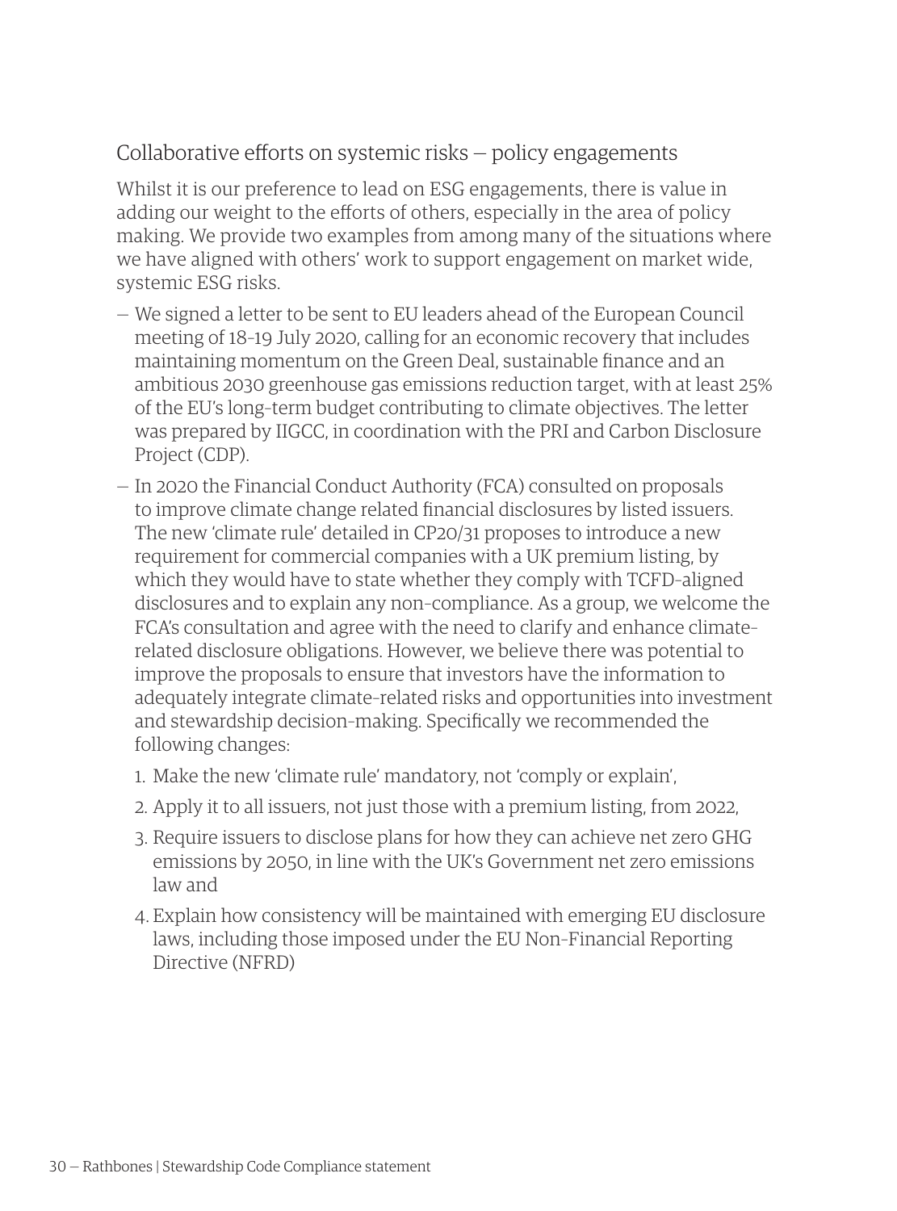## Collaborative efforts on systemic risks — policy engagements

Whilst it is our preference to lead on ESG engagements, there is value in adding our weight to the efforts of others, especially in the area of policy making. We provide two examples from among many of the situations where we have aligned with others' work to support engagement on market wide, systemic ESG risks.

- We signed a letter to be sent to EU leaders ahead of the European Council meeting of 18-19 July 2020, calling for an economic recovery that includes maintaining momentum on the Green Deal, sustainable finance and an ambitious 2030 greenhouse gas emissions reduction target, with at least 25% of the EU's long-term budget contributing to climate objectives. The letter was prepared by IIGCC, in coordination with the PRI and Carbon Disclosure Project (CDP).
- In 2020 the Financial Conduct Authority (FCA) consulted on proposals to improve climate change related financial disclosures by listed issuers. The new 'climate rule' detailed in CP20/31 proposes to introduce a new requirement for commercial companies with a UK premium listing, by which they would have to state whether they comply with TCFD-aligned disclosures and to explain any non-compliance. As a group, we welcome the FCA's consultation and agree with the need to clarify and enhance climate-related disclosure obligations. However, we believe there was potential to improve the proposals to ensure that investors have the information to adequately integrate climate-related risks and opportunities into investment and stewardship decision-making. Specifically we recommended the following changes:
  1. Make the new 'climate rule' mandatory, not 'comply or explain',
  2. Apply it to all issuers, not just those with a premium listing, from 2022,
  3. Require issuers to disclose plans for how they can achieve net zero GHG emissions by 2050, in line with the UK's Government net zero emissions law and
  4. Explain how consistency will be maintained with emerging EU disclosure laws, including those imposed under the EU Non-Financial Reporting Directive (NFRD)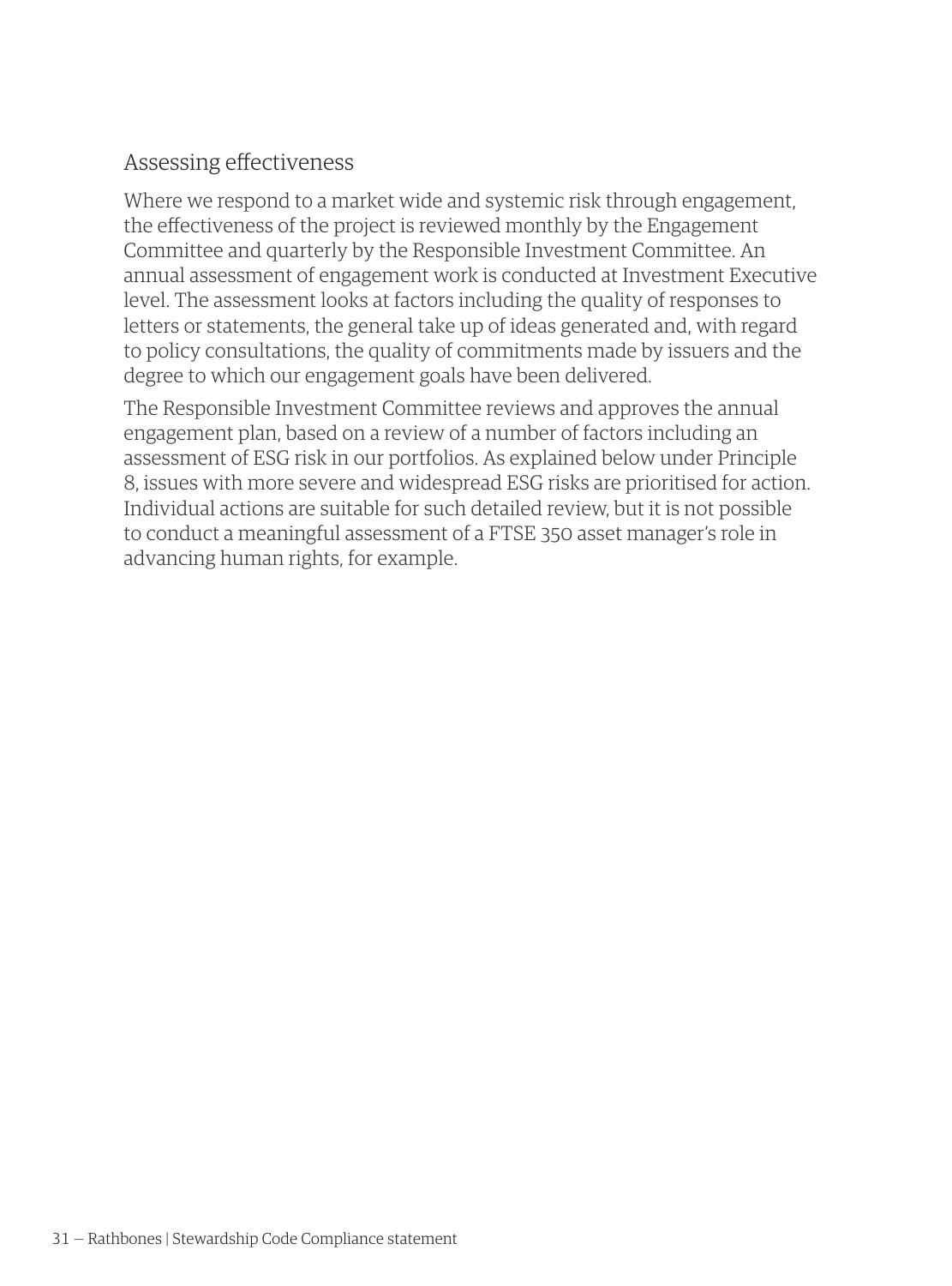### Assessing effectiveness

Where we respond to a market wide and systemic risk through engagement, the effectiveness of the project is reviewed monthly by the Engagement Committee and quarterly by the Responsible Investment Committee. An annual assessment of engagement work is conducted at Investment Executive level. The assessment looks at factors including the quality of responses to letters or statements, the general take up of ideas generated and, with regard to policy consultations, the quality of commitments made by issuers and the degree to which our engagement goals have been delivered.

The Responsible Investment Committee reviews and approves the annual engagement plan, based on a review of a number of factors including an assessment of ESG risk in our portfolios. As explained below under Principle 8, issues with more severe and widespread ESG risks are prioritised for action. Individual actions are suitable for such detailed review, but it is not possible to conduct a meaningful assessment of a FTSE 350 asset manager's role in advancing human rights, for example.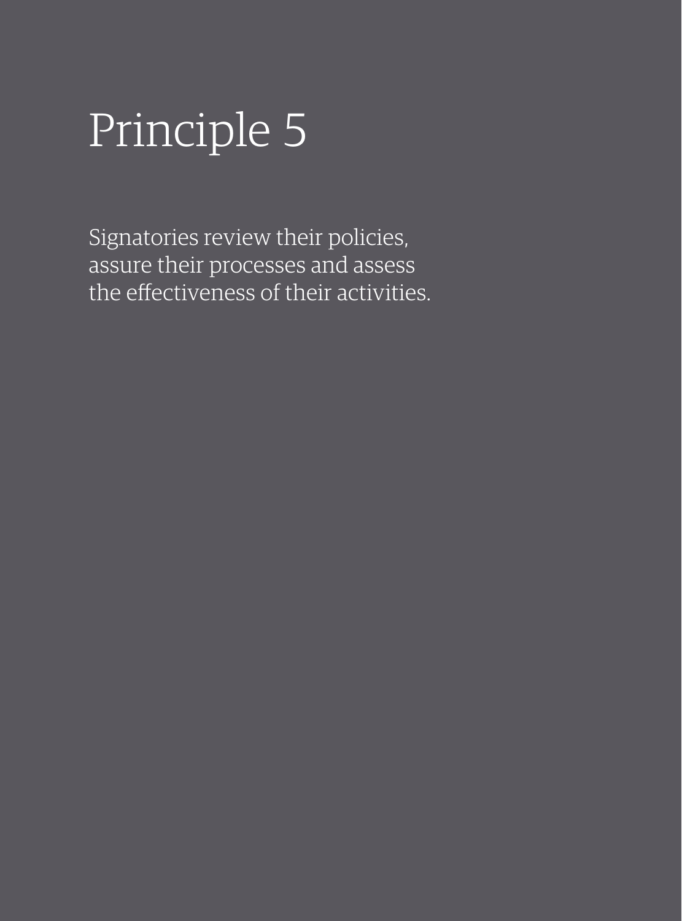# Principle 5

Signatories review their policies, assure their processes and assess the effectiveness of their activities.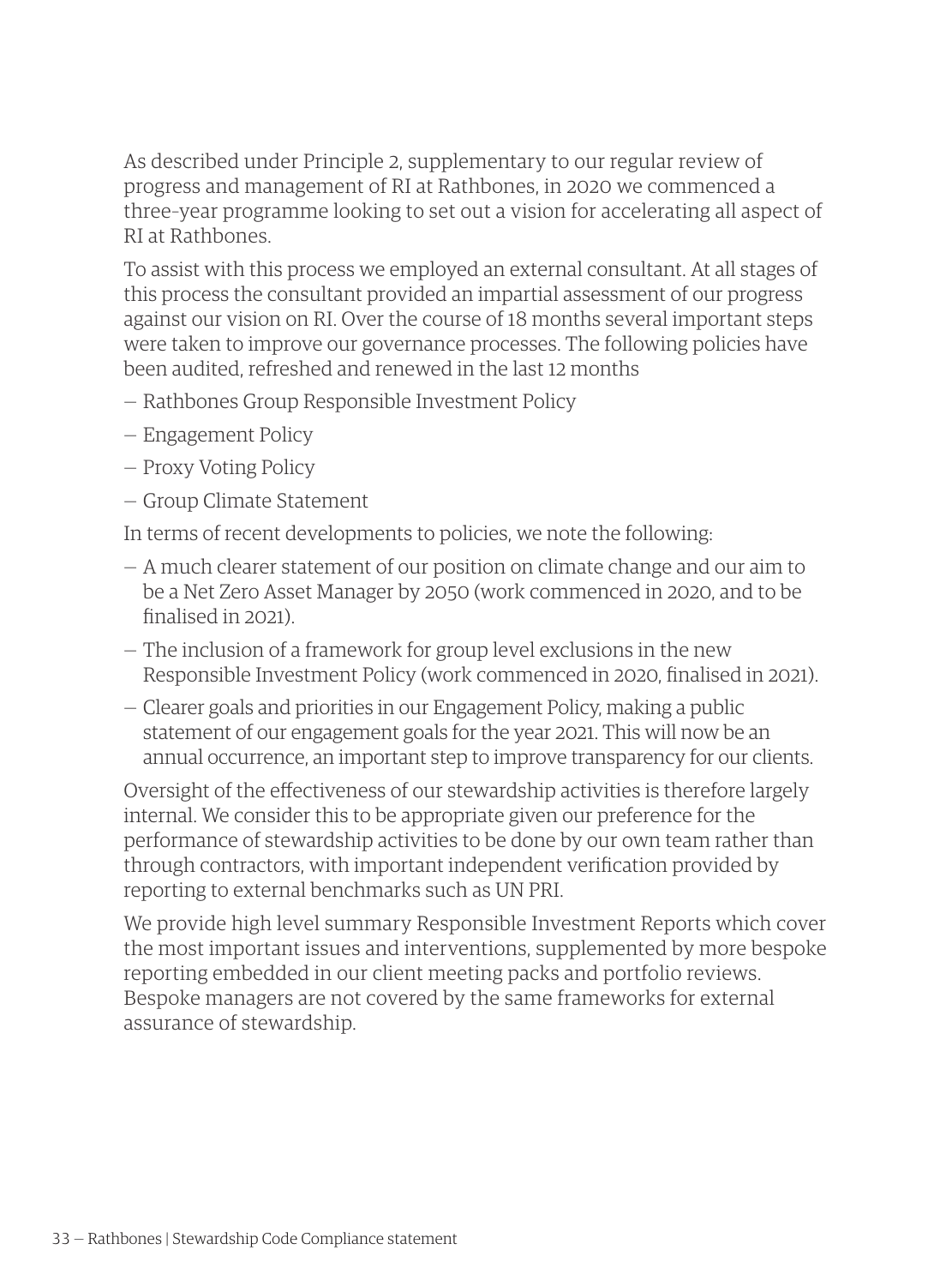As described under Principle 2, supplementary to our regular review of progress and management of RI at Rathbones, in 2020 we commenced a three-year programme looking to set out a vision for accelerating all aspect of RI at Rathbones.

To assist with this process we employed an external consultant. At all stages of this process the consultant provided an impartial assessment of our progress against our vision on RI. Over the course of 18 months several important steps were taken to improve our governance processes. The following policies have been audited, refreshed and renewed in the last 12 months

- Rathbones Group Responsible Investment Policy
- Engagement Policy
- Proxy Voting Policy
- Group Climate Statement

In terms of recent developments to policies, we note the following:

- A much clearer statement of our position on climate change and our aim to be a Net Zero Asset Manager by 2050 (work commenced in 2020, and to be finalised in 2021).
- The inclusion of a framework for group level exclusions in the new Responsible Investment Policy (work commenced in 2020, finalised in 2021).
- Clearer goals and priorities in our Engagement Policy, making a public statement of our engagement goals for the year 2021. This will now be an annual occurrence, an important step to improve transparency for our clients.

Oversight of the effectiveness of our stewardship activities is therefore largely internal. We consider this to be appropriate given our preference for the performance of stewardship activities to be done by our own team rather than through contractors, with important independent verification provided by reporting to external benchmarks such as UN PRI.

We provide high level summary Responsible Investment Reports which cover the most important issues and interventions, supplemented by more bespoke reporting embedded in our client meeting packs and portfolio reviews. Bespoke managers are not covered by the same frameworks for external assurance of stewardship.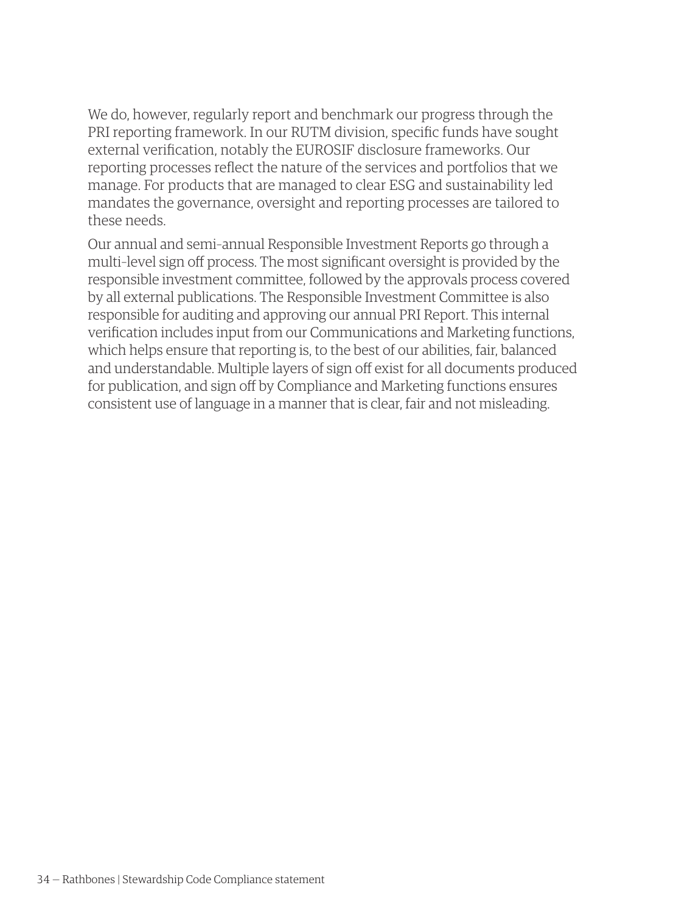We do, however, regularly report and benchmark our progress through the PRI reporting framework. In our RUTM division, specific funds have sought external verification, notably the EUROSIF disclosure frameworks. Our reporting processes reflect the nature of the services and portfolios that we manage. For products that are managed to clear ESG and sustainability led mandates the governance, oversight and reporting processes are tailored to these needs.

Our annual and semi-annual Responsible Investment Reports go through a multi-level sign off process. The most significant oversight is provided by the responsible investment committee, followed by the approvals process covered by all external publications. The Responsible Investment Committee is also responsible for auditing and approving our annual PRI Report. This internal verification includes input from our Communications and Marketing functions, which helps ensure that reporting is, to the best of our abilities, fair, balanced and understandable. Multiple layers of sign off exist for all documents produced for publication, and sign off by Compliance and Marketing functions ensures consistent use of language in a manner that is clear, fair and not misleading.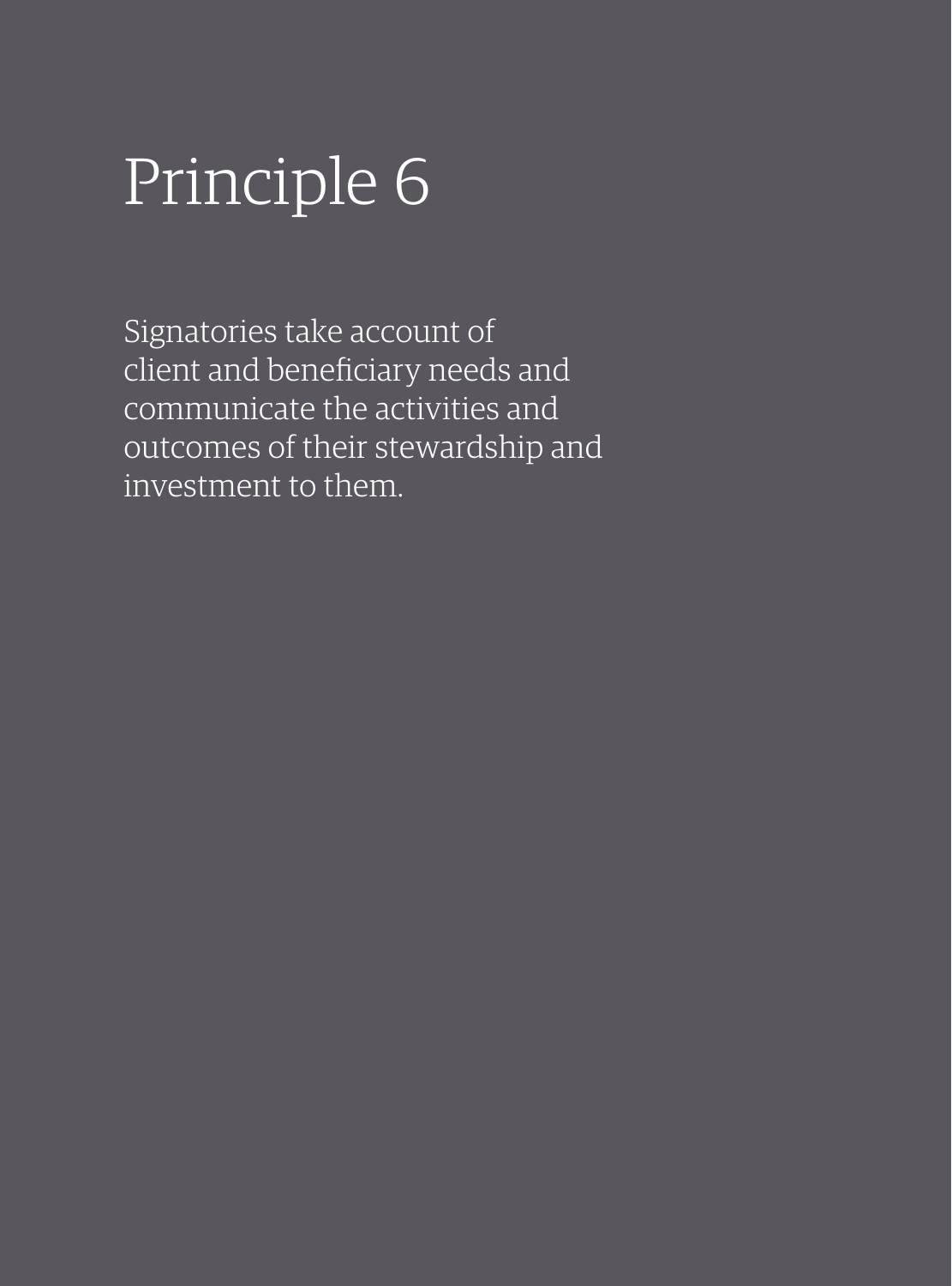# Principle 6

Signatories take account of client and beneficiary needs and communicate the activities and outcomes of their stewardship and investment to them.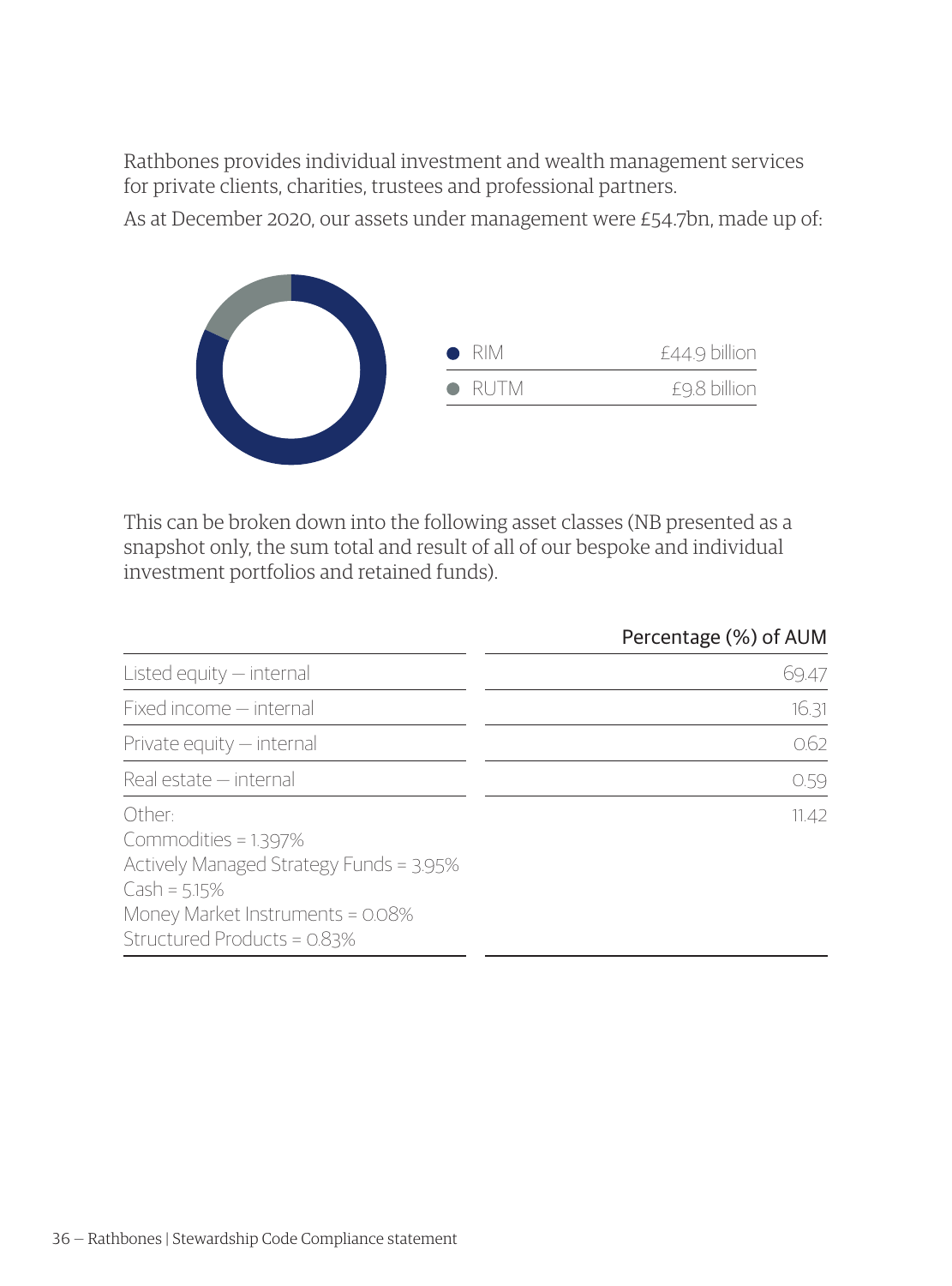Rathbones provides individual investment and wealth management services for private clients, charities, trustees and professional partners.

As at December 2020, our assets under management were £54.7bn, made up of:

| | |
|---|---|
| RIM | £44.9 billion |
| RUTM | £9.8 billion |

This can be broken down into the following asset classes (NB presented as a snapshot only, the sum total and result of all of our bespoke and individual investment portfolios and retained funds).

| | Percentage (%) of AUM |
|---|---|
| Listed equity — internal | 69.47 |
| Fixed income — internal | 16.31 |
| Private equity — internal | 0.62 |
| Real estate — internal | 0.59 |
| Other:<br>Commodities = 1.397%<br>Actively Managed Strategy Funds = 3.95%<br>Cash = 5.15%<br>Money Market Instruments = 0.08%<br>Structured Products = 0.83% | 11.42 |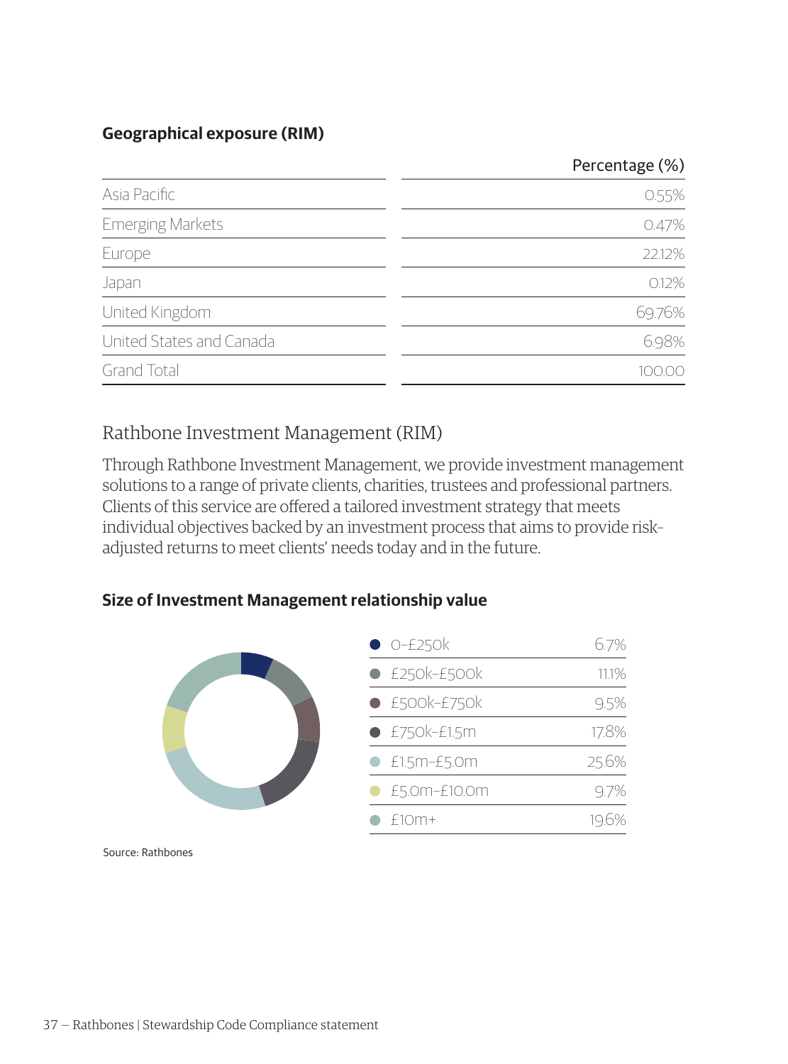**Geographical exposure (RIM)**

| | Percentage (%) |
|---|---|
| Asia Pacific | 0.55% |
| Emerging Markets | 0.47% |
| Europe | 22.12% |
| Japan | 0.12% |
| United Kingdom | 69.76% |
| United States and Canada | 6.98% |
| Grand Total | 100.00 |

## Rathbone Investment Management (RIM)

Through Rathbone Investment Management, we provide investment management solutions to a range of private clients, charities, trustees and professional partners. Clients of this service are offered a tailored investment strategy that meets individual objectives backed by an investment process that aims to provide risk-adjusted returns to meet clients' needs today and in the future.

**Size of Investment Management relationship value**

| | |
|---|---|
| 0–£250k | 6.7% |
| £250k–£500k | 11.1% |
| £500k–£750k | 9.5% |
| £750k–£1.5m | 17.8% |
| £1.5m–£5.0m | 25.6% |
| £5.0m–£10.0m | 9.7% |
| £10m+ | 19.6% |

Source: Rathbones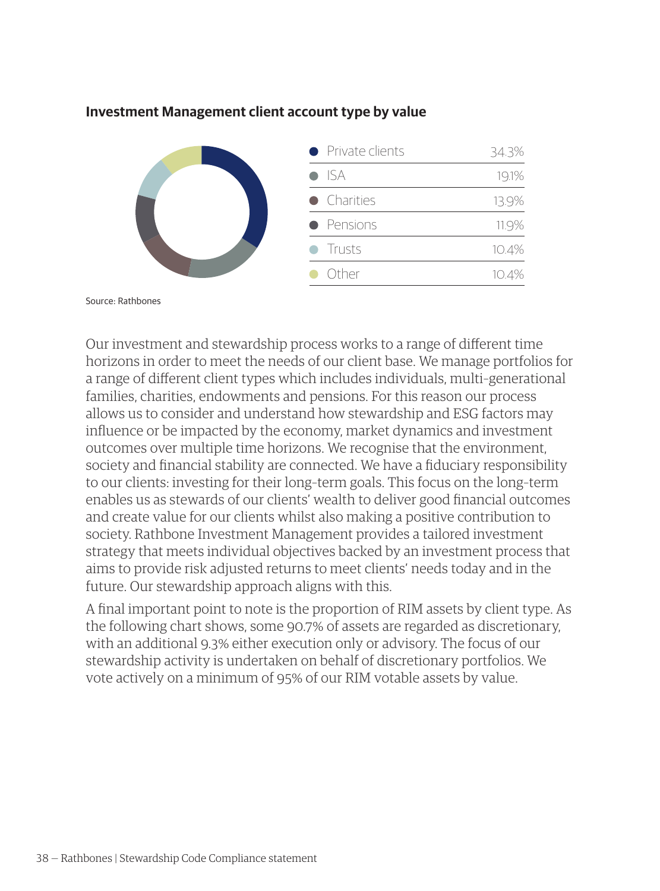### Investment Management client account type by value

| Account type | Value |
|---|---|
| Private clients | 34.3% |
| ISA | 19.1% |
| Charities | 13.9% |
| Pensions | 11.9% |
| Trusts | 10.4% |
| Other | 10.4% |

Source: Rathbones

Our investment and stewardship process works to a range of different time horizons in order to meet the needs of our client base. We manage portfolios for a range of different client types which includes individuals, multi-generational families, charities, endowments and pensions. For this reason our process allows us to consider and understand how stewardship and ESG factors may influence or be impacted by the economy, market dynamics and investment outcomes over multiple time horizons. We recognise that the environment, society and financial stability are connected. We have a fiduciary responsibility to our clients: investing for their long-term goals. This focus on the long-term enables us as stewards of our clients' wealth to deliver good financial outcomes and create value for our clients whilst also making a positive contribution to society. Rathbone Investment Management provides a tailored investment strategy that meets individual objectives backed by an investment process that aims to provide risk adjusted returns to meet clients' needs today and in the future. Our stewardship approach aligns with this.

A final important point to note is the proportion of RIM assets by client type. As the following chart shows, some 90.7% of assets are regarded as discretionary, with an additional 9.3% either execution only or advisory. The focus of our stewardship activity is undertaken on behalf of discretionary portfolios. We vote actively on a minimum of 95% of our RIM votable assets by value.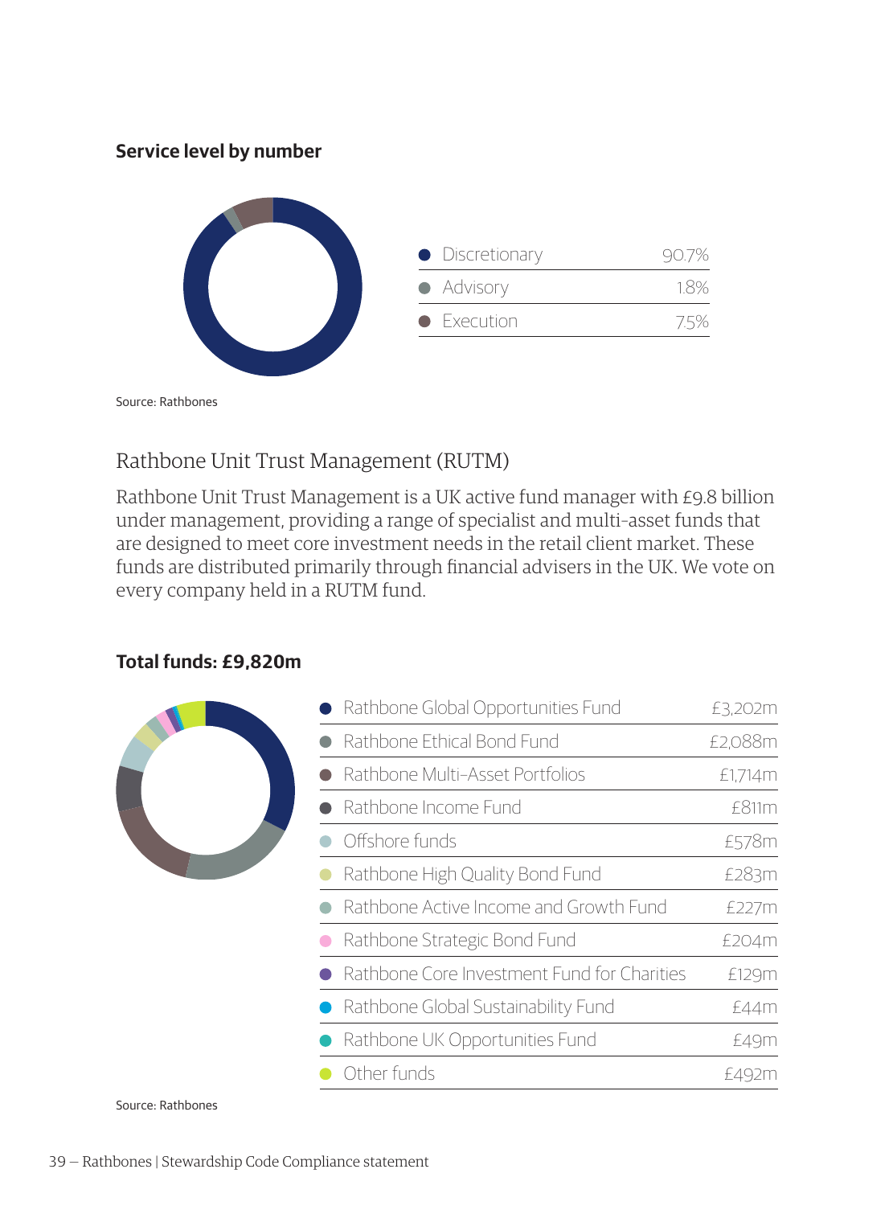**Service level by number**

| Service level | % |
|---|---|
| Discretionary | 90.7% |
| Advisory | 1.8% |
| Execution | 7.5% |

Source: Rathbones

## Rathbone Unit Trust Management (RUTM)

Rathbone Unit Trust Management is a UK active fund manager with £9.8 billion under management, providing a range of specialist and multi-asset funds that are designed to meet core investment needs in the retail client market. These funds are distributed primarily through financial advisers in the UK. We vote on every company held in a RUTM fund.

**Total funds: £9,820m**

| Fund | Value |
|---|---|
| Rathbone Global Opportunities Fund | £3,202m |
| Rathbone Ethical Bond Fund | £2,088m |
| Rathbone Multi-Asset Portfolios | £1,714m |
| Rathbone Income Fund | £811m |
| Offshore funds | £578m |
| Rathbone High Quality Bond Fund | £283m |
| Rathbone Active Income and Growth Fund | £227m |
| Rathbone Strategic Bond Fund | £204m |
| Rathbone Core Investment Fund for Charities | £129m |
| Rathbone Global Sustainability Fund | £44m |
| Rathbone UK Opportunities Fund | £49m |
| Other funds | £492m |

Source: Rathbones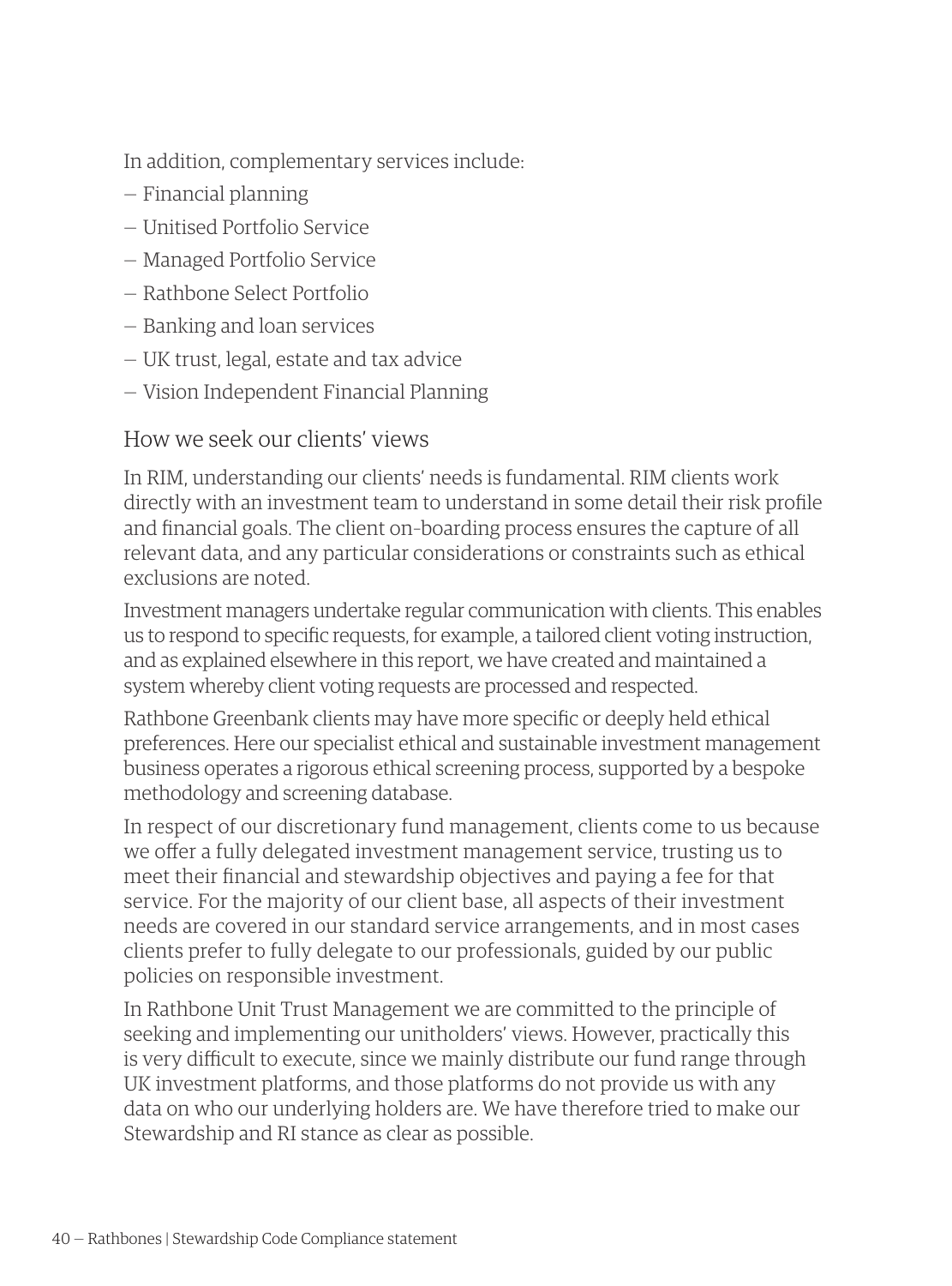In addition, complementary services include:

- Financial planning
- Unitised Portfolio Service
- Managed Portfolio Service
- Rathbone Select Portfolio
- Banking and loan services
- UK trust, legal, estate and tax advice
- Vision Independent Financial Planning

## How we seek our clients' views

In RIM, understanding our clients' needs is fundamental. RIM clients work directly with an investment team to understand in some detail their risk profile and financial goals. The client on-boarding process ensures the capture of all relevant data, and any particular considerations or constraints such as ethical exclusions are noted.

Investment managers undertake regular communication with clients. This enables us to respond to specific requests, for example, a tailored client voting instruction, and as explained elsewhere in this report, we have created and maintained a system whereby client voting requests are processed and respected.

Rathbone Greenbank clients may have more specific or deeply held ethical preferences. Here our specialist ethical and sustainable investment management business operates a rigorous ethical screening process, supported by a bespoke methodology and screening database.

In respect of our discretionary fund management, clients come to us because we offer a fully delegated investment management service, trusting us to meet their financial and stewardship objectives and paying a fee for that service. For the majority of our client base, all aspects of their investment needs are covered in our standard service arrangements, and in most cases clients prefer to fully delegate to our professionals, guided by our public policies on responsible investment.

In Rathbone Unit Trust Management we are committed to the principle of seeking and implementing our unitholders' views. However, practically this is very difficult to execute, since we mainly distribute our fund range through UK investment platforms, and those platforms do not provide us with any data on who our underlying holders are. We have therefore tried to make our Stewardship and RI stance as clear as possible.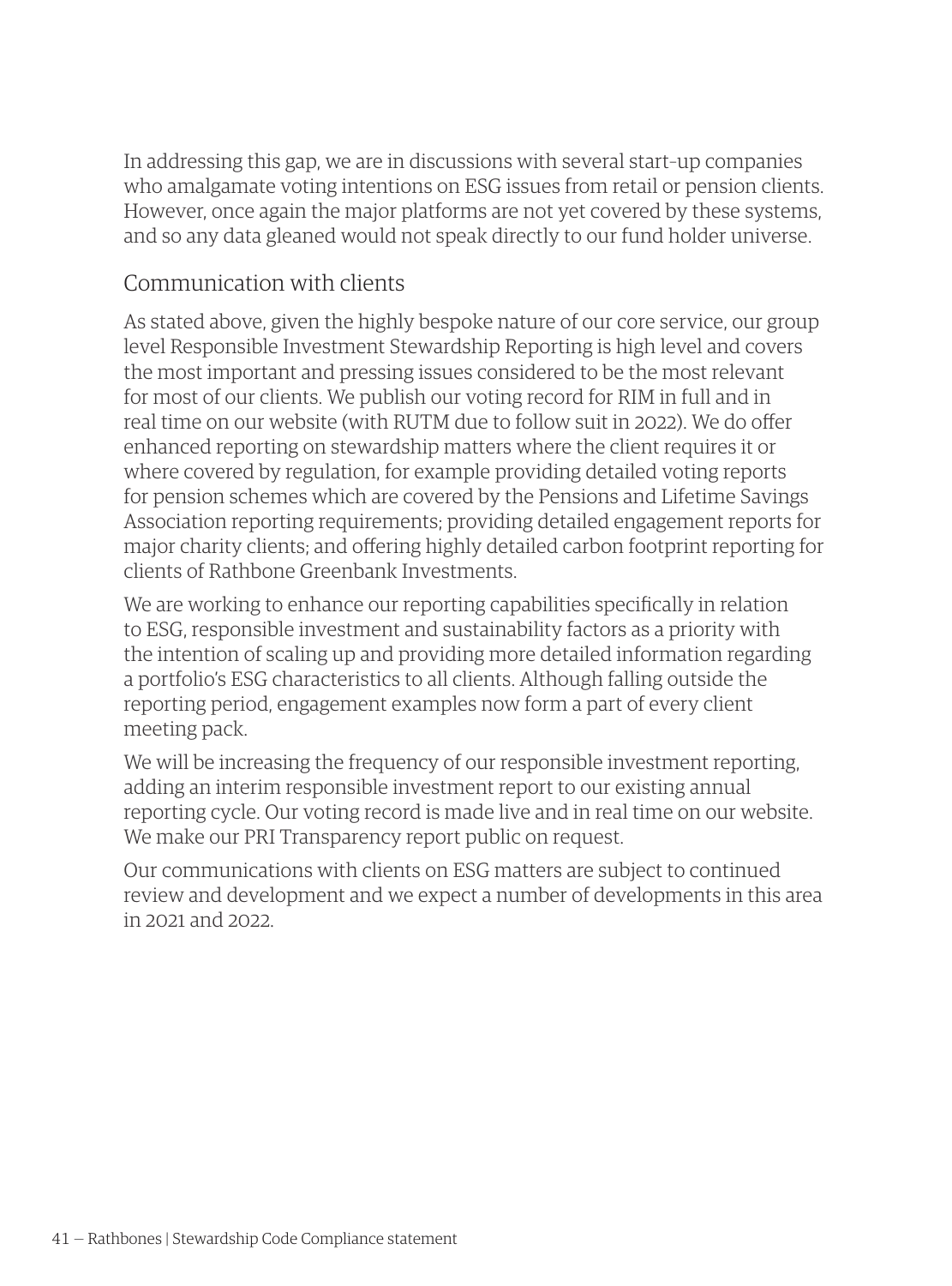In addressing this gap, we are in discussions with several start-up companies who amalgamate voting intentions on ESG issues from retail or pension clients. However, once again the major platforms are not yet covered by these systems, and so any data gleaned would not speak directly to our fund holder universe.

## Communication with clients

As stated above, given the highly bespoke nature of our core service, our group level Responsible Investment Stewardship Reporting is high level and covers the most important and pressing issues considered to be the most relevant for most of our clients. We publish our voting record for RIM in full and in real time on our website (with RUTM due to follow suit in 2022). We do offer enhanced reporting on stewardship matters where the client requires it or where covered by regulation, for example providing detailed voting reports for pension schemes which are covered by the Pensions and Lifetime Savings Association reporting requirements; providing detailed engagement reports for major charity clients; and offering highly detailed carbon footprint reporting for clients of Rathbone Greenbank Investments.

We are working to enhance our reporting capabilities specifically in relation to ESG, responsible investment and sustainability factors as a priority with the intention of scaling up and providing more detailed information regarding a portfolio's ESG characteristics to all clients. Although falling outside the reporting period, engagement examples now form a part of every client meeting pack.

We will be increasing the frequency of our responsible investment reporting, adding an interim responsible investment report to our existing annual reporting cycle. Our voting record is made live and in real time on our website. We make our PRI Transparency report public on request.

Our communications with clients on ESG matters are subject to continued review and development and we expect a number of developments in this area in 2021 and 2022.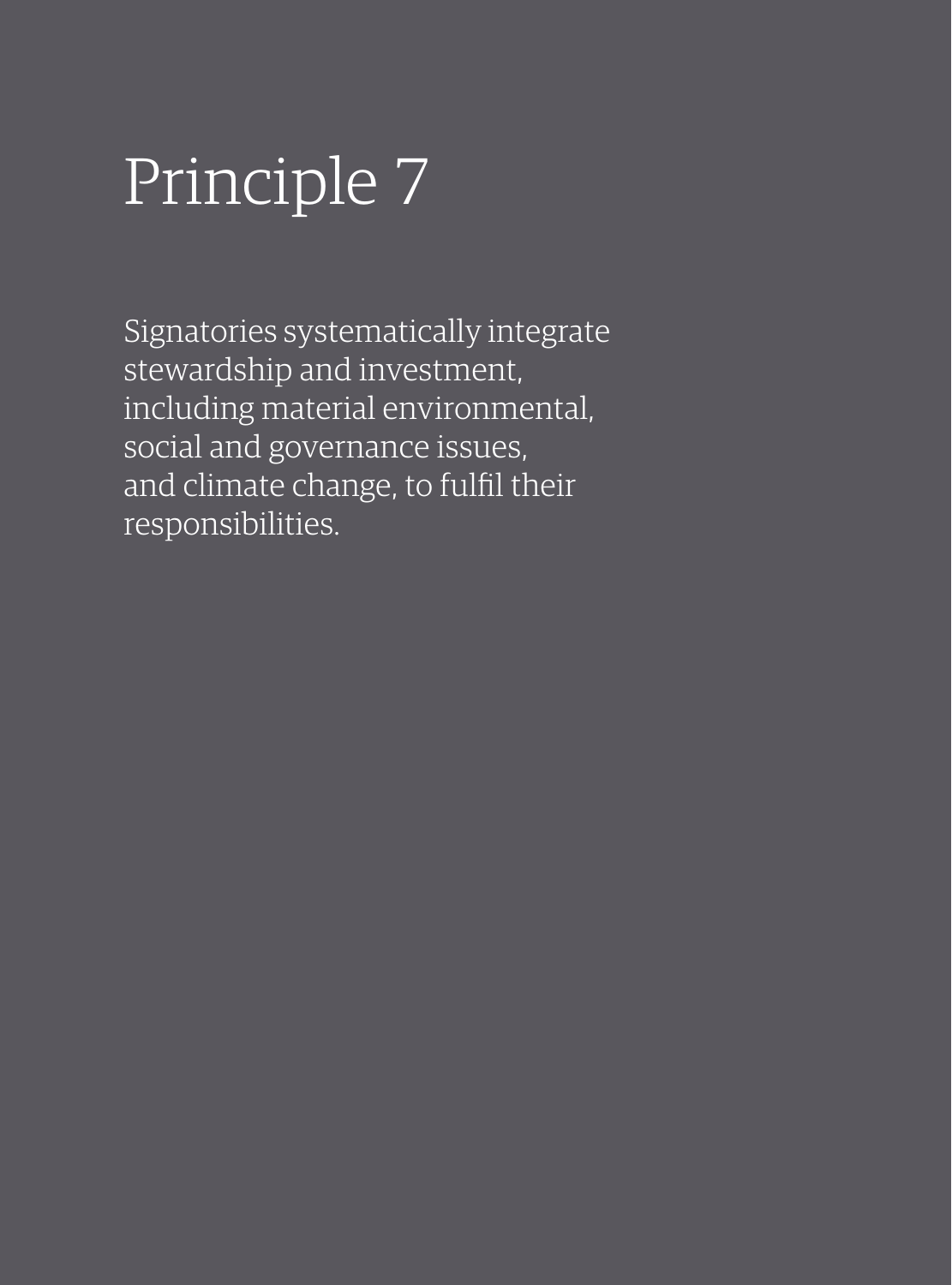# Principle 7

Signatories systematically integrate stewardship and investment, including material environmental, social and governance issues, and climate change, to fulfil their responsibilities.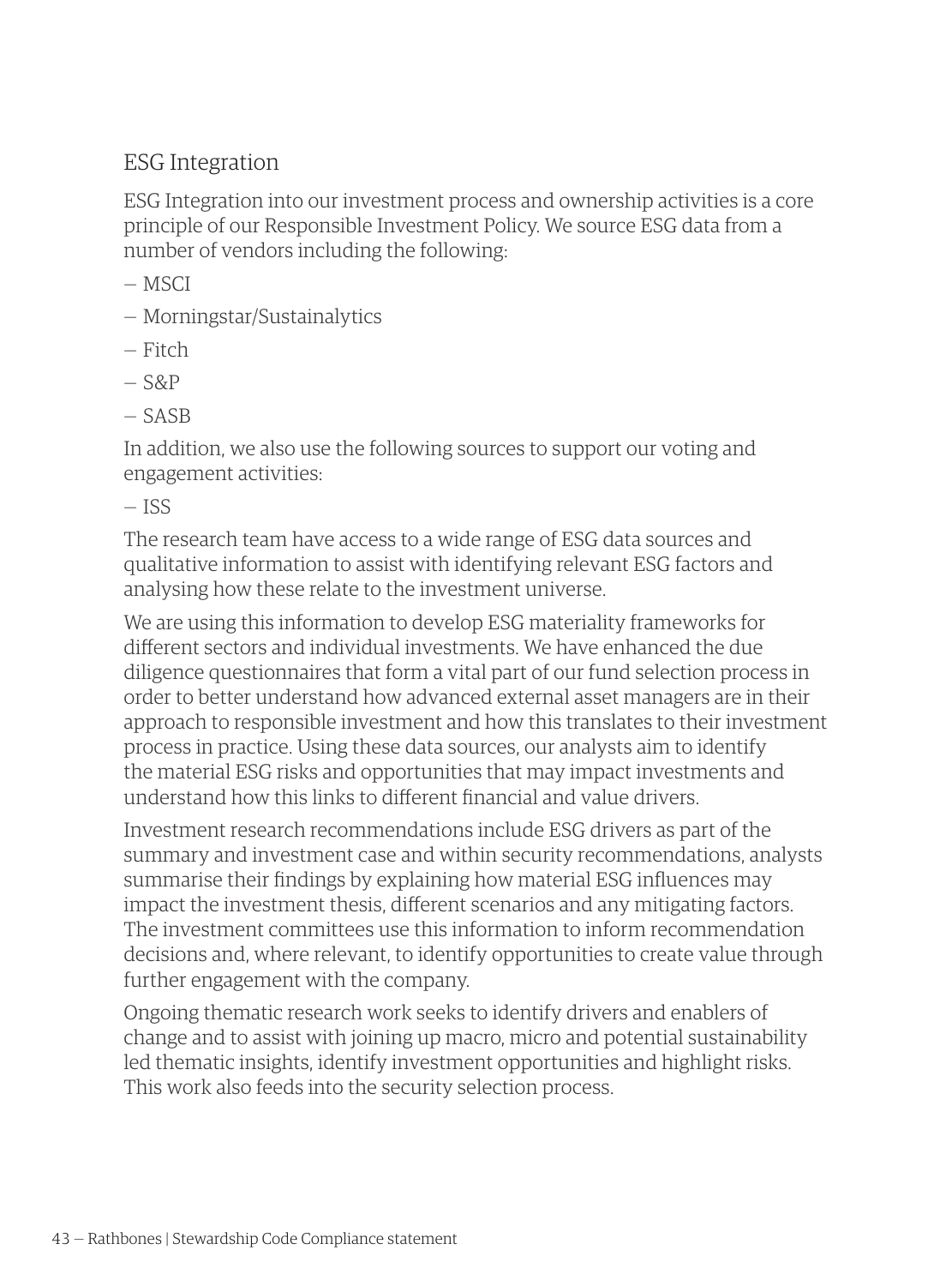## ESG Integration

ESG Integration into our investment process and ownership activities is a core principle of our Responsible Investment Policy. We source ESG data from a number of vendors including the following:

- MSCI
- Morningstar/Sustainalytics
- Fitch
- S&P
- SASB

In addition, we also use the following sources to support our voting and engagement activities:

- ISS

The research team have access to a wide range of ESG data sources and qualitative information to assist with identifying relevant ESG factors and analysing how these relate to the investment universe.

We are using this information to develop ESG materiality frameworks for different sectors and individual investments. We have enhanced the due diligence questionnaires that form a vital part of our fund selection process in order to better understand how advanced external asset managers are in their approach to responsible investment and how this translates to their investment process in practice. Using these data sources, our analysts aim to identify the material ESG risks and opportunities that may impact investments and understand how this links to different financial and value drivers.

Investment research recommendations include ESG drivers as part of the summary and investment case and within security recommendations, analysts summarise their findings by explaining how material ESG influences may impact the investment thesis, different scenarios and any mitigating factors. The investment committees use this information to inform recommendation decisions and, where relevant, to identify opportunities to create value through further engagement with the company.

Ongoing thematic research work seeks to identify drivers and enablers of change and to assist with joining up macro, micro and potential sustainability led thematic insights, identify investment opportunities and highlight risks. This work also feeds into the security selection process.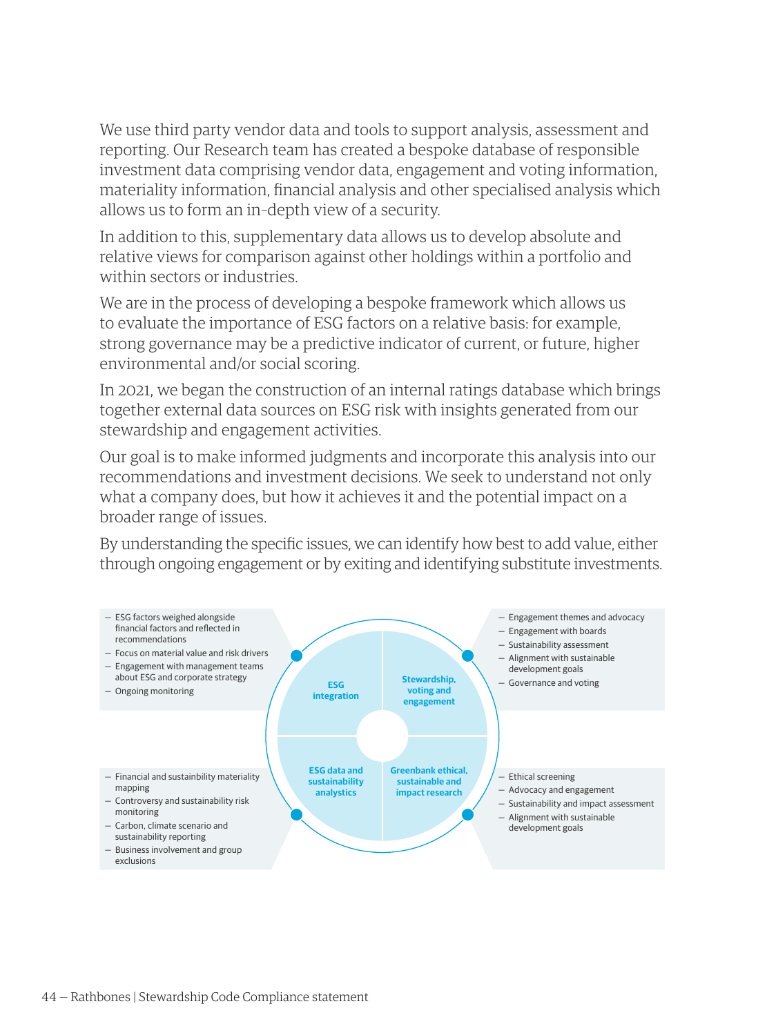We use third party vendor data and tools to support analysis, assessment and reporting. Our Research team has created a bespoke database of responsible investment data comprising vendor data, engagement and voting information, materiality information, financial analysis and other specialised analysis which allows us to form an in-depth view of a security.

In addition to this, supplementary data allows us to develop absolute and relative views for comparison against other holdings within a portfolio and within sectors or industries.

We are in the process of developing a bespoke framework which allows us to evaluate the importance of ESG factors on a relative basis: for example, strong governance may be a predictive indicator of current, or future, higher environmental and/or social scoring.

In 2021, we began the construction of an internal ratings database which brings together external data sources on ESG risk with insights generated from our stewardship and engagement activities.

Our goal is to make informed judgments and incorporate this analysis into our recommendations and investment decisions. We seek to understand not only what a company does, but how it achieves it and the potential impact on a broader range of issues.

By understanding the specific issues, we can identify how best to add value, either through ongoing engagement or by exiting and identifying substitute investments.

**ESG integration**
- ESG factors weighed alongside financial factors and reflected in recommendations
- Focus on material value and risk drivers
- Engagement with management teams about ESG and corporate strategy
- Ongoing monitoring

**Stewardship, voting and engagement**
- Engagement themes and advocacy
- Engagement with boards
- Sustainability assessment
- Alignment with sustainable development goals
- Governance and voting

**ESG data and sustainability analytics**
- Financial and sustainability materiality mapping
- Controversy and sustainability risk monitoring
- Carbon, climate scenario and sustainability reporting
- Business involvement and group exclusions

**Greenbank ethical, sustainable and impact research**
- Ethical screening
- Advocacy and engagement
- Sustainability and impact assessment
- Alignment with sustainable development goals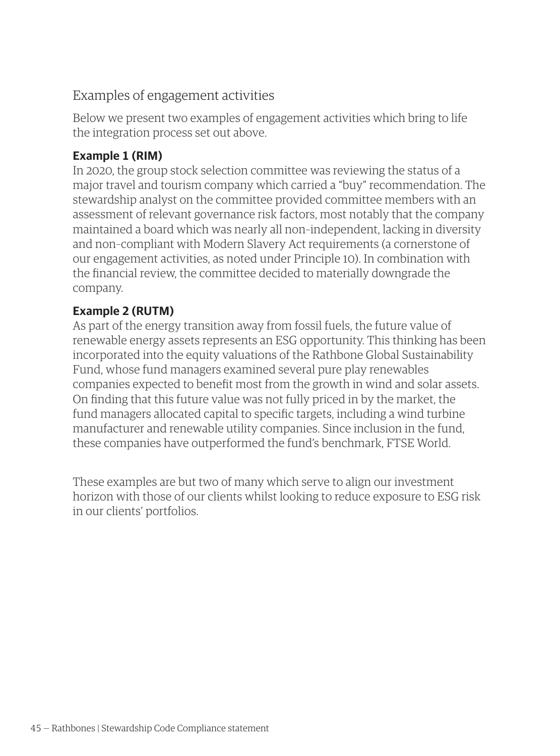## Examples of engagement activities

Below we present two examples of engagement activities which bring to life the integration process set out above.

**Example 1 (RIM)**
In 2020, the group stock selection committee was reviewing the status of a major travel and tourism company which carried a "buy" recommendation. The stewardship analyst on the committee provided committee members with an assessment of relevant governance risk factors, most notably that the company maintained a board which was nearly all non-independent, lacking in diversity and non-compliant with Modern Slavery Act requirements (a cornerstone of our engagement activities, as noted under Principle 10). In combination with the financial review, the committee decided to materially downgrade the company.

**Example 2 (RUTM)**
As part of the energy transition away from fossil fuels, the future value of renewable energy assets represents an ESG opportunity. This thinking has been incorporated into the equity valuations of the Rathbone Global Sustainability Fund, whose fund managers examined several pure play renewables companies expected to benefit most from the growth in wind and solar assets. On finding that this future value was not fully priced in by the market, the fund managers allocated capital to specific targets, including a wind turbine manufacturer and renewable utility companies. Since inclusion in the fund, these companies have outperformed the fund's benchmark, FTSE World.

These examples are but two of many which serve to align our investment horizon with those of our clients whilst looking to reduce exposure to ESG risk in our clients' portfolios.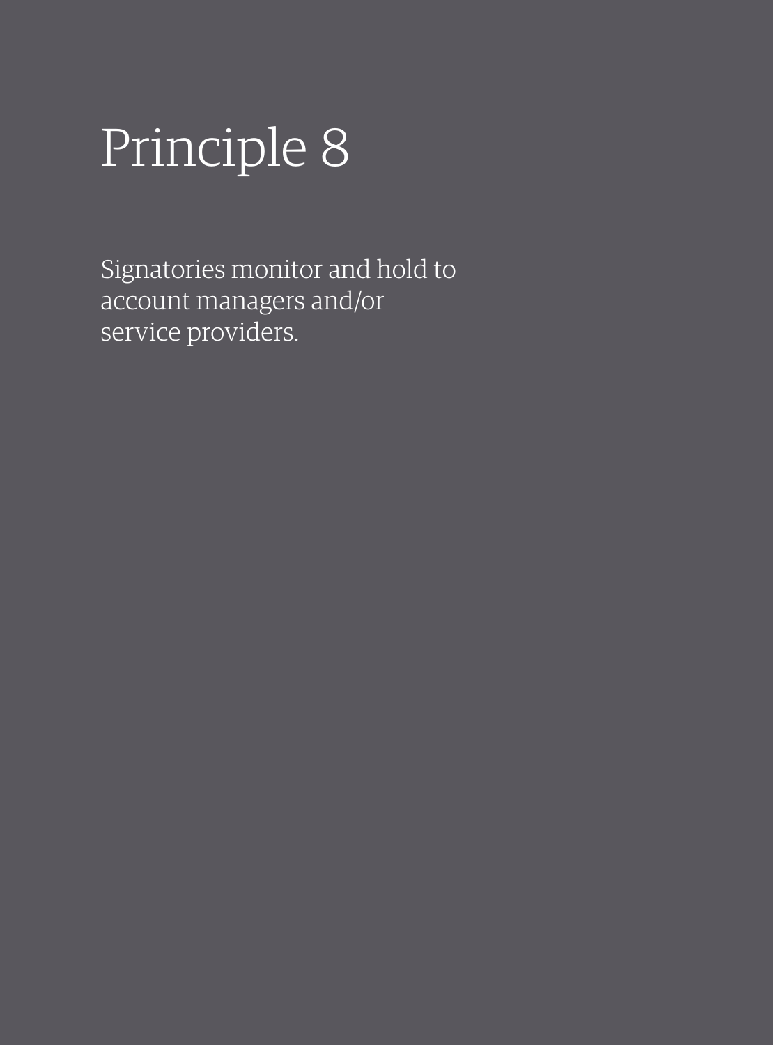# Principle 8

Signatories monitor and hold to account managers and/or service providers.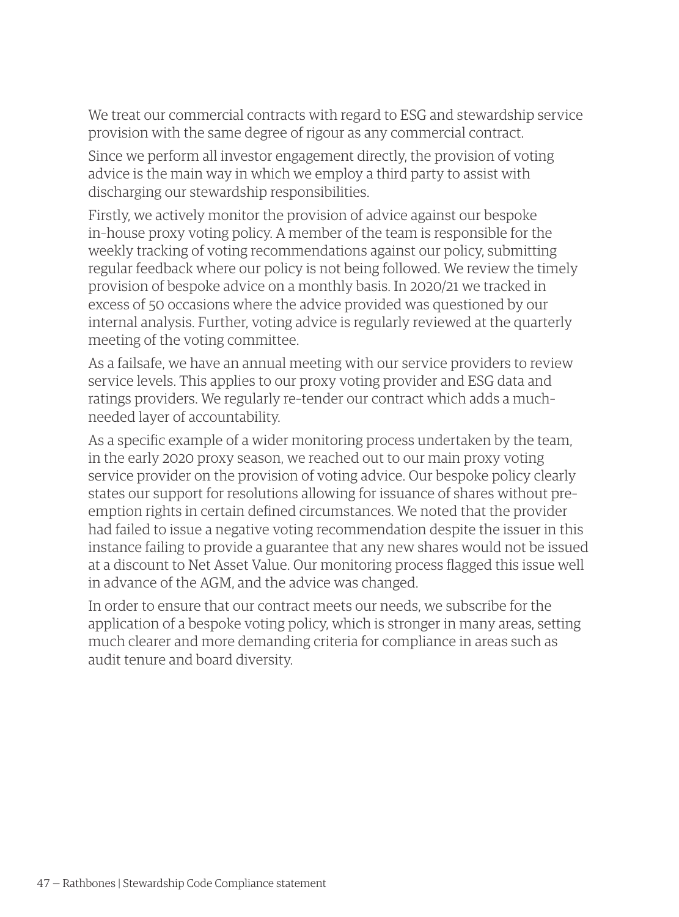We treat our commercial contracts with regard to ESG and stewardship service provision with the same degree of rigour as any commercial contract.

Since we perform all investor engagement directly, the provision of voting advice is the main way in which we employ a third party to assist with discharging our stewardship responsibilities.

Firstly, we actively monitor the provision of advice against our bespoke in-house proxy voting policy. A member of the team is responsible for the weekly tracking of voting recommendations against our policy, submitting regular feedback where our policy is not being followed. We review the timely provision of bespoke advice on a monthly basis. In 2020/21 we tracked in excess of 50 occasions where the advice provided was questioned by our internal analysis. Further, voting advice is regularly reviewed at the quarterly meeting of the voting committee.

As a failsafe, we have an annual meeting with our service providers to review service levels. This applies to our proxy voting provider and ESG data and ratings providers. We regularly re-tender our contract which adds a much-needed layer of accountability.

As a specific example of a wider monitoring process undertaken by the team, in the early 2020 proxy season, we reached out to our main proxy voting service provider on the provision of voting advice. Our bespoke policy clearly states our support for resolutions allowing for issuance of shares without pre-emption rights in certain defined circumstances. We noted that the provider had failed to issue a negative voting recommendation despite the issuer in this instance failing to provide a guarantee that any new shares would not be issued at a discount to Net Asset Value. Our monitoring process flagged this issue well in advance of the AGM, and the advice was changed.

In order to ensure that our contract meets our needs, we subscribe for the application of a bespoke voting policy, which is stronger in many areas, setting much clearer and more demanding criteria for compliance in areas such as audit tenure and board diversity.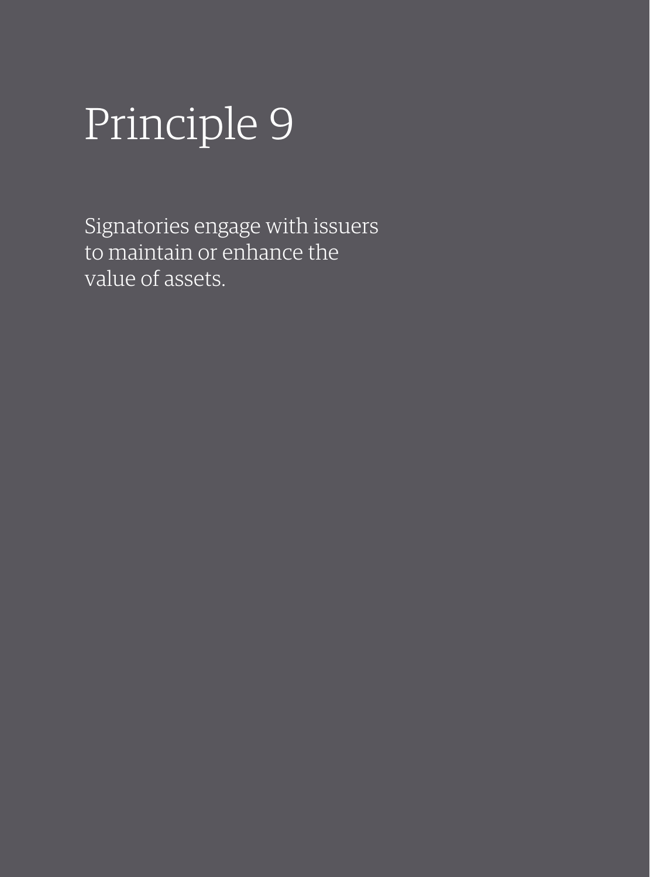# Principle 9

Signatories engage with issuers to maintain or enhance the value of assets.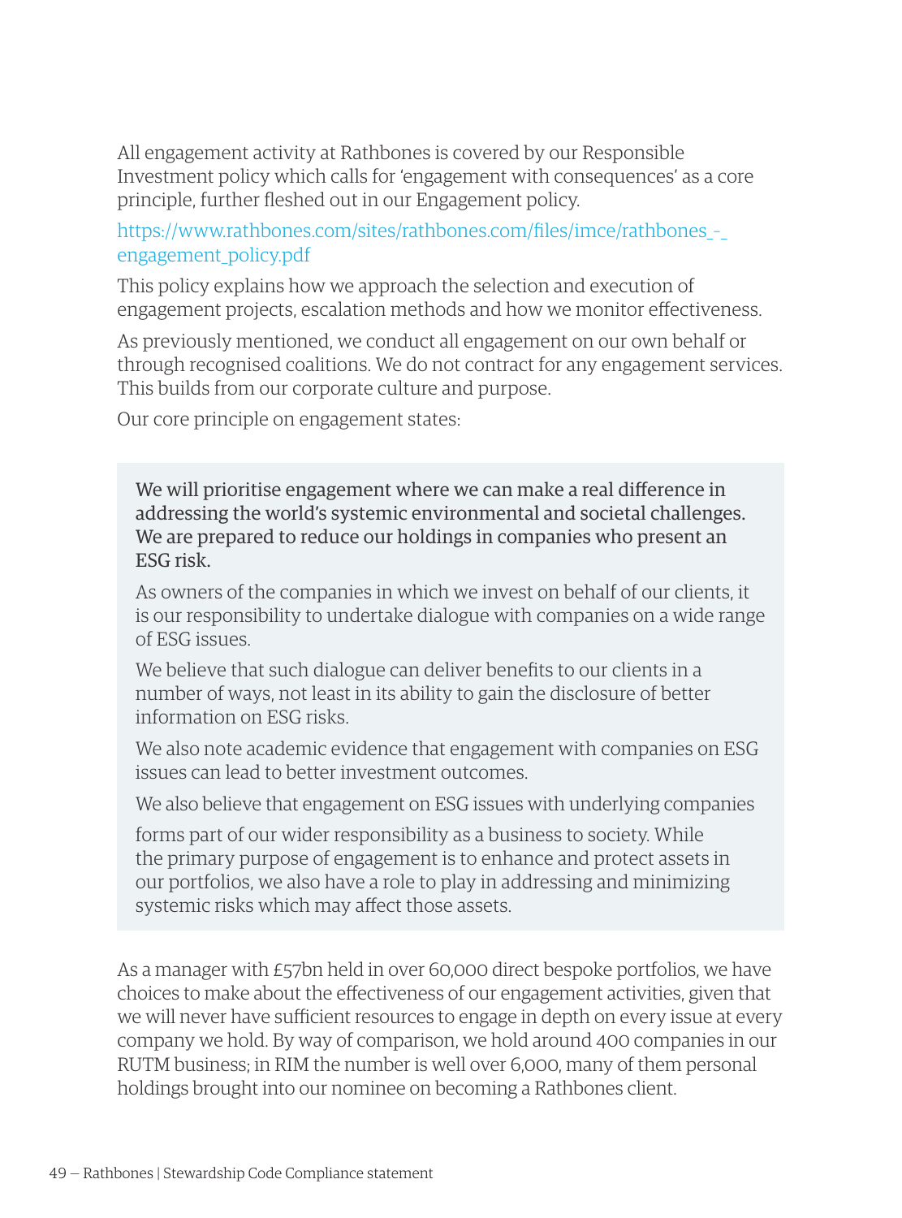All engagement activity at Rathbones is covered by our Responsible Investment policy which calls for 'engagement with consequences' as a core principle, further fleshed out in our Engagement policy.

https://www.rathbones.com/sites/rathbones.com/files/imce/rathbones_-_engagement_policy.pdf

This policy explains how we approach the selection and execution of engagement projects, escalation methods and how we monitor effectiveness.

As previously mentioned, we conduct all engagement on our own behalf or through recognised coalitions. We do not contract for any engagement services. This builds from our corporate culture and purpose.

Our core principle on engagement states:

> We will prioritise engagement where we can make a real difference in addressing the world's systemic environmental and societal challenges. We are prepared to reduce our holdings in companies who present an ESG risk.
>
> As owners of the companies in which we invest on behalf of our clients, it is our responsibility to undertake dialogue with companies on a wide range of ESG issues.
>
> We believe that such dialogue can deliver benefits to our clients in a number of ways, not least in its ability to gain the disclosure of better information on ESG risks.
>
> We also note academic evidence that engagement with companies on ESG issues can lead to better investment outcomes.
>
> We also believe that engagement on ESG issues with underlying companies forms part of our wider responsibility as a business to society. While the primary purpose of engagement is to enhance and protect assets in our portfolios, we also have a role to play in addressing and minimizing systemic risks which may affect those assets.

As a manager with £57bn held in over 60,000 direct bespoke portfolios, we have choices to make about the effectiveness of our engagement activities, given that we will never have sufficient resources to engage in depth on every issue at every company we hold. By way of comparison, we hold around 400 companies in our RUTM business; in RIM the number is well over 6,000, many of them personal holdings brought into our nominee on becoming a Rathbones client.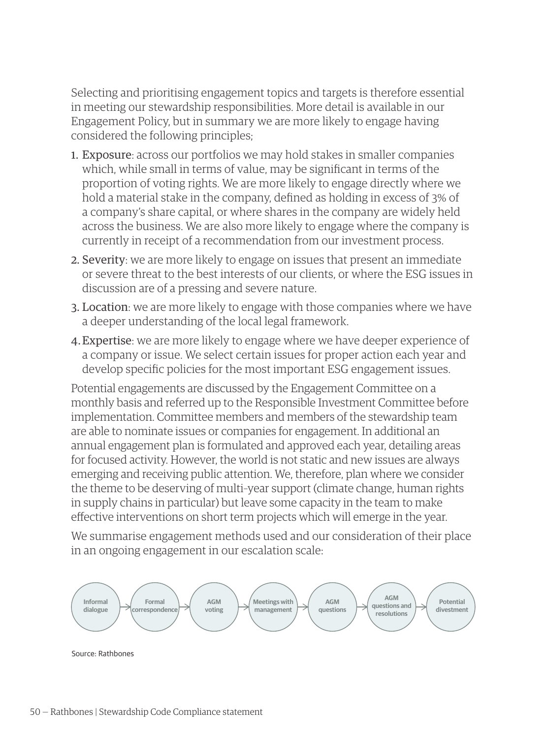Selecting and prioritising engagement topics and targets is therefore essential in meeting our stewardship responsibilities. More detail is available in our Engagement Policy, but in summary we are more likely to engage having considered the following principles;

1. Exposure: across our portfolios we may hold stakes in smaller companies which, while small in terms of value, may be significant in terms of the proportion of voting rights. We are more likely to engage directly where we hold a material stake in the company, defined as holding in excess of 3% of a company's share capital, or where shares in the company are widely held across the business. We are also more likely to engage where the company is currently in receipt of a recommendation from our investment process.
2. Severity: we are more likely to engage on issues that present an immediate or severe threat to the best interests of our clients, or where the ESG issues in discussion are of a pressing and severe nature.
3. Location: we are more likely to engage with those companies where we have a deeper understanding of the local legal framework.
4. Expertise: we are more likely to engage where we have deeper experience of a company or issue. We select certain issues for proper action each year and develop specific policies for the most important ESG engagement issues.

Potential engagements are discussed by the Engagement Committee on a monthly basis and referred up to the Responsible Investment Committee before implementation. Committee members and members of the stewardship team are able to nominate issues or companies for engagement. In additional an annual engagement plan is formulated and approved each year, detailing areas for focused activity. However, the world is not static and new issues are always emerging and receiving public attention. We, therefore, plan where we consider the theme to be deserving of multi-year support (climate change, human rights in supply chains in particular) but leave some capacity in the team to make effective interventions on short term projects which will emerge in the year.

We summarise engagement methods used and our consideration of their place in an ongoing engagement in our escalation scale:

Informal dialogue → Formal correspondence → AGM voting → Meetings with management → AGM questions → AGM questions and resolutions → Potential divestment

Source: Rathbones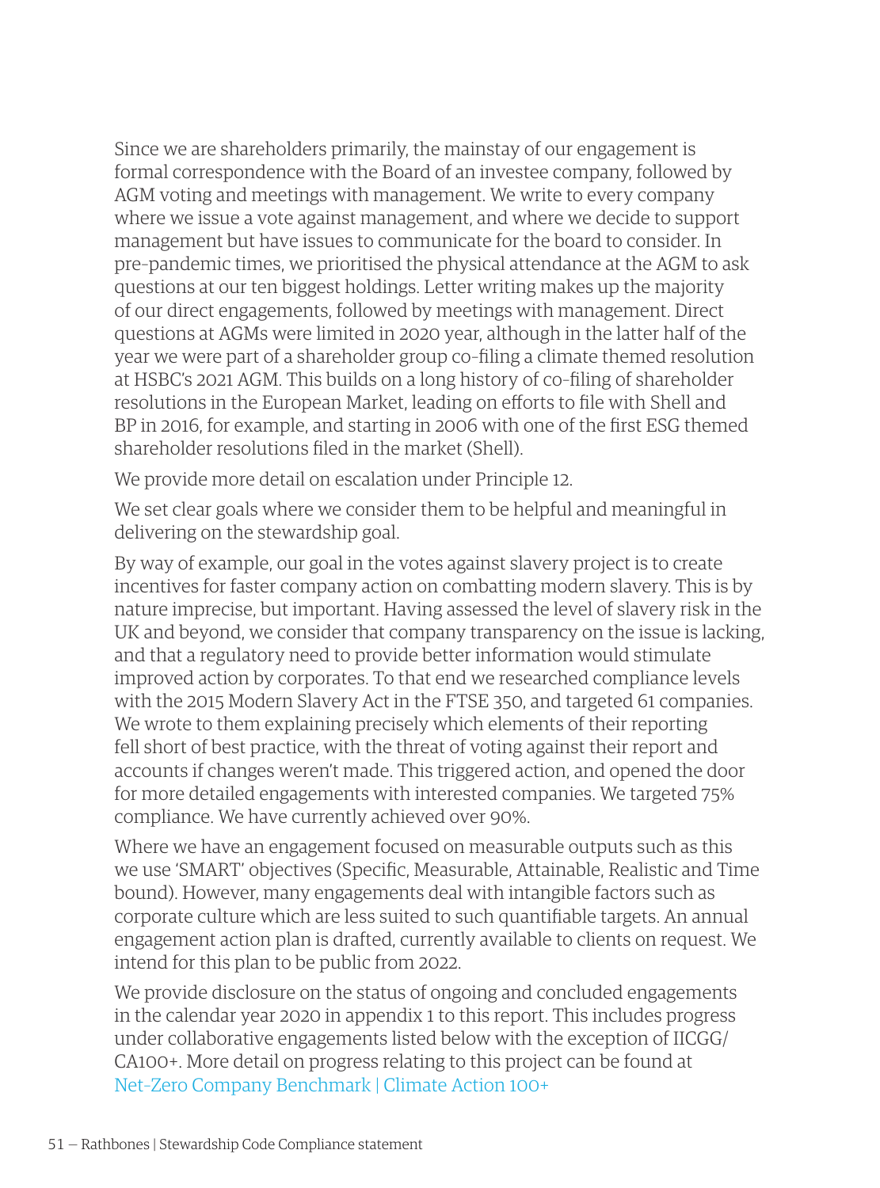Since we are shareholders primarily, the mainstay of our engagement is formal correspondence with the Board of an investee company, followed by AGM voting and meetings with management. We write to every company where we issue a vote against management, and where we decide to support management but have issues to communicate for the board to consider. In pre-pandemic times, we prioritised the physical attendance at the AGM to ask questions at our ten biggest holdings. Letter writing makes up the majority of our direct engagements, followed by meetings with management. Direct questions at AGMs were limited in 2020 year, although in the latter half of the year we were part of a shareholder group co-filing a climate themed resolution at HSBC's 2021 AGM. This builds on a long history of co-filing of shareholder resolutions in the European Market, leading on efforts to file with Shell and BP in 2016, for example, and starting in 2006 with one of the first ESG themed shareholder resolutions filed in the market (Shell).

We provide more detail on escalation under Principle 12.

We set clear goals where we consider them to be helpful and meaningful in delivering on the stewardship goal.

By way of example, our goal in the votes against slavery project is to create incentives for faster company action on combatting modern slavery. This is by nature imprecise, but important. Having assessed the level of slavery risk in the UK and beyond, we consider that company transparency on the issue is lacking, and that a regulatory need to provide better information would stimulate improved action by corporates. To that end we researched compliance levels with the 2015 Modern Slavery Act in the FTSE 350, and targeted 61 companies. We wrote to them explaining precisely which elements of their reporting fell short of best practice, with the threat of voting against their report and accounts if changes weren't made. This triggered action, and opened the door for more detailed engagements with interested companies. We targeted 75% compliance. We have currently achieved over 90%.

Where we have an engagement focused on measurable outputs such as this we use 'SMART' objectives (Specific, Measurable, Attainable, Realistic and Time bound). However, many engagements deal with intangible factors such as corporate culture which are less suited to such quantifiable targets. An annual engagement action plan is drafted, currently available to clients on request. We intend for this plan to be public from 2022.

We provide disclosure on the status of ongoing and concluded engagements in the calendar year 2020 in appendix 1 to this report. This includes progress under collaborative engagements listed below with the exception of IICGG/CA100+. More detail on progress relating to this project can be found at Net-Zero Company Benchmark | Climate Action 100+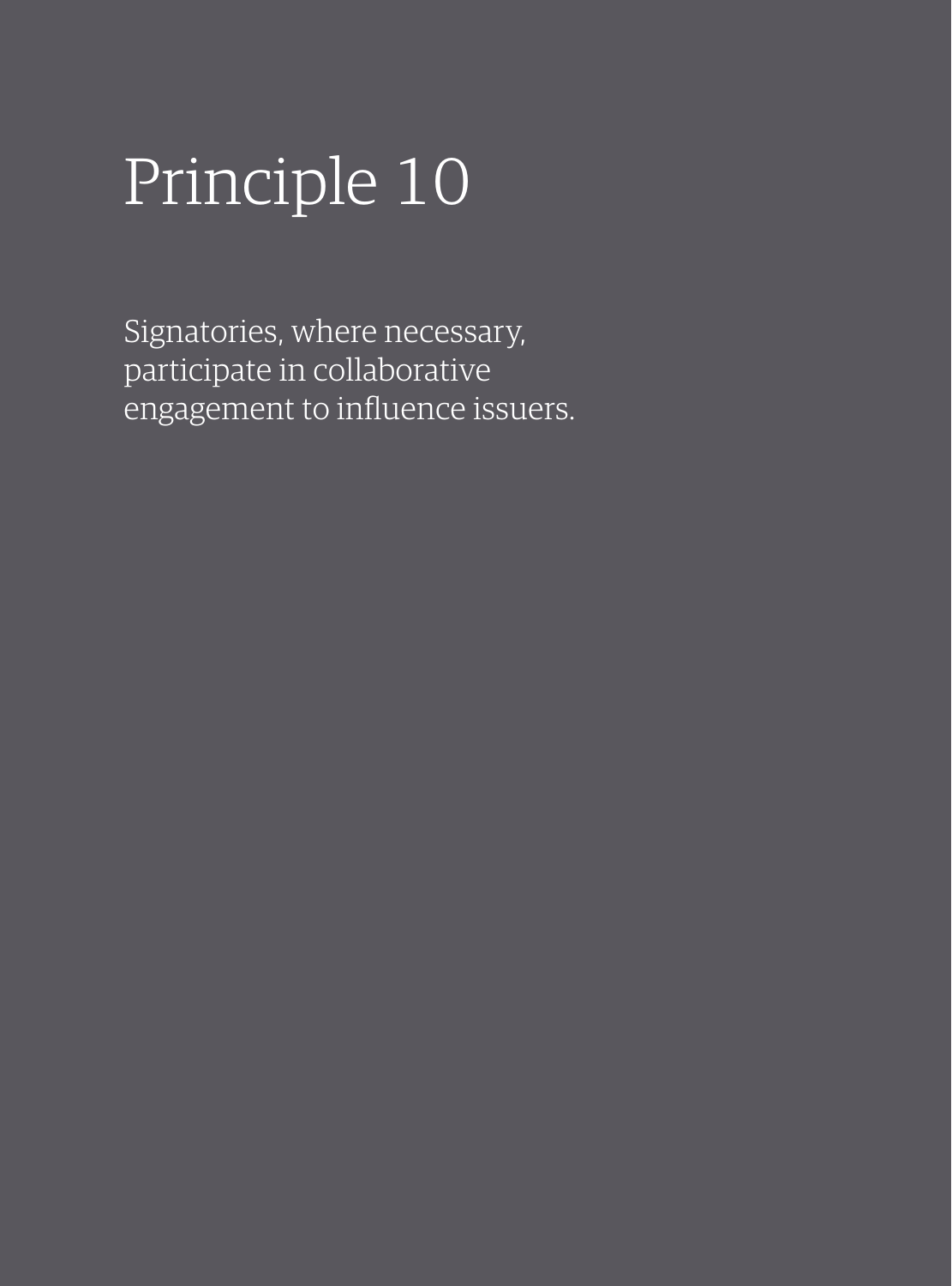# Principle 10

Signatories, where necessary, participate in collaborative engagement to influence issuers.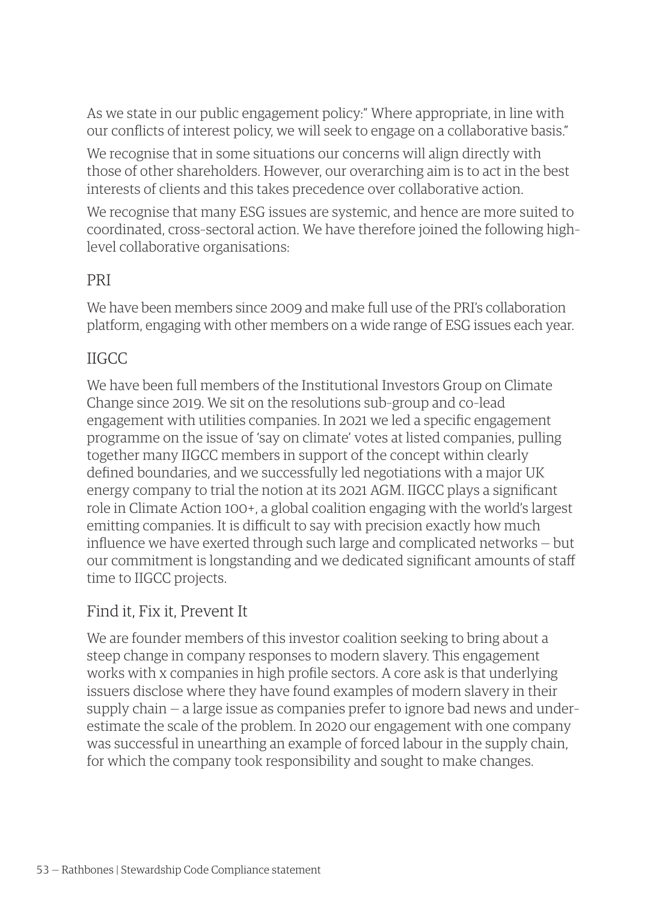As we state in our public engagement policy:" Where appropriate, in line with our conflicts of interest policy, we will seek to engage on a collaborative basis."

We recognise that in some situations our concerns will align directly with those of other shareholders. However, our overarching aim is to act in the best interests of clients and this takes precedence over collaborative action.

We recognise that many ESG issues are systemic, and hence are more suited to coordinated, cross-sectoral action. We have therefore joined the following high-level collaborative organisations:

## PRI

We have been members since 2009 and make full use of the PRI's collaboration platform, engaging with other members on a wide range of ESG issues each year.

## IIGCC

We have been full members of the Institutional Investors Group on Climate Change since 2019. We sit on the resolutions sub-group and co-lead engagement with utilities companies. In 2021 we led a specific engagement programme on the issue of 'say on climate' votes at listed companies, pulling together many IIGCC members in support of the concept within clearly defined boundaries, and we successfully led negotiations with a major UK energy company to trial the notion at its 2021 AGM. IIGCC plays a significant role in Climate Action 100+, a global coalition engaging with the world's largest emitting companies. It is difficult to say with precision exactly how much influence we have exerted through such large and complicated networks – but our commitment is longstanding and we dedicated significant amounts of staff time to IIGCC projects.

## Find it, Fix it, Prevent It

We are founder members of this investor coalition seeking to bring about a steep change in company responses to modern slavery. This engagement works with x companies in high profile sectors. A core ask is that underlying issuers disclose where they have found examples of modern slavery in their supply chain – a large issue as companies prefer to ignore bad news and under-estimate the scale of the problem. In 2020 our engagement with one company was successful in unearthing an example of forced labour in the supply chain, for which the company took responsibility and sought to make changes.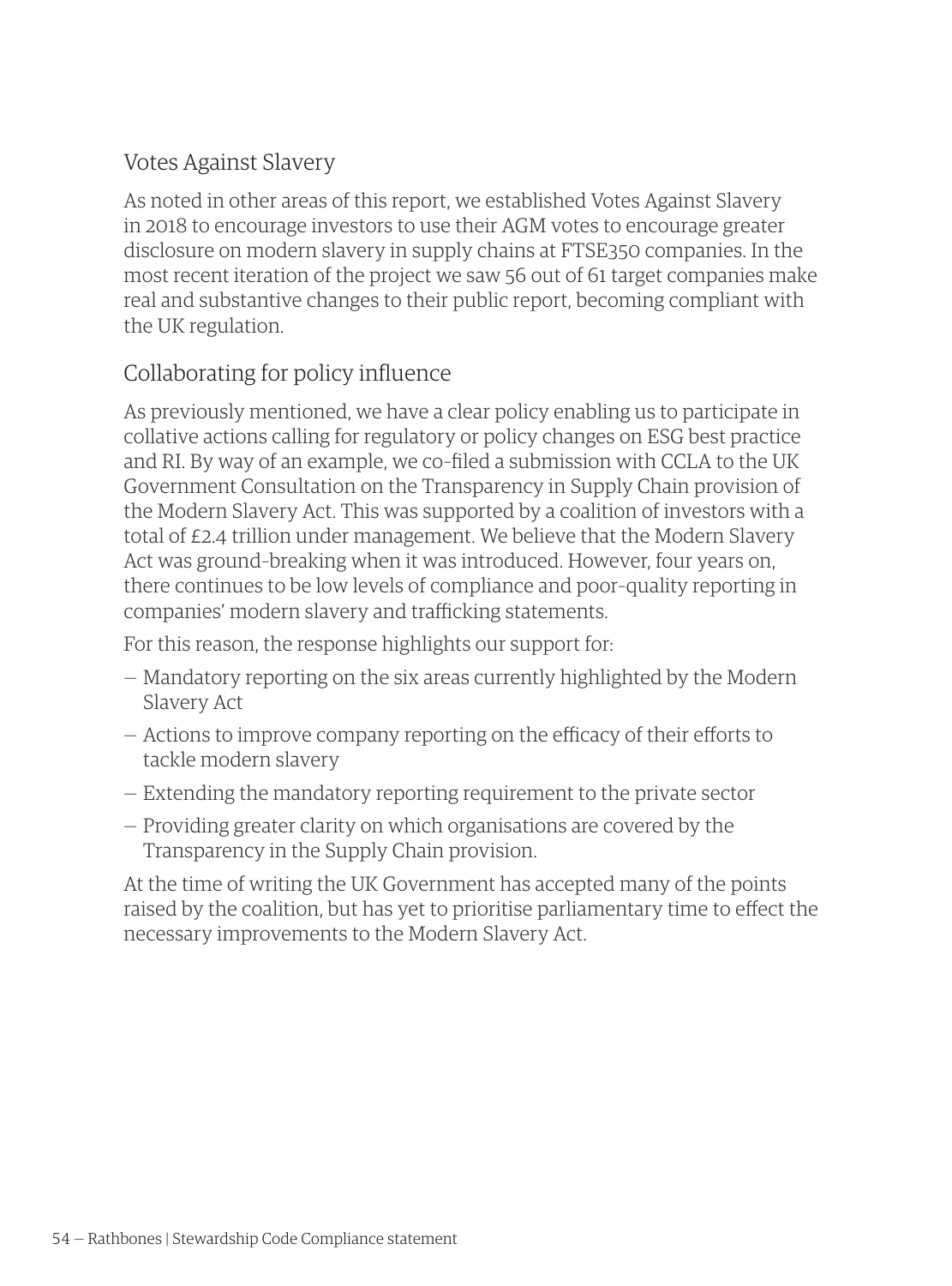## Votes Against Slavery

As noted in other areas of this report, we established Votes Against Slavery in 2018 to encourage investors to use their AGM votes to encourage greater disclosure on modern slavery in supply chains at FTSE350 companies. In the most recent iteration of the project we saw 56 out of 61 target companies make real and substantive changes to their public report, becoming compliant with the UK regulation.

## Collaborating for policy influence

As previously mentioned, we have a clear policy enabling us to participate in collative actions calling for regulatory or policy changes on ESG best practice and RI. By way of an example, we co-filed a submission with CCLA to the UK Government Consultation on the Transparency in Supply Chain provision of the Modern Slavery Act. This was supported by a coalition of investors with a total of £2.4 trillion under management. We believe that the Modern Slavery Act was ground-breaking when it was introduced. However, four years on, there continues to be low levels of compliance and poor-quality reporting in companies' modern slavery and trafficking statements.

For this reason, the response highlights our support for:

- Mandatory reporting on the six areas currently highlighted by the Modern Slavery Act
- Actions to improve company reporting on the efficacy of their efforts to tackle modern slavery
- Extending the mandatory reporting requirement to the private sector
- Providing greater clarity on which organisations are covered by the Transparency in the Supply Chain provision.

At the time of writing the UK Government has accepted many of the points raised by the coalition, but has yet to prioritise parliamentary time to effect the necessary improvements to the Modern Slavery Act.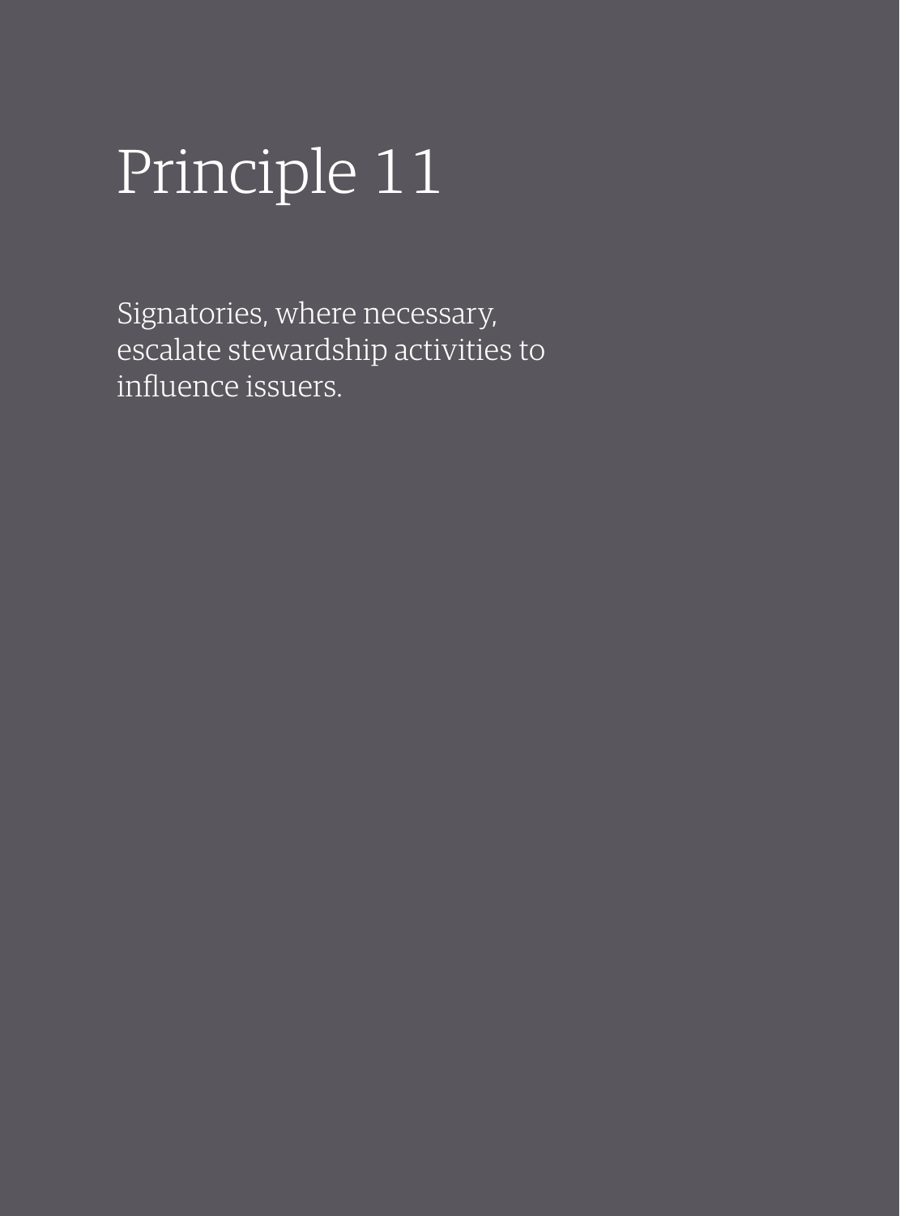# Principle 11

Signatories, where necessary, escalate stewardship activities to influence issuers.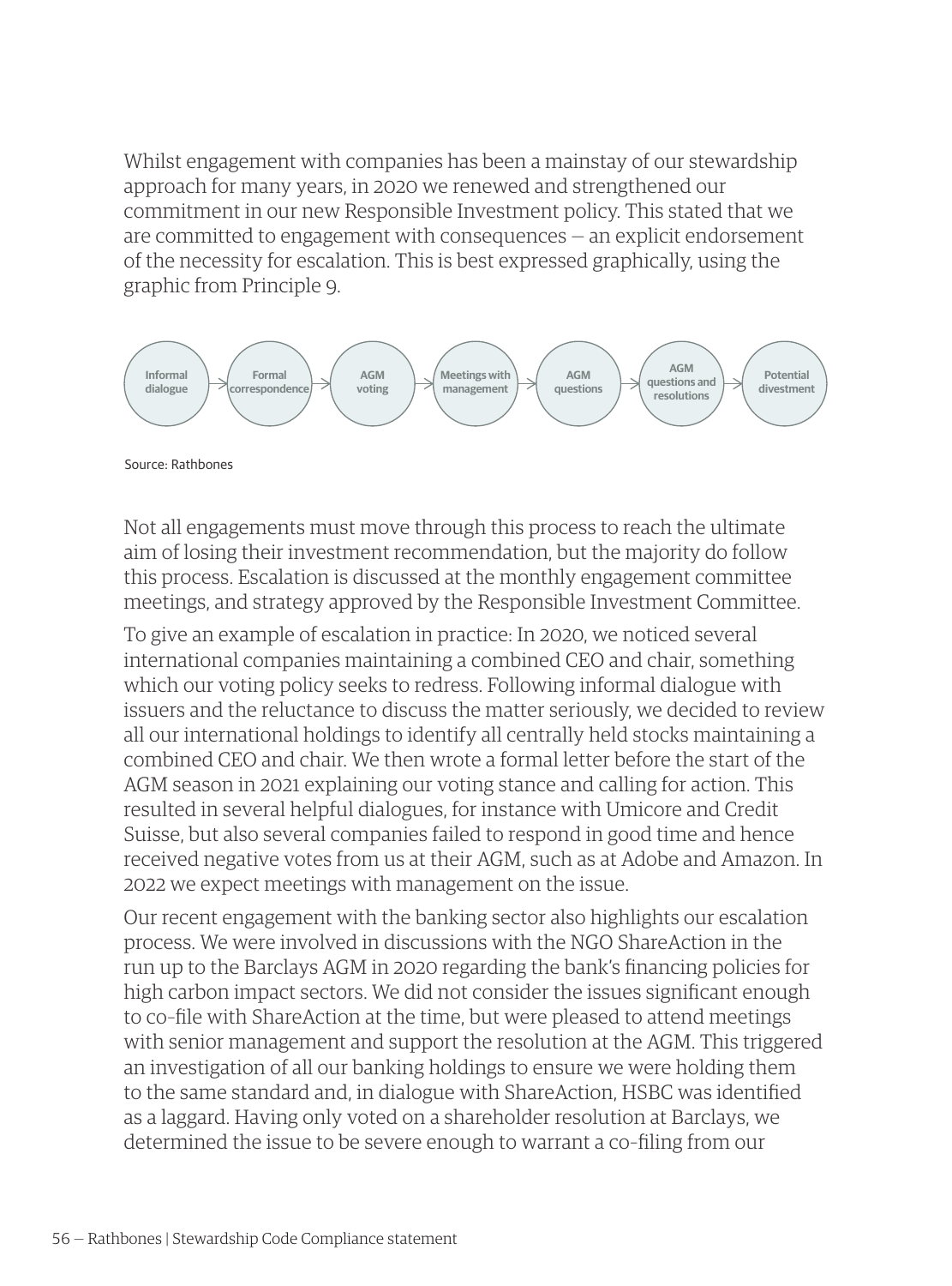Whilst engagement with companies has been a mainstay of our stewardship approach for many years, in 2020 we renewed and strengthened our commitment in our new Responsible Investment policy. This stated that we are committed to engagement with consequences — an explicit endorsement of the necessity for escalation. This is best expressed graphically, using the graphic from Principle 9.

Informal dialogue → Formal correspondence → AGM voting → Meetings with management → AGM questions → AGM questions and resolutions → Potential divestment

Source: Rathbones

Not all engagements must move through this process to reach the ultimate aim of losing their investment recommendation, but the majority do follow this process. Escalation is discussed at the monthly engagement committee meetings, and strategy approved by the Responsible Investment Committee.

To give an example of escalation in practice: In 2020, we noticed several international companies maintaining a combined CEO and chair, something which our voting policy seeks to redress. Following informal dialogue with issuers and the reluctance to discuss the matter seriously, we decided to review all our international holdings to identify all centrally held stocks maintaining a combined CEO and chair. We then wrote a formal letter before the start of the AGM season in 2021 explaining our voting stance and calling for action. This resulted in several helpful dialogues, for instance with Umicore and Credit Suisse, but also several companies failed to respond in good time and hence received negative votes from us at their AGM, such as at Adobe and Amazon. In 2022 we expect meetings with management on the issue.

Our recent engagement with the banking sector also highlights our escalation process. We were involved in discussions with the NGO ShareAction in the run up to the Barclays AGM in 2020 regarding the bank's financing policies for high carbon impact sectors. We did not consider the issues significant enough to co-file with ShareAction at the time, but were pleased to attend meetings with senior management and support the resolution at the AGM. This triggered an investigation of all our banking holdings to ensure we were holding them to the same standard and, in dialogue with ShareAction, HSBC was identified as a laggard. Having only voted on a shareholder resolution at Barclays, we determined the issue to be severe enough to warrant a co-filing from our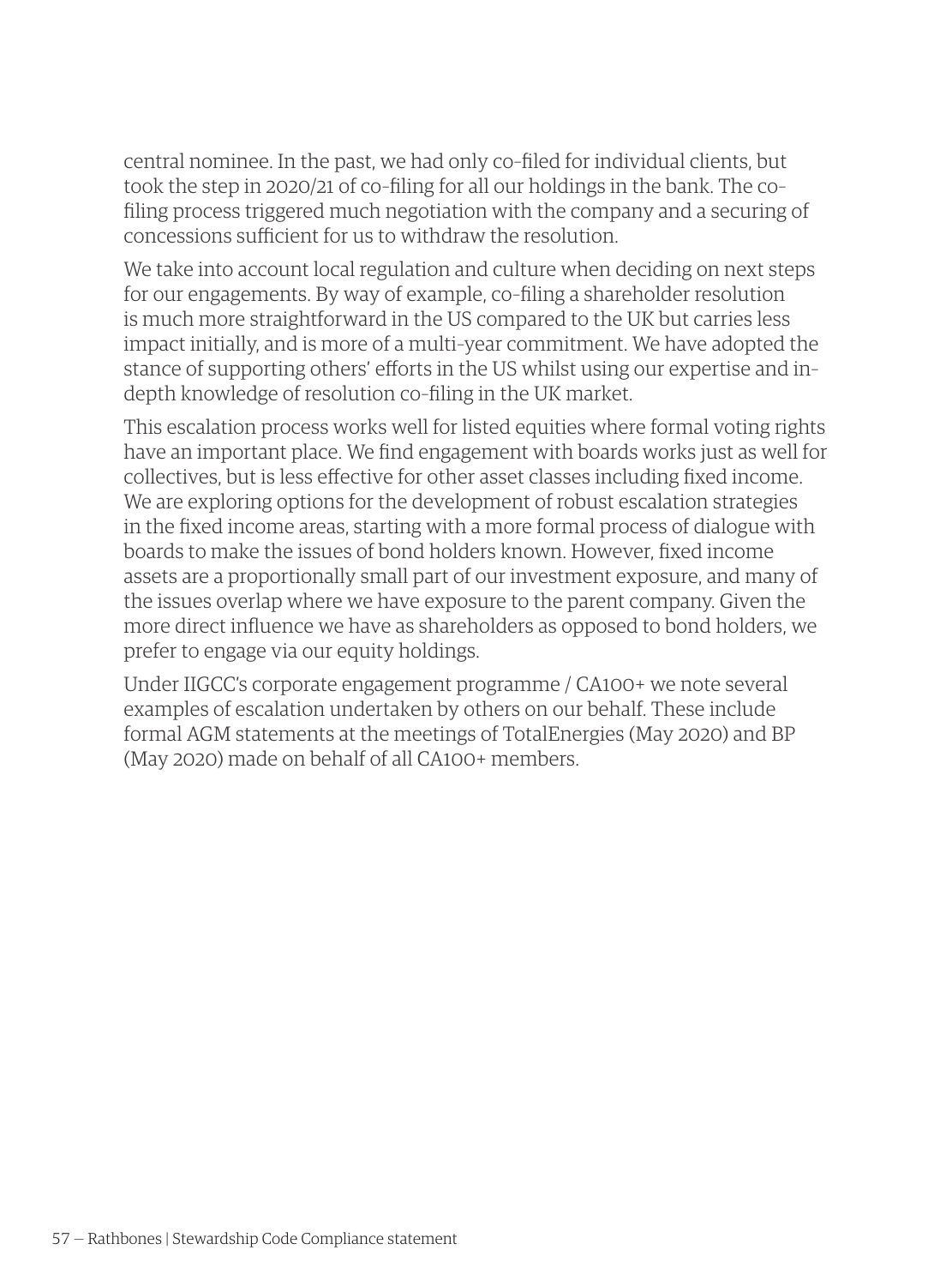central nominee. In the past, we had only co-filed for individual clients, but took the step in 2020/21 of co-filing for all our holdings in the bank. The co-filing process triggered much negotiation with the company and a securing of concessions sufficient for us to withdraw the resolution.

We take into account local regulation and culture when deciding on next steps for our engagements. By way of example, co-filing a shareholder resolution is much more straightforward in the US compared to the UK but carries less impact initially, and is more of a multi-year commitment. We have adopted the stance of supporting others' efforts in the US whilst using our expertise and in-depth knowledge of resolution co-filing in the UK market.

This escalation process works well for listed equities where formal voting rights have an important place. We find engagement with boards works just as well for collectives, but is less effective for other asset classes including fixed income. We are exploring options for the development of robust escalation strategies in the fixed income areas, starting with a more formal process of dialogue with boards to make the issues of bond holders known. However, fixed income assets are a proportionally small part of our investment exposure, and many of the issues overlap where we have exposure to the parent company. Given the more direct influence we have as shareholders as opposed to bond holders, we prefer to engage via our equity holdings.

Under IIGCC's corporate engagement programme / CA100+ we note several examples of escalation undertaken by others on our behalf. These include formal AGM statements at the meetings of TotalEnergies (May 2020) and BP (May 2020) made on behalf of all CA100+ members.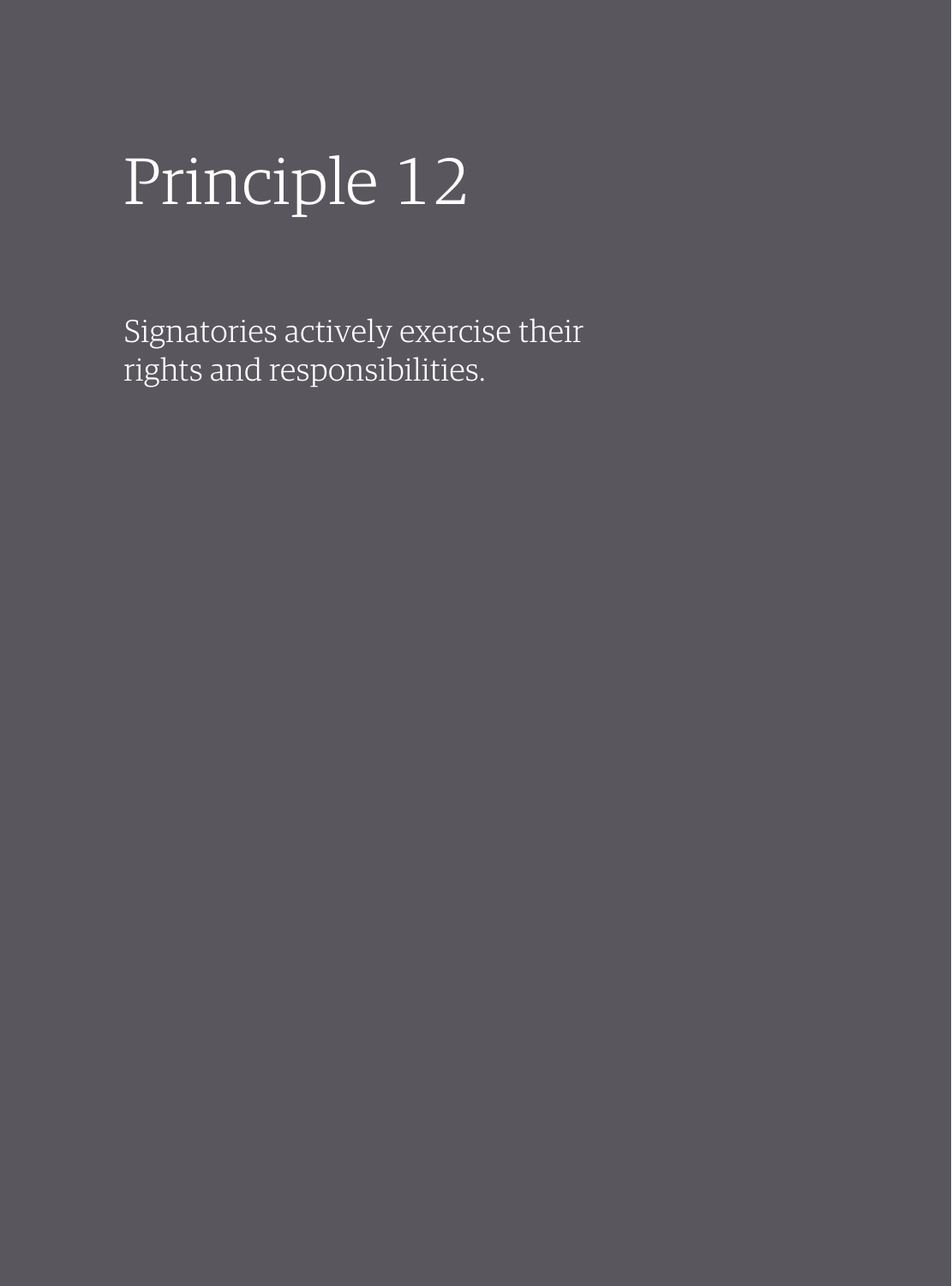# Principle 12

Signatories actively exercise their rights and responsibilities.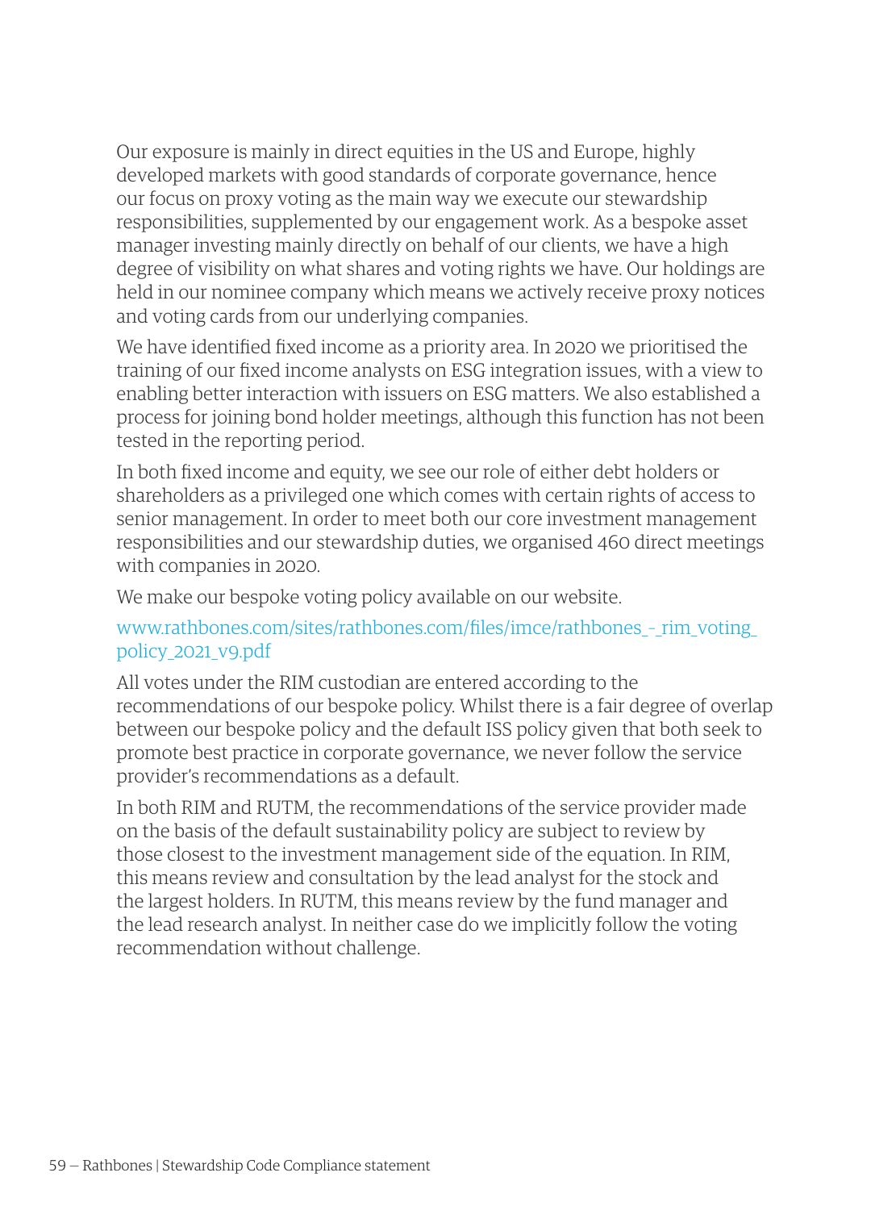Our exposure is mainly in direct equities in the US and Europe, highly developed markets with good standards of corporate governance, hence our focus on proxy voting as the main way we execute our stewardship responsibilities, supplemented by our engagement work. As a bespoke asset manager investing mainly directly on behalf of our clients, we have a high degree of visibility on what shares and voting rights we have. Our holdings are held in our nominee company which means we actively receive proxy notices and voting cards from our underlying companies.

We have identified fixed income as a priority area. In 2020 we prioritised the training of our fixed income analysts on ESG integration issues, with a view to enabling better interaction with issuers on ESG matters. We also established a process for joining bond holder meetings, although this function has not been tested in the reporting period.

In both fixed income and equity, we see our role of either debt holders or shareholders as a privileged one which comes with certain rights of access to senior management. In order to meet both our core investment management responsibilities and our stewardship duties, we organised 460 direct meetings with companies in 2020.

We make our bespoke voting policy available on our website.

www.rathbones.com/sites/rathbones.com/files/imce/rathbones_-_rim_voting_policy_2021_v9.pdf

All votes under the RIM custodian are entered according to the recommendations of our bespoke policy. Whilst there is a fair degree of overlap between our bespoke policy and the default ISS policy given that both seek to promote best practice in corporate governance, we never follow the service provider's recommendations as a default.

In both RIM and RUTM, the recommendations of the service provider made on the basis of the default sustainability policy are subject to review by those closest to the investment management side of the equation. In RIM, this means review and consultation by the lead analyst for the stock and the largest holders. In RUTM, this means review by the fund manager and the lead research analyst. In neither case do we implicitly follow the voting recommendation without challenge.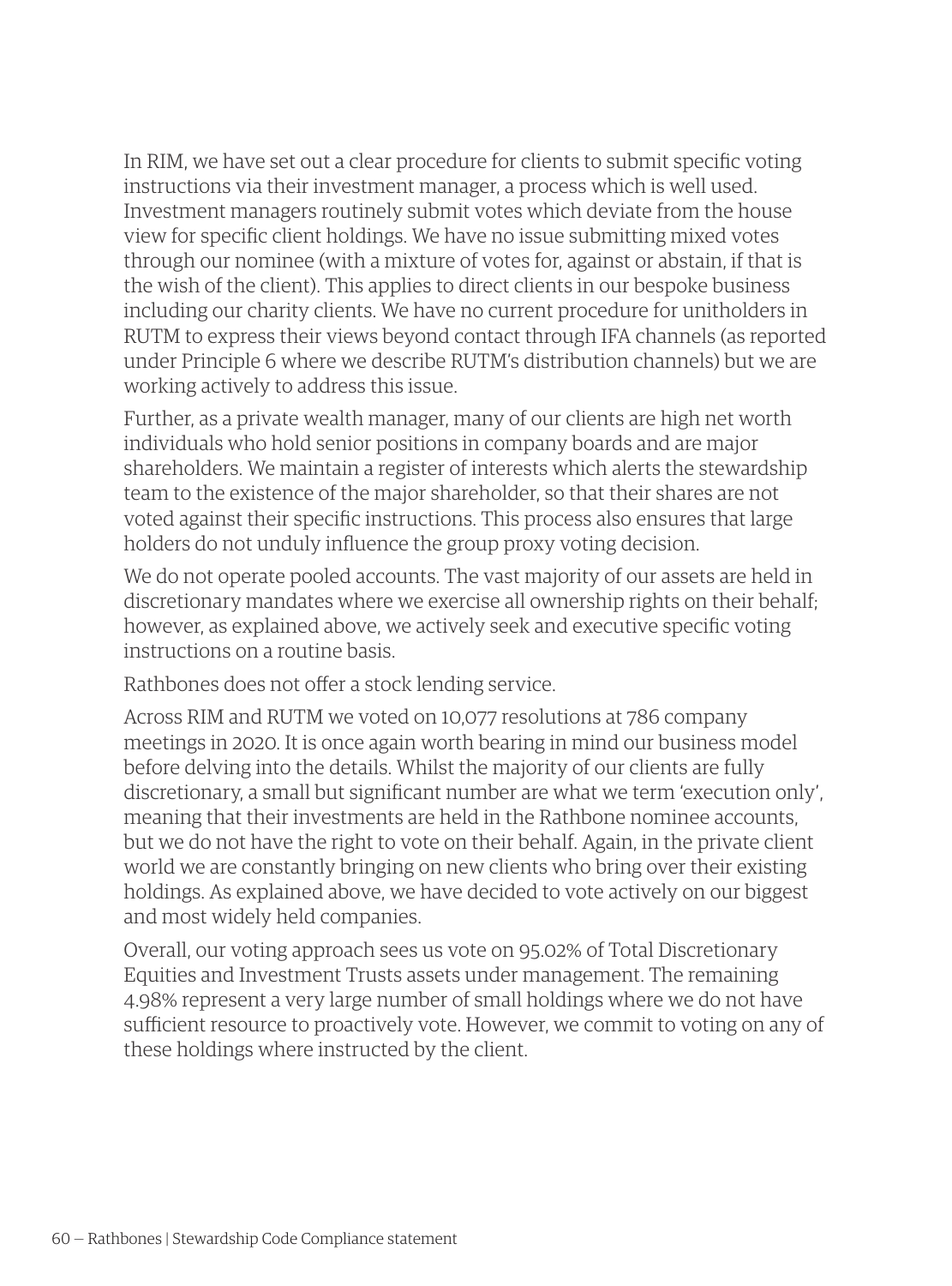In RIM, we have set out a clear procedure for clients to submit specific voting instructions via their investment manager, a process which is well used. Investment managers routinely submit votes which deviate from the house view for specific client holdings. We have no issue submitting mixed votes through our nominee (with a mixture of votes for, against or abstain, if that is the wish of the client). This applies to direct clients in our bespoke business including our charity clients. We have no current procedure for unitholders in RUTM to express their views beyond contact through IFA channels (as reported under Principle 6 where we describe RUTM's distribution channels) but we are working actively to address this issue.

Further, as a private wealth manager, many of our clients are high net worth individuals who hold senior positions in company boards and are major shareholders. We maintain a register of interests which alerts the stewardship team to the existence of the major shareholder, so that their shares are not voted against their specific instructions. This process also ensures that large holders do not unduly influence the group proxy voting decision.

We do not operate pooled accounts. The vast majority of our assets are held in discretionary mandates where we exercise all ownership rights on their behalf; however, as explained above, we actively seek and executive specific voting instructions on a routine basis.

Rathbones does not offer a stock lending service.

Across RIM and RUTM we voted on 10,077 resolutions at 786 company meetings in 2020. It is once again worth bearing in mind our business model before delving into the details. Whilst the majority of our clients are fully discretionary, a small but significant number are what we term 'execution only', meaning that their investments are held in the Rathbone nominee accounts, but we do not have the right to vote on their behalf. Again, in the private client world we are constantly bringing on new clients who bring over their existing holdings. As explained above, we have decided to vote actively on our biggest and most widely held companies.

Overall, our voting approach sees us vote on 95.02% of Total Discretionary Equities and Investment Trusts assets under management. The remaining 4.98% represent a very large number of small holdings where we do not have sufficient resource to proactively vote. However, we commit to voting on any of these holdings where instructed by the client.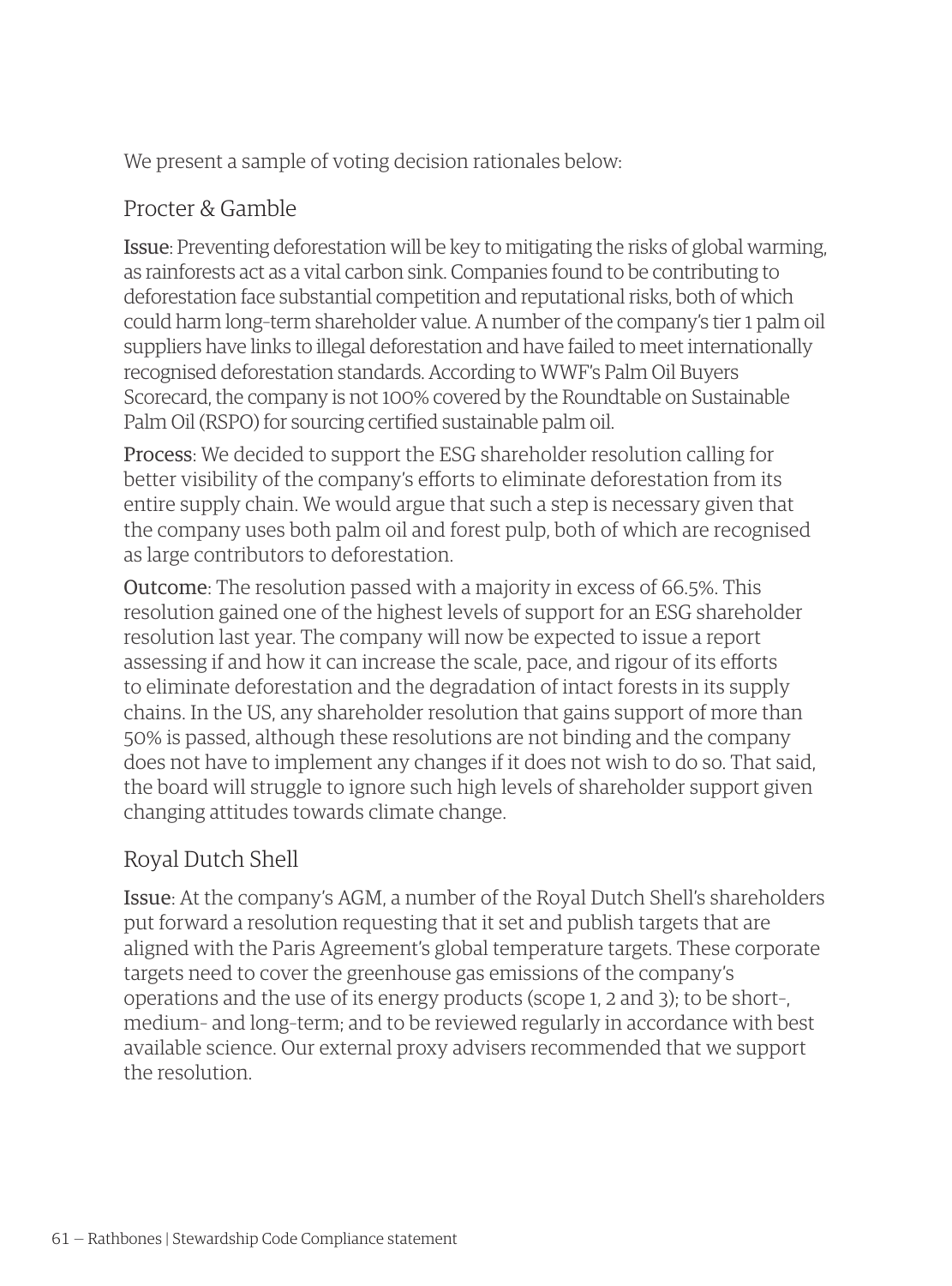We present a sample of voting decision rationales below:

## Procter & Gamble

**Issue**: Preventing deforestation will be key to mitigating the risks of global warming, as rainforests act as a vital carbon sink. Companies found to be contributing to deforestation face substantial competition and reputational risks, both of which could harm long-term shareholder value. A number of the company's tier 1 palm oil suppliers have links to illegal deforestation and have failed to meet internationally recognised deforestation standards. According to WWF's Palm Oil Buyers Scorecard, the company is not 100% covered by the Roundtable on Sustainable Palm Oil (RSPO) for sourcing certified sustainable palm oil.

**Process**: We decided to support the ESG shareholder resolution calling for better visibility of the company's efforts to eliminate deforestation from its entire supply chain. We would argue that such a step is necessary given that the company uses both palm oil and forest pulp, both of which are recognised as large contributors to deforestation.

**Outcome**: The resolution passed with a majority in excess of 66.5%. This resolution gained one of the highest levels of support for an ESG shareholder resolution last year. The company will now be expected to issue a report assessing if and how it can increase the scale, pace, and rigour of its efforts to eliminate deforestation and the degradation of intact forests in its supply chains. In the US, any shareholder resolution that gains support of more than 50% is passed, although these resolutions are not binding and the company does not have to implement any changes if it does not wish to do so. That said, the board will struggle to ignore such high levels of shareholder support given changing attitudes towards climate change.

## Royal Dutch Shell

**Issue**: At the company's AGM, a number of the Royal Dutch Shell's shareholders put forward a resolution requesting that it set and publish targets that are aligned with the Paris Agreement's global temperature targets. These corporate targets need to cover the greenhouse gas emissions of the company's operations and the use of its energy products (scope 1, 2 and 3); to be short-, medium- and long-term; and to be reviewed regularly in accordance with best available science. Our external proxy advisers recommended that we support the resolution.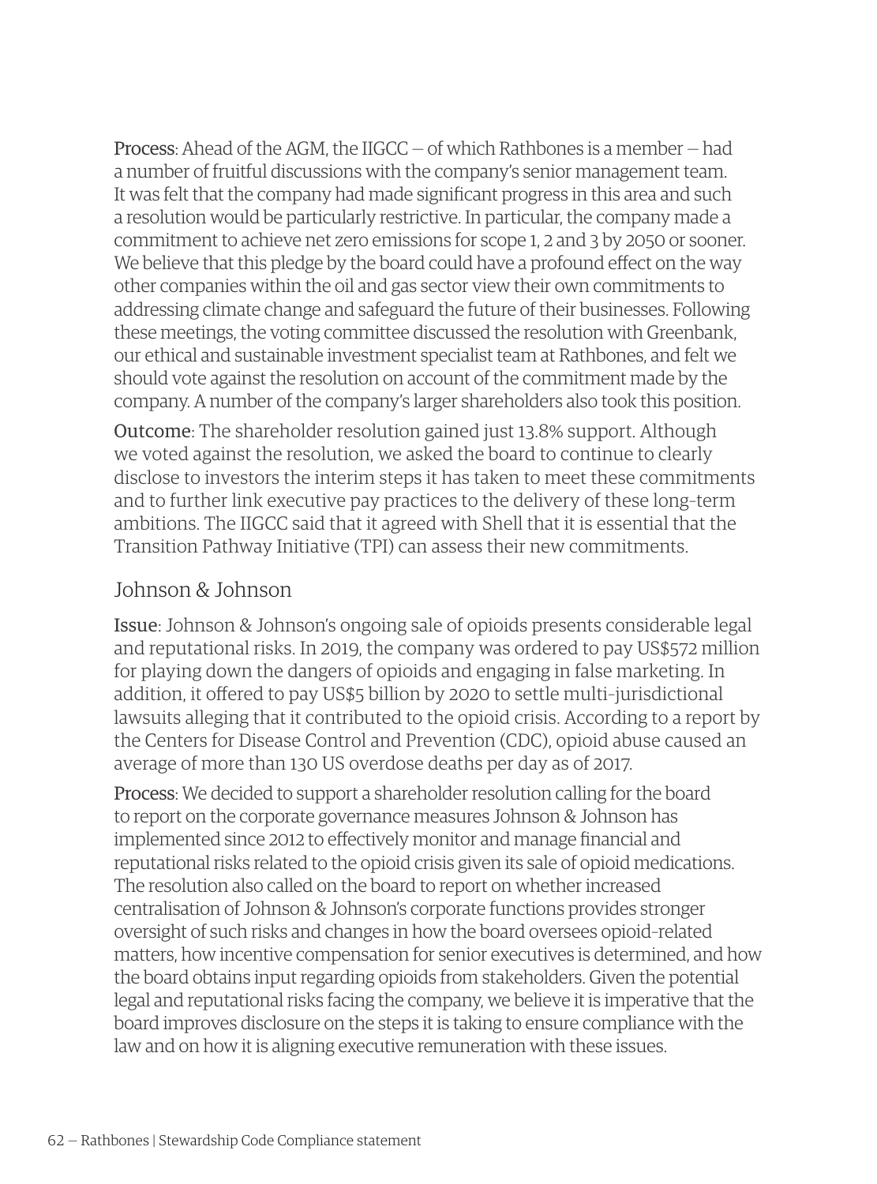**Process**: Ahead of the AGM, the IIGCC — of which Rathbones is a member — had a number of fruitful discussions with the company's senior management team. It was felt that the company had made significant progress in this area and such a resolution would be particularly restrictive. In particular, the company made a commitment to achieve net zero emissions for scope 1, 2 and 3 by 2050 or sooner. We believe that this pledge by the board could have a profound effect on the way other companies within the oil and gas sector view their own commitments to addressing climate change and safeguard the future of their businesses. Following these meetings, the voting committee discussed the resolution with Greenbank, our ethical and sustainable investment specialist team at Rathbones, and felt we should vote against the resolution on account of the commitment made by the company. A number of the company's larger shareholders also took this position.

**Outcome**: The shareholder resolution gained just 13.8% support. Although we voted against the resolution, we asked the board to continue to clearly disclose to investors the interim steps it has taken to meet these commitments and to further link executive pay practices to the delivery of these long-term ambitions. The IIGCC said that it agreed with Shell that it is essential that the Transition Pathway Initiative (TPI) can assess their new commitments.

## Johnson & Johnson

**Issue**: Johnson & Johnson's ongoing sale of opioids presents considerable legal and reputational risks. In 2019, the company was ordered to pay US$572 million for playing down the dangers of opioids and engaging in false marketing. In addition, it offered to pay US$5 billion by 2020 to settle multi-jurisdictional lawsuits alleging that it contributed to the opioid crisis. According to a report by the Centers for Disease Control and Prevention (CDC), opioid abuse caused an average of more than 130 US overdose deaths per day as of 2017.

**Process**: We decided to support a shareholder resolution calling for the board to report on the corporate governance measures Johnson & Johnson has implemented since 2012 to effectively monitor and manage financial and reputational risks related to the opioid crisis given its sale of opioid medications. The resolution also called on the board to report on whether increased centralisation of Johnson & Johnson's corporate functions provides stronger oversight of such risks and changes in how the board oversees opioid-related matters, how incentive compensation for senior executives is determined, and how the board obtains input regarding opioids from stakeholders. Given the potential legal and reputational risks facing the company, we believe it is imperative that the board improves disclosure on the steps it is taking to ensure compliance with the law and on how it is aligning executive remuneration with these issues.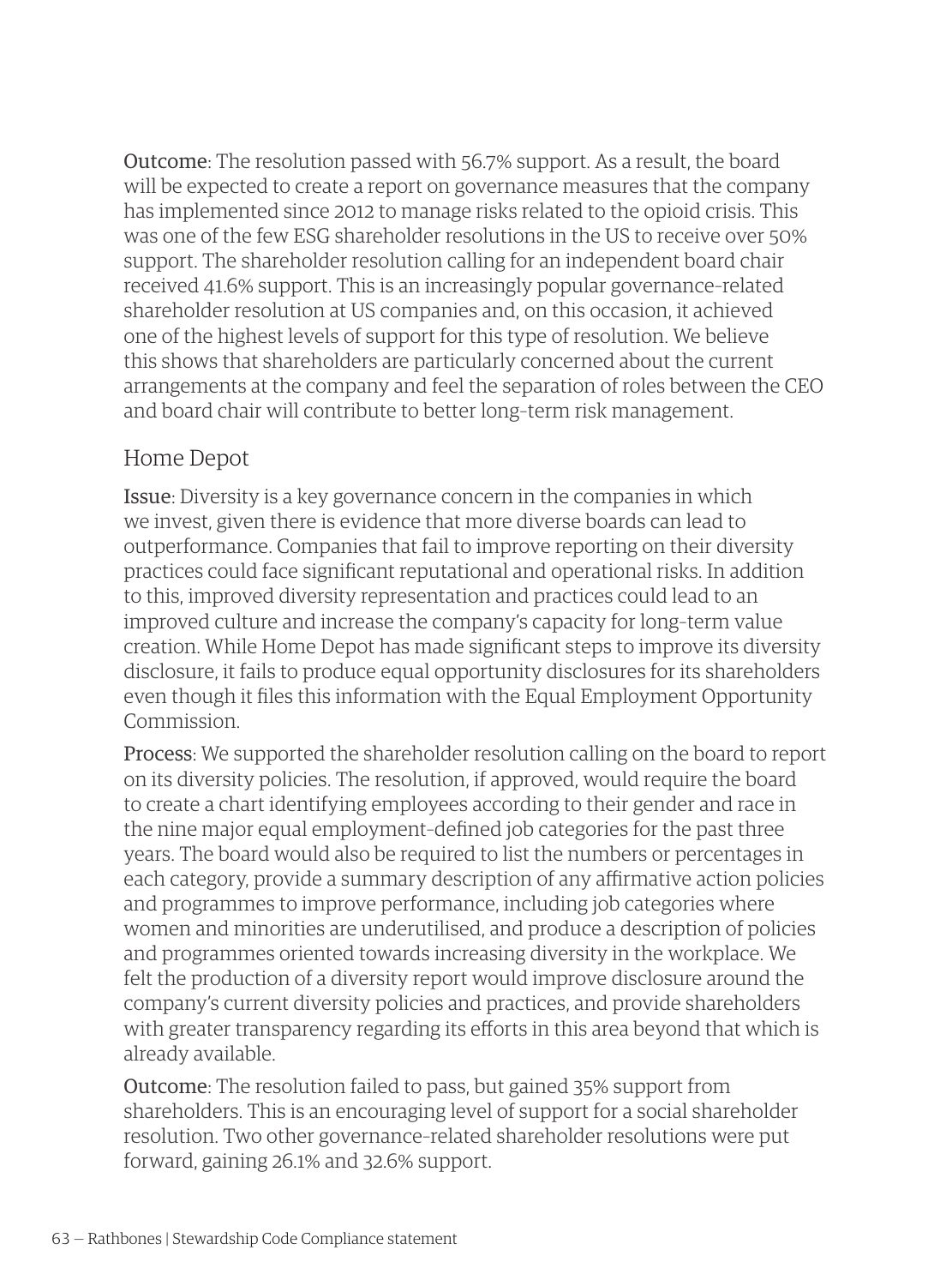**Outcome**: The resolution passed with 56.7% support. As a result, the board will be expected to create a report on governance measures that the company has implemented since 2012 to manage risks related to the opioid crisis. This was one of the few ESG shareholder resolutions in the US to receive over 50% support. The shareholder resolution calling for an independent board chair received 41.6% support. This is an increasingly popular governance-related shareholder resolution at US companies and, on this occasion, it achieved one of the highest levels of support for this type of resolution. We believe this shows that shareholders are particularly concerned about the current arrangements at the company and feel the separation of roles between the CEO and board chair will contribute to better long-term risk management.

## Home Depot

**Issue**: Diversity is a key governance concern in the companies in which we invest, given there is evidence that more diverse boards can lead to outperformance. Companies that fail to improve reporting on their diversity practices could face significant reputational and operational risks. In addition to this, improved diversity representation and practices could lead to an improved culture and increase the company's capacity for long-term value creation. While Home Depot has made significant steps to improve its diversity disclosure, it fails to produce equal opportunity disclosures for its shareholders even though it files this information with the Equal Employment Opportunity Commission.

**Process**: We supported the shareholder resolution calling on the board to report on its diversity policies. The resolution, if approved, would require the board to create a chart identifying employees according to their gender and race in the nine major equal employment-defined job categories for the past three years. The board would also be required to list the numbers or percentages in each category, provide a summary description of any affirmative action policies and programmes to improve performance, including job categories where women and minorities are underutilised, and produce a description of policies and programmes oriented towards increasing diversity in the workplace. We felt the production of a diversity report would improve disclosure around the company's current diversity policies and practices, and provide shareholders with greater transparency regarding its efforts in this area beyond that which is already available.

**Outcome**: The resolution failed to pass, but gained 35% support from shareholders. This is an encouraging level of support for a social shareholder resolution. Two other governance-related shareholder resolutions were put forward, gaining 26.1% and 32.6% support.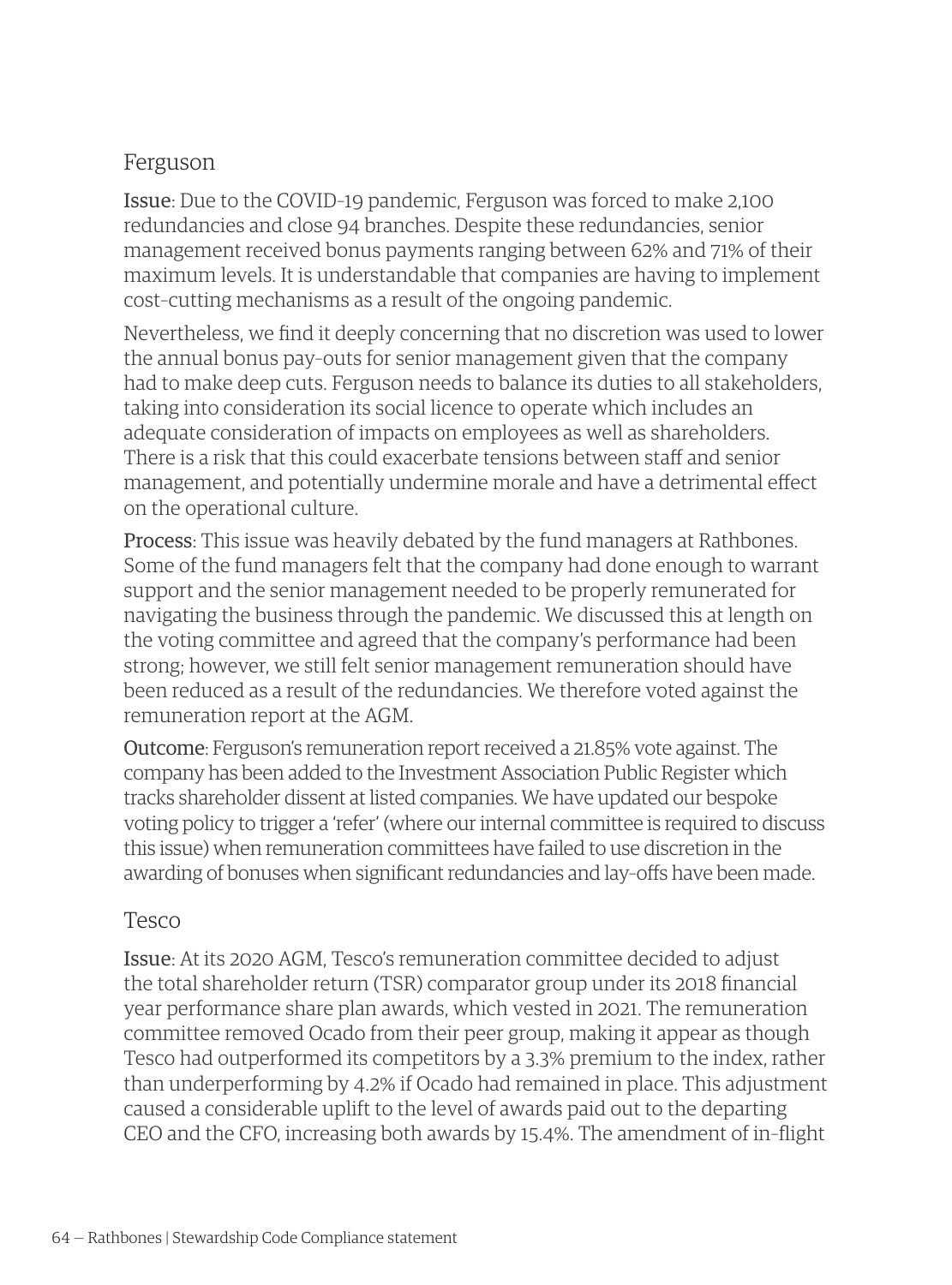## Ferguson

**Issue**: Due to the COVID-19 pandemic, Ferguson was forced to make 2,100 redundancies and close 94 branches. Despite these redundancies, senior management received bonus payments ranging between 62% and 71% of their maximum levels. It is understandable that companies are having to implement cost-cutting mechanisms as a result of the ongoing pandemic.

Nevertheless, we find it deeply concerning that no discretion was used to lower the annual bonus pay-outs for senior management given that the company had to make deep cuts. Ferguson needs to balance its duties to all stakeholders, taking into consideration its social licence to operate which includes an adequate consideration of impacts on employees as well as shareholders. There is a risk that this could exacerbate tensions between staff and senior management, and potentially undermine morale and have a detrimental effect on the operational culture.

**Process**: This issue was heavily debated by the fund managers at Rathbones. Some of the fund managers felt that the company had done enough to warrant support and the senior management needed to be properly remunerated for navigating the business through the pandemic. We discussed this at length on the voting committee and agreed that the company's performance had been strong; however, we still felt senior management remuneration should have been reduced as a result of the redundancies. We therefore voted against the remuneration report at the AGM.

**Outcome**: Ferguson's remuneration report received a 21.85% vote against. The company has been added to the Investment Association Public Register which tracks shareholder dissent at listed companies. We have updated our bespoke voting policy to trigger a 'refer' (where our internal committee is required to discuss this issue) when remuneration committees have failed to use discretion in the awarding of bonuses when significant redundancies and lay-offs have been made.

## Tesco

**Issue**: At its 2020 AGM, Tesco's remuneration committee decided to adjust the total shareholder return (TSR) comparator group under its 2018 financial year performance share plan awards, which vested in 2021. The remuneration committee removed Ocado from their peer group, making it appear as though Tesco had outperformed its competitors by a 3.3% premium to the index, rather than underperforming by 4.2% if Ocado had remained in place. This adjustment caused a considerable uplift to the level of awards paid out to the departing CEO and the CFO, increasing both awards by 15.4%. The amendment of in-flight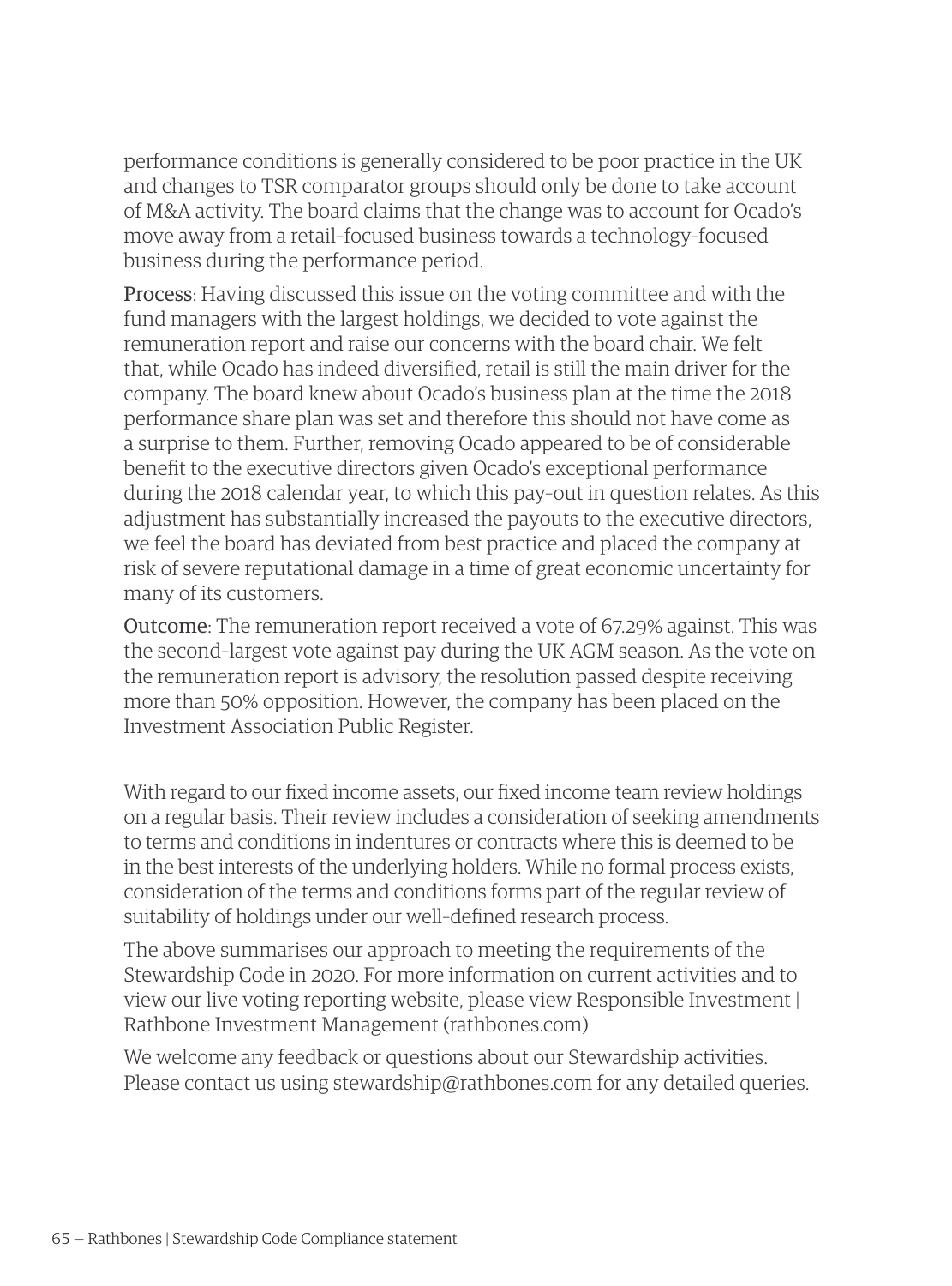performance conditions is generally considered to be poor practice in the UK and changes to TSR comparator groups should only be done to take account of M&A activity. The board claims that the change was to account for Ocado's move away from a retail-focused business towards a technology-focused business during the performance period.

Process: Having discussed this issue on the voting committee and with the fund managers with the largest holdings, we decided to vote against the remuneration report and raise our concerns with the board chair. We felt that, while Ocado has indeed diversified, retail is still the main driver for the company. The board knew about Ocado's business plan at the time the 2018 performance share plan was set and therefore this should not have come as a surprise to them. Further, removing Ocado appeared to be of considerable benefit to the executive directors given Ocado's exceptional performance during the 2018 calendar year, to which this pay-out in question relates. As this adjustment has substantially increased the payouts to the executive directors, we feel the board has deviated from best practice and placed the company at risk of severe reputational damage in a time of great economic uncertainty for many of its customers.

Outcome: The remuneration report received a vote of 67.29% against. This was the second-largest vote against pay during the UK AGM season. As the vote on the remuneration report is advisory, the resolution passed despite receiving more than 50% opposition. However, the company has been placed on the Investment Association Public Register.

With regard to our fixed income assets, our fixed income team review holdings on a regular basis. Their review includes a consideration of seeking amendments to terms and conditions in indentures or contracts where this is deemed to be in the best interests of the underlying holders. While no formal process exists, consideration of the terms and conditions forms part of the regular review of suitability of holdings under our well-defined research process.

The above summarises our approach to meeting the requirements of the Stewardship Code in 2020. For more information on current activities and to view our live voting reporting website, please view Responsible Investment | Rathbone Investment Management (rathbones.com)

We welcome any feedback or questions about our Stewardship activities. Please contact us using stewardship@rathbones.com for any detailed queries.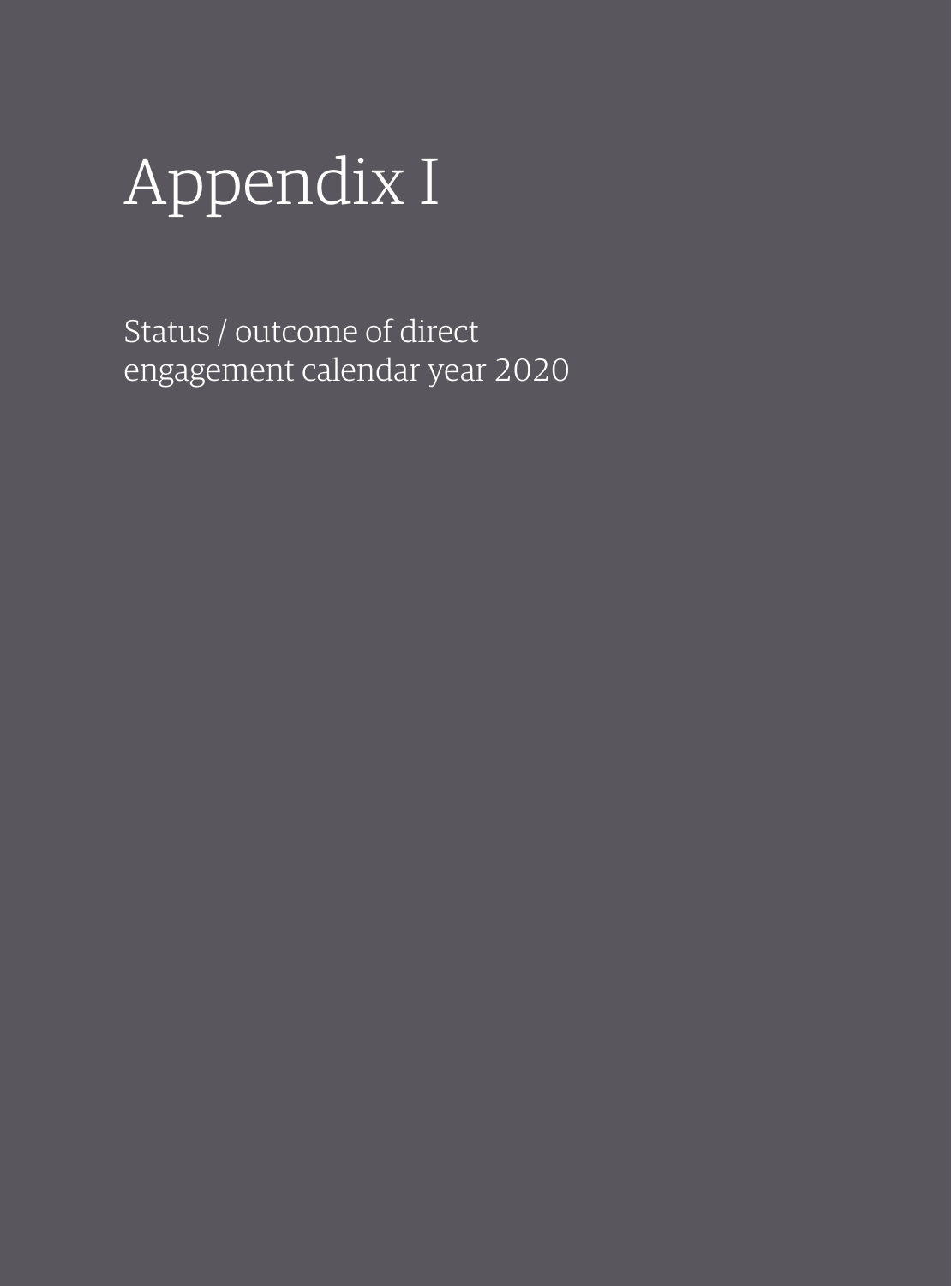# Appendix I

Status / outcome of direct engagement calendar year 2020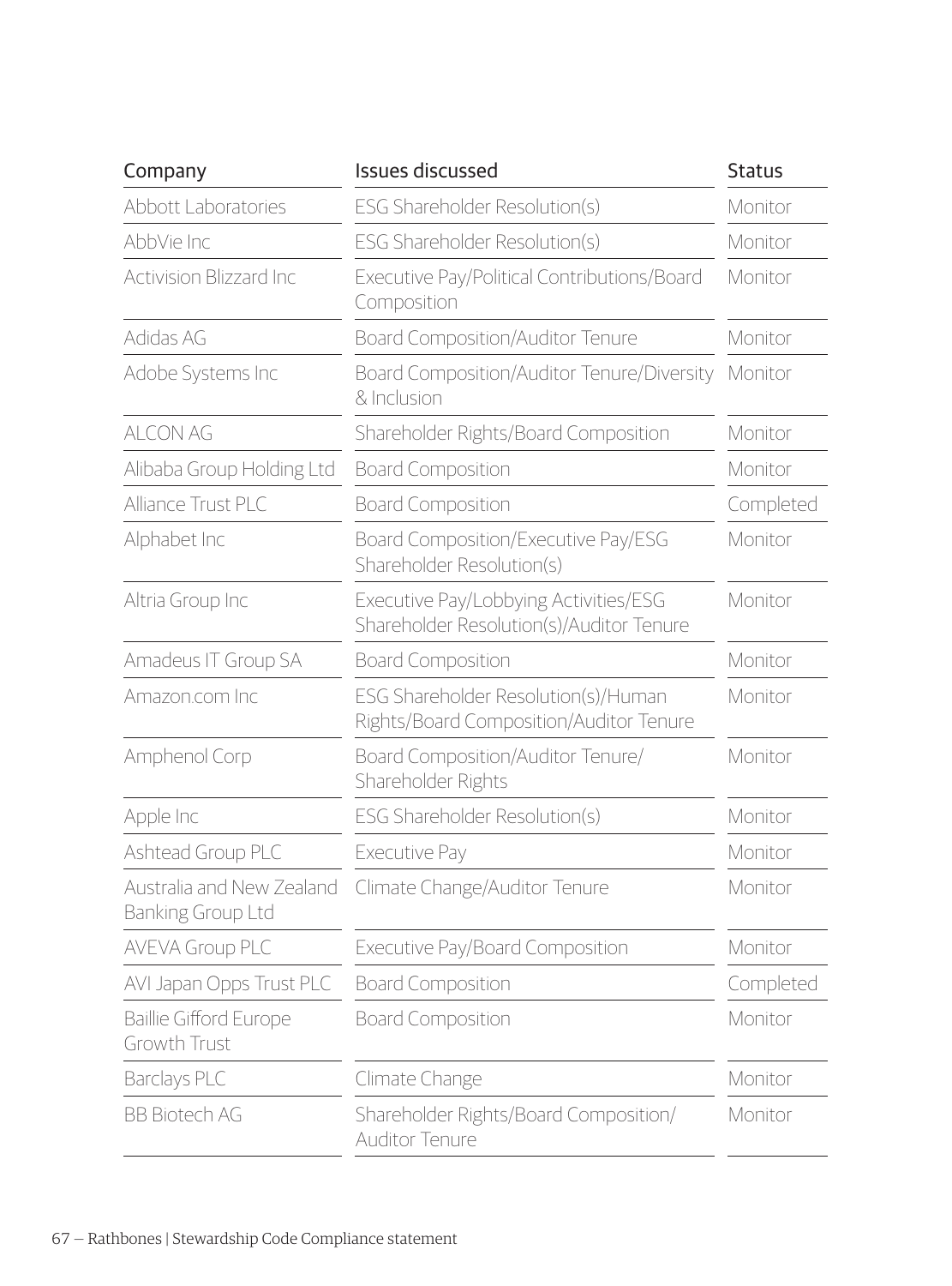| Company | Issues discussed | Status |
|---|---|---|
| Abbott Laboratories | ESG Shareholder Resolution(s) | Monitor |
| AbbVie Inc | ESG Shareholder Resolution(s) | Monitor |
| Activision Blizzard Inc | Executive Pay/Political Contributions/Board Composition | Monitor |
| Adidas AG | Board Composition/Auditor Tenure | Monitor |
| Adobe Systems Inc | Board Composition/Auditor Tenure/Diversity & Inclusion | Monitor |
| ALCON AG | Shareholder Rights/Board Composition | Monitor |
| Alibaba Group Holding Ltd | Board Composition | Monitor |
| Alliance Trust PLC | Board Composition | Completed |
| Alphabet Inc | Board Composition/Executive Pay/ESG Shareholder Resolution(s) | Monitor |
| Altria Group Inc | Executive Pay/Lobbying Activities/ESG Shareholder Resolution(s)/Auditor Tenure | Monitor |
| Amadeus IT Group SA | Board Composition | Monitor |
| Amazon.com Inc | ESG Shareholder Resolution(s)/Human Rights/Board Composition/Auditor Tenure | Monitor |
| Amphenol Corp | Board Composition/Auditor Tenure/Shareholder Rights | Monitor |
| Apple Inc | ESG Shareholder Resolution(s) | Monitor |
| Ashtead Group PLC | Executive Pay | Monitor |
| Australia and New Zealand Banking Group Ltd | Climate Change/Auditor Tenure | Monitor |
| AVEVA Group PLC | Executive Pay/Board Composition | Monitor |
| AVI Japan Opps Trust PLC | Board Composition | Completed |
| Baillie Gifford Europe Growth Trust | Board Composition | Monitor |
| Barclays PLC | Climate Change | Monitor |
| BB Biotech AG | Shareholder Rights/Board Composition/Auditor Tenure | Monitor |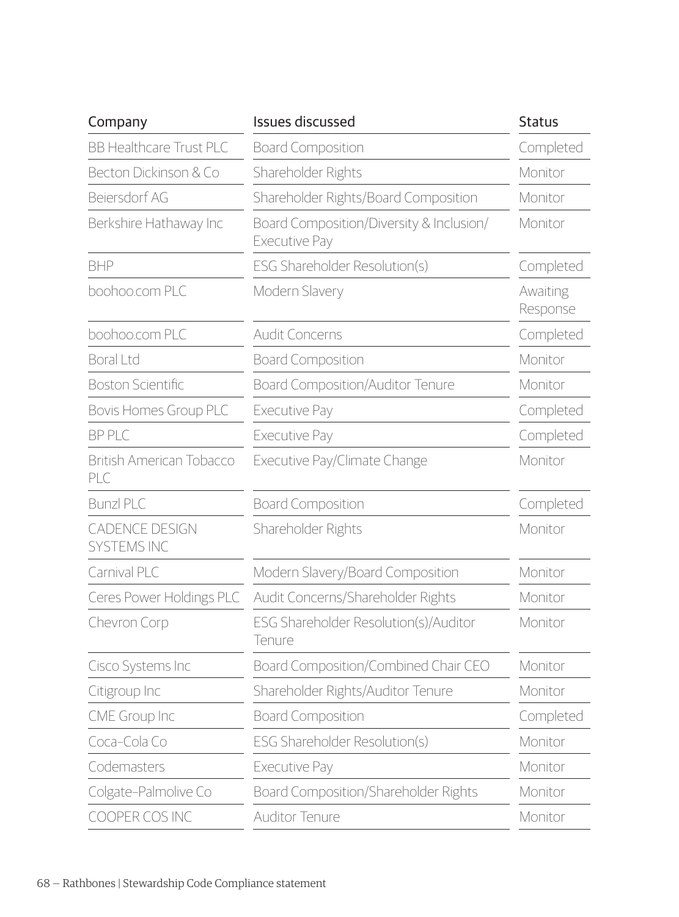| Company | Issues discussed | Status |
|---|---|---|
| BB Healthcare Trust PLC | Board Composition | Completed |
| Becton Dickinson & Co | Shareholder Rights | Monitor |
| Beiersdorf AG | Shareholder Rights/Board Composition | Monitor |
| Berkshire Hathaway Inc | Board Composition/Diversity & Inclusion/ Executive Pay | Monitor |
| BHP | ESG Shareholder Resolution(s) | Completed |
| boohoo.com PLC | Modern Slavery | Awaiting Response |
| boohoo.com PLC | Audit Concerns | Completed |
| Boral Ltd | Board Composition | Monitor |
| Boston Scientific | Board Composition/Auditor Tenure | Monitor |
| Bovis Homes Group PLC | Executive Pay | Completed |
| BP PLC | Executive Pay | Completed |
| British American Tobacco PLC | Executive Pay/Climate Change | Monitor |
| Bunzl PLC | Board Composition | Completed |
| CADENCE DESIGN SYSTEMS INC | Shareholder Rights | Monitor |
| Carnival PLC | Modern Slavery/Board Composition | Monitor |
| Ceres Power Holdings PLC | Audit Concerns/Shareholder Rights | Monitor |
| Chevron Corp | ESG Shareholder Resolution(s)/Auditor Tenure | Monitor |
| Cisco Systems Inc | Board Composition/Combined Chair CEO | Monitor |
| Citigroup Inc | Shareholder Rights/Auditor Tenure | Monitor |
| CME Group Inc | Board Composition | Completed |
| Coca-Cola Co | ESG Shareholder Resolution(s) | Monitor |
| Codemasters | Executive Pay | Monitor |
| Colgate-Palmolive Co | Board Composition/Shareholder Rights | Monitor |
| COOPER COS INC | Auditor Tenure | Monitor |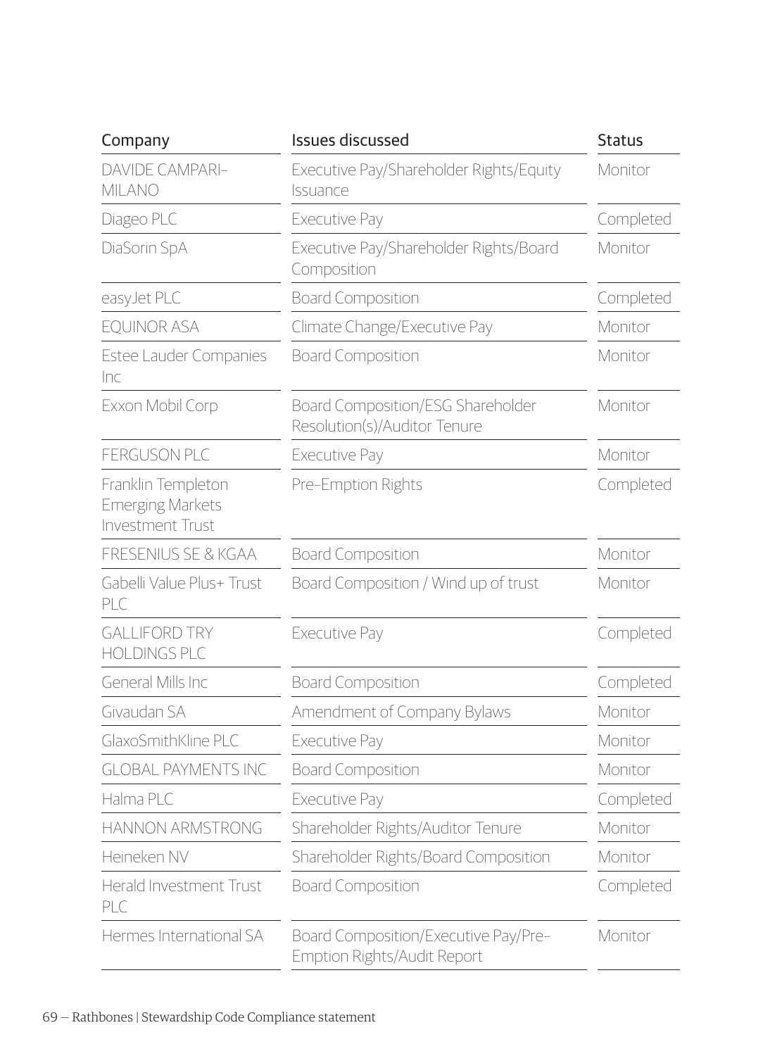| Company | Issues discussed | Status |
| --- | --- | --- |
| DAVIDE CAMPARI-MILANO | Executive Pay/Shareholder Rights/Equity Issuance | Monitor |
| Diageo PLC | Executive Pay | Completed |
| DiaSorin SpA | Executive Pay/Shareholder Rights/Board Composition | Monitor |
| easyJet PLC | Board Composition | Completed |
| EQUINOR ASA | Climate Change/Executive Pay | Monitor |
| Estee Lauder Companies Inc | Board Composition | Monitor |
| Exxon Mobil Corp | Board Composition/ESG Shareholder Resolution(s)/Auditor Tenure | Monitor |
| FERGUSON PLC | Executive Pay | Monitor |
| Franklin Templeton Emerging Markets Investment Trust | Pre-Emption Rights | Completed |
| FRESENIUS SE & KGAA | Board Composition | Monitor |
| Gabelli Value Plus+ Trust PLC | Board Composition / Wind up of trust | Monitor |
| GALLIFORD TRY HOLDINGS PLC | Executive Pay | Completed |
| General Mills Inc | Board Composition | Completed |
| Givaudan SA | Amendment of Company Bylaws | Monitor |
| GlaxoSmithKline PLC | Executive Pay | Monitor |
| GLOBAL PAYMENTS INC | Board Composition | Monitor |
| Halma PLC | Executive Pay | Completed |
| HANNON ARMSTRONG | Shareholder Rights/Auditor Tenure | Monitor |
| Heineken NV | Shareholder Rights/Board Composition | Monitor |
| Herald Investment Trust PLC | Board Composition | Completed |
| Hermes International SA | Board Composition/Executive Pay/Pre-Emption Rights/Audit Report | Monitor |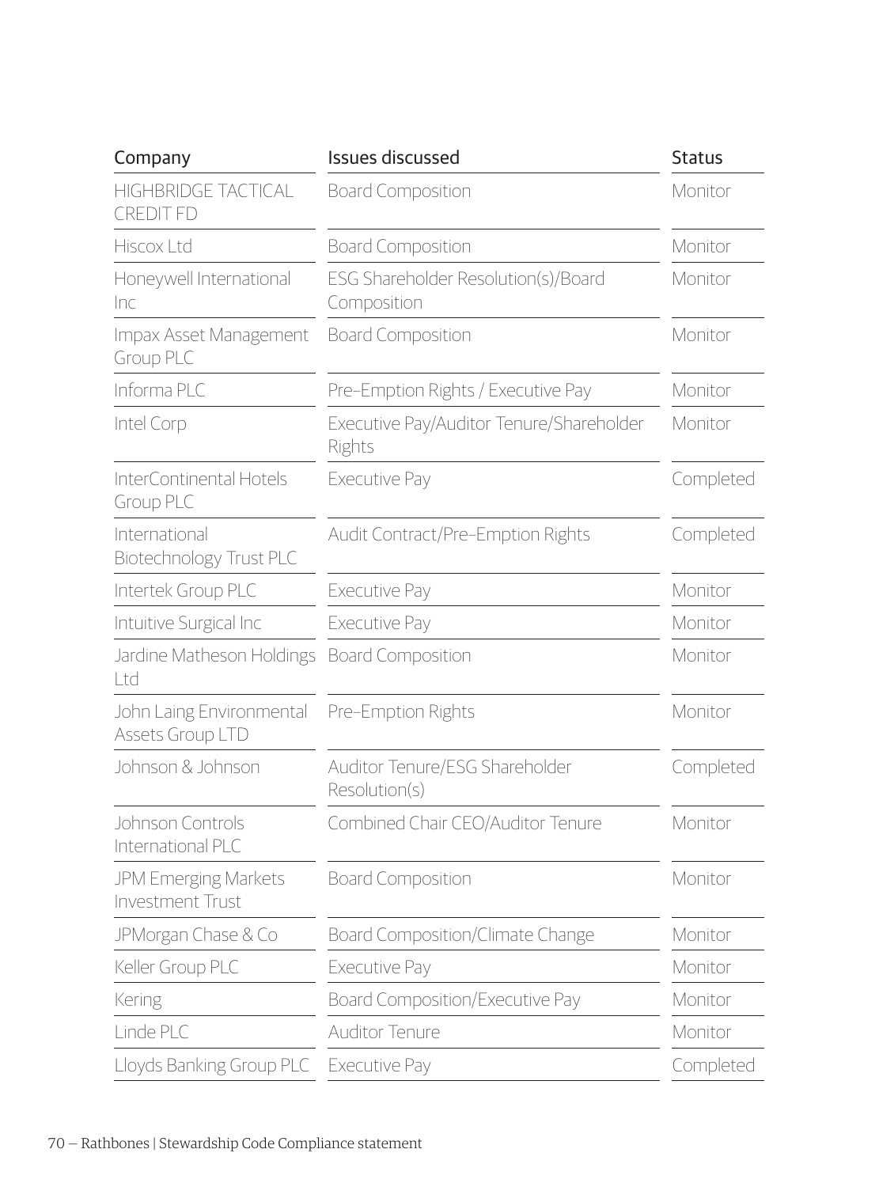| Company | Issues discussed | Status |
| --- | --- | --- |
| HIGHBRIDGE TACTICAL CREDIT FD | Board Composition | Monitor |
| Hiscox Ltd | Board Composition | Monitor |
| Honeywell International Inc | ESG Shareholder Resolution(s)/Board Composition | Monitor |
| Impax Asset Management Group PLC | Board Composition | Monitor |
| Informa PLC | Pre-Emption Rights / Executive Pay | Monitor |
| Intel Corp | Executive Pay/Auditor Tenure/Shareholder Rights | Monitor |
| InterContinental Hotels Group PLC | Executive Pay | Completed |
| International Biotechnology Trust PLC | Audit Contract/Pre-Emption Rights | Completed |
| Intertek Group PLC | Executive Pay | Monitor |
| Intuitive Surgical Inc | Executive Pay | Monitor |
| Jardine Matheson Holdings Ltd | Board Composition | Monitor |
| John Laing Environmental Assets Group LTD | Pre-Emption Rights | Monitor |
| Johnson & Johnson | Auditor Tenure/ESG Shareholder Resolution(s) | Completed |
| Johnson Controls International PLC | Combined Chair CEO/Auditor Tenure | Monitor |
| JPM Emerging Markets Investment Trust | Board Composition | Monitor |
| JPMorgan Chase & Co | Board Composition/Climate Change | Monitor |
| Keller Group PLC | Executive Pay | Monitor |
| Kering | Board Composition/Executive Pay | Monitor |
| Linde PLC | Auditor Tenure | Monitor |
| Lloyds Banking Group PLC | Executive Pay | Completed |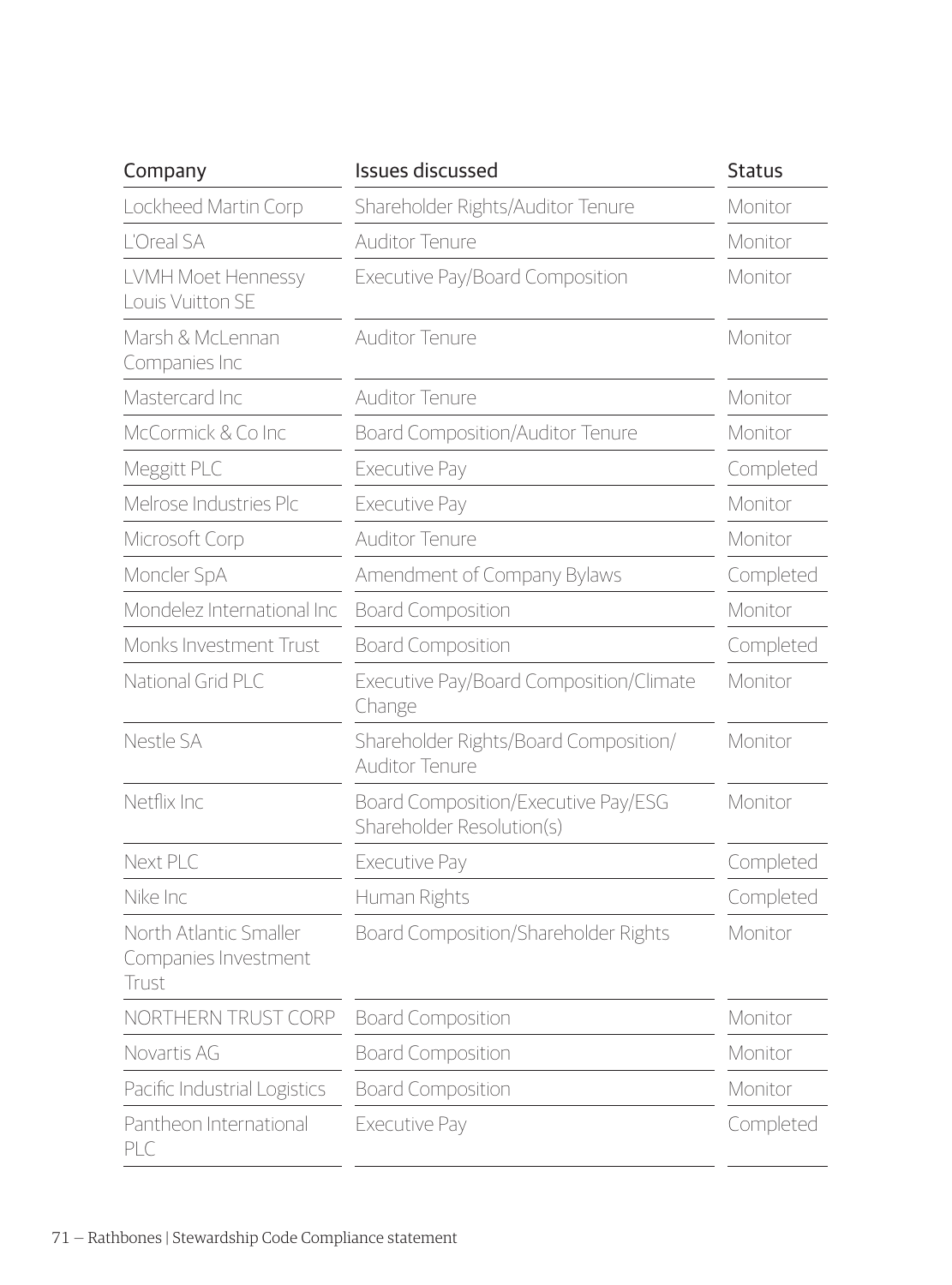| Company | Issues discussed | Status |
| --- | --- | --- |
| Lockheed Martin Corp | Shareholder Rights/Auditor Tenure | Monitor |
| L'Oreal SA | Auditor Tenure | Monitor |
| LVMH Moet Hennessy Louis Vuitton SE | Executive Pay/Board Composition | Monitor |
| Marsh & McLennan Companies Inc | Auditor Tenure | Monitor |
| Mastercard Inc | Auditor Tenure | Monitor |
| McCormick & Co Inc | Board Composition/Auditor Tenure | Monitor |
| Meggitt PLC | Executive Pay | Completed |
| Melrose Industries Plc | Executive Pay | Monitor |
| Microsoft Corp | Auditor Tenure | Monitor |
| Moncler SpA | Amendment of Company Bylaws | Completed |
| Mondelez International Inc | Board Composition | Monitor |
| Monks Investment Trust | Board Composition | Completed |
| National Grid PLC | Executive Pay/Board Composition/Climate Change | Monitor |
| Nestle SA | Shareholder Rights/Board Composition/ Auditor Tenure | Monitor |
| Netflix Inc | Board Composition/Executive Pay/ESG Shareholder Resolution(s) | Monitor |
| Next PLC | Executive Pay | Completed |
| Nike Inc | Human Rights | Completed |
| North Atlantic Smaller Companies Investment Trust | Board Composition/Shareholder Rights | Monitor |
| NORTHERN TRUST CORP | Board Composition | Monitor |
| Novartis AG | Board Composition | Monitor |
| Pacific Industrial Logistics | Board Composition | Monitor |
| Pantheon International PLC | Executive Pay | Completed |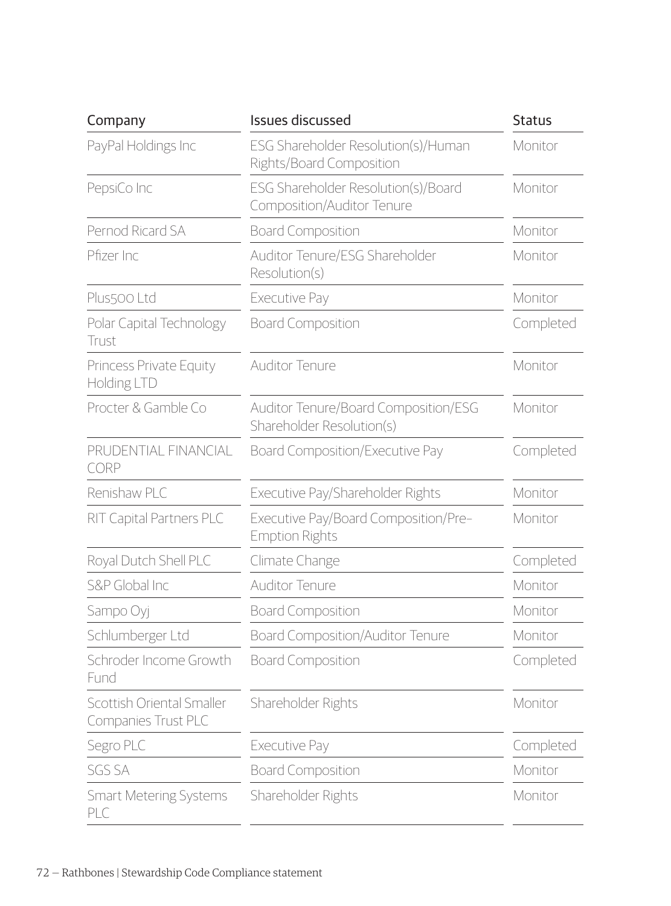| Company | Issues discussed | Status |
| --- | --- | --- |
| PayPal Holdings Inc | ESG Shareholder Resolution(s)/Human Rights/Board Composition | Monitor |
| PepsiCo Inc | ESG Shareholder Resolution(s)/Board Composition/Auditor Tenure | Monitor |
| Pernod Ricard SA | Board Composition | Monitor |
| Pfizer Inc | Auditor Tenure/ESG Shareholder Resolution(s) | Monitor |
| Plus500 Ltd | Executive Pay | Monitor |
| Polar Capital Technology Trust | Board Composition | Completed |
| Princess Private Equity Holding LTD | Auditor Tenure | Monitor |
| Procter & Gamble Co | Auditor Tenure/Board Composition/ESG Shareholder Resolution(s) | Monitor |
| PRUDENTIAL FINANCIAL CORP | Board Composition/Executive Pay | Completed |
| Renishaw PLC | Executive Pay/Shareholder Rights | Monitor |
| RIT Capital Partners PLC | Executive Pay/Board Composition/Pre-Emption Rights | Monitor |
| Royal Dutch Shell PLC | Climate Change | Completed |
| S&P Global Inc | Auditor Tenure | Monitor |
| Sampo Oyj | Board Composition | Monitor |
| Schlumberger Ltd | Board Composition/Auditor Tenure | Monitor |
| Schroder Income Growth Fund | Board Composition | Completed |
| Scottish Oriental Smaller Companies Trust PLC | Shareholder Rights | Monitor |
| Segro PLC | Executive Pay | Completed |
| SGS SA | Board Composition | Monitor |
| Smart Metering Systems PLC | Shareholder Rights | Monitor |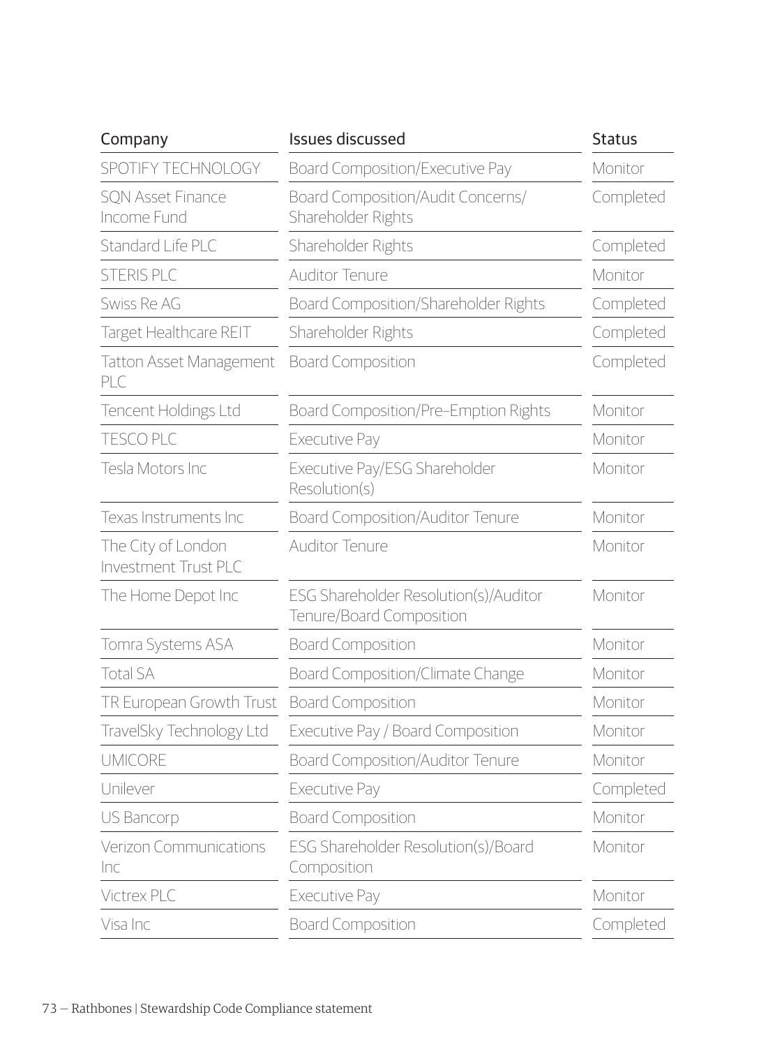| Company | Issues discussed | Status |
|---|---|---|
| SPOTIFY TECHNOLOGY | Board Composition/Executive Pay | Monitor |
| SQN Asset Finance Income Fund | Board Composition/Audit Concerns/ Shareholder Rights | Completed |
| Standard Life PLC | Shareholder Rights | Completed |
| STERIS PLC | Auditor Tenure | Monitor |
| Swiss Re AG | Board Composition/Shareholder Rights | Completed |
| Target Healthcare REIT | Shareholder Rights | Completed |
| Tatton Asset Management PLC | Board Composition | Completed |
| Tencent Holdings Ltd | Board Composition/Pre-Emption Rights | Monitor |
| TESCO PLC | Executive Pay | Monitor |
| Tesla Motors Inc | Executive Pay/ESG Shareholder Resolution(s) | Monitor |
| Texas Instruments Inc | Board Composition/Auditor Tenure | Monitor |
| The City of London Investment Trust PLC | Auditor Tenure | Monitor |
| The Home Depot Inc | ESG Shareholder Resolution(s)/Auditor Tenure/Board Composition | Monitor |
| Tomra Systems ASA | Board Composition | Monitor |
| Total SA | Board Composition/Climate Change | Monitor |
| TR European Growth Trust | Board Composition | Monitor |
| TravelSky Technology Ltd | Executive Pay / Board Composition | Monitor |
| UMICORE | Board Composition/Auditor Tenure | Monitor |
| Unilever | Executive Pay | Completed |
| US Bancorp | Board Composition | Monitor |
| Verizon Communications Inc | ESG Shareholder Resolution(s)/Board Composition | Monitor |
| Victrex PLC | Executive Pay | Monitor |
| Visa Inc | Board Composition | Completed |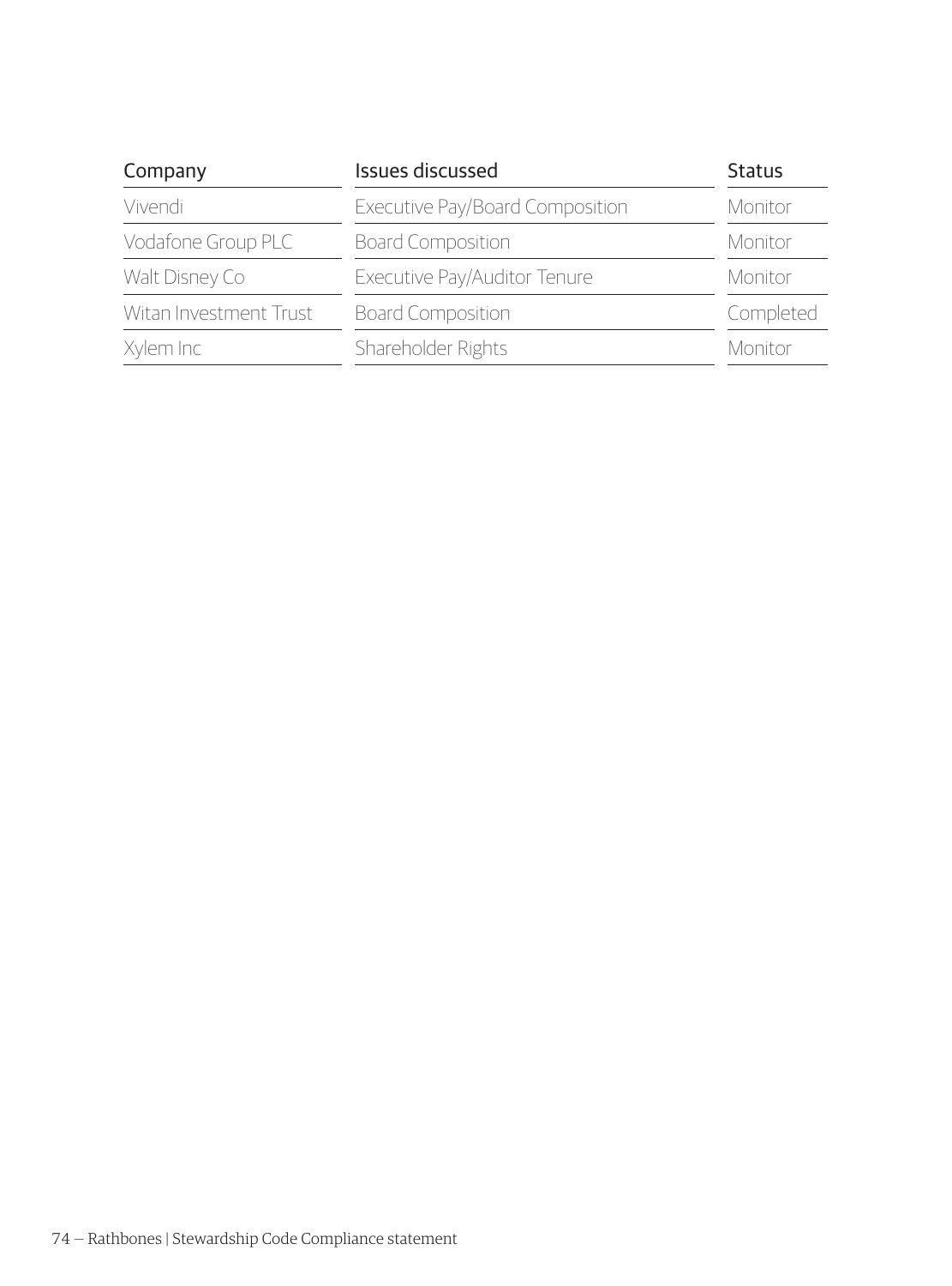| Company | Issues discussed | Status |
| --- | --- | --- |
| Vivendi | Executive Pay/Board Composition | Monitor |
| Vodafone Group PLC | Board Composition | Monitor |
| Walt Disney Co | Executive Pay/Auditor Tenure | Monitor |
| Witan Investment Trust | Board Composition | Completed |
| Xylem Inc | Shareholder Rights | Monitor |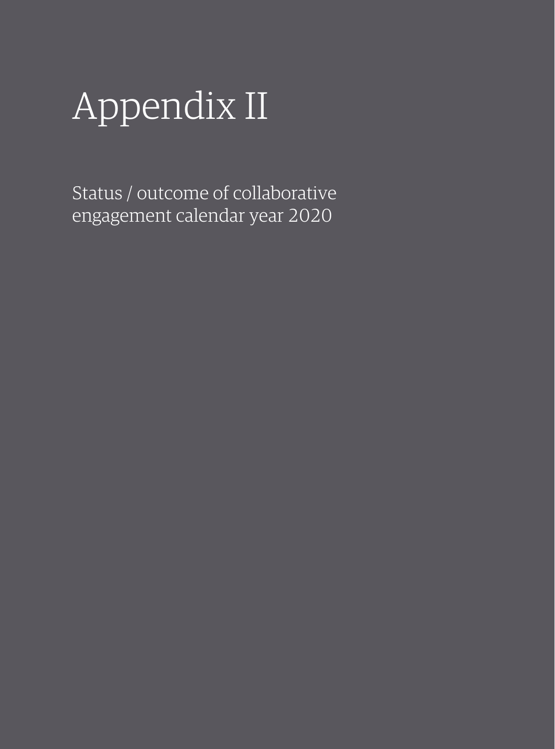# Appendix II

Status / outcome of collaborative engagement calendar year 2020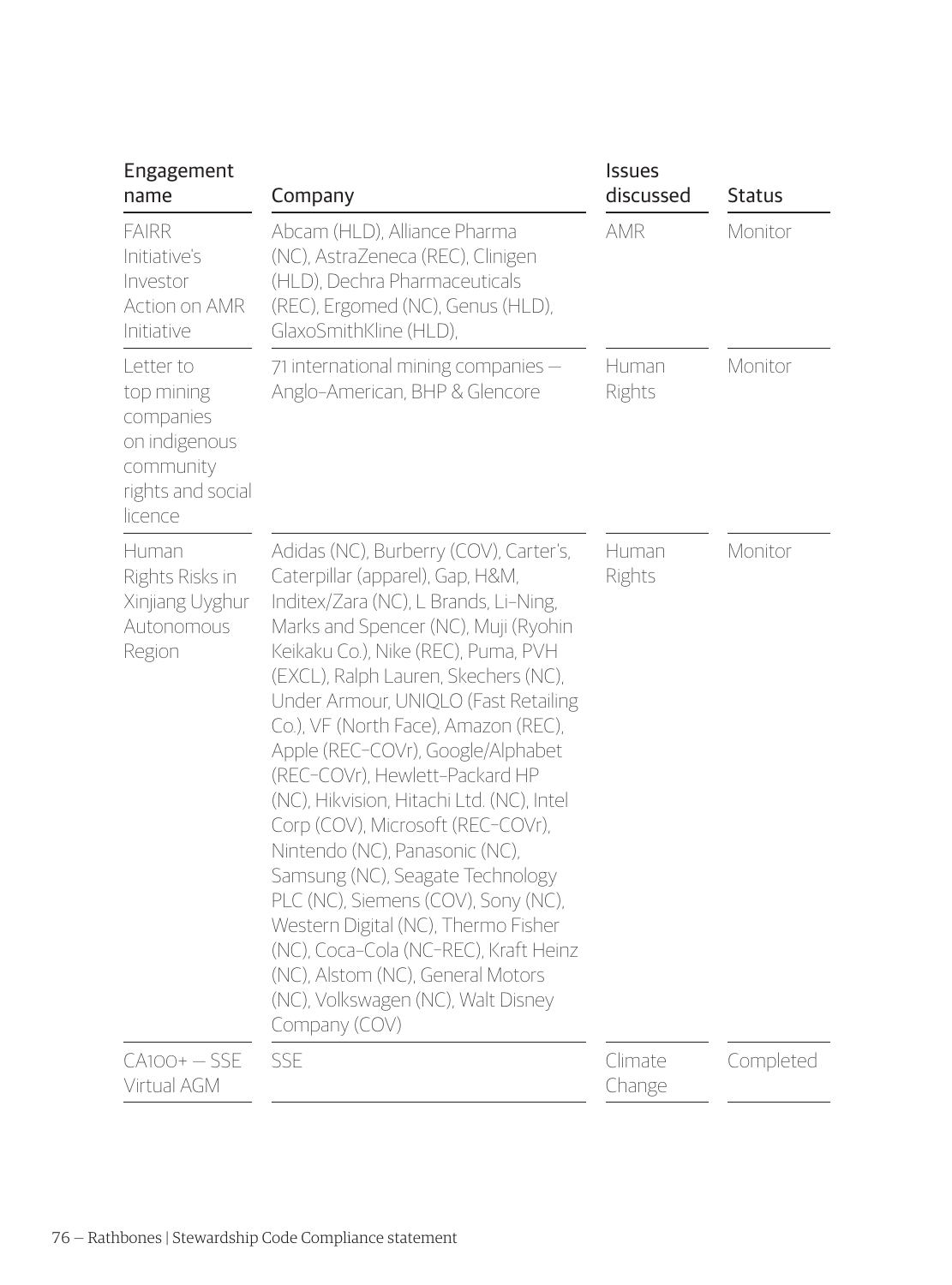| Engagement name | Company | Issues discussed | Status |
|---|---|---|---|
| FAIRR Initiative's Investor Action on AMR Initiative | Abcam (HLD), Alliance Pharma (NC), AstraZeneca (REC), Clinigen (HLD), Dechra Pharmaceuticals (REC), Ergomed (NC), Genus (HLD), GlaxoSmithKline (HLD), | AMR | Monitor |
| Letter to top mining companies on indigenous community rights and social licence | 71 international mining companies — Anglo-American, BHP & Glencore | Human Rights | Monitor |
| Human Rights Risks in Xinjiang Uyghur Autonomous Region | Adidas (NC), Burberry (COV), Carter's, Caterpillar (apparel), Gap, H&M, Inditex/Zara (NC), L Brands, Li-Ning, Marks and Spencer (NC), Muji (Ryohin Keikaku Co.), Nike (REC), Puma, PVH (EXCL), Ralph Lauren, Skechers (NC), Under Armour, UNIQLO (Fast Retailing Co.), VF (North Face), Amazon (REC), Apple (REC-COVr), Google/Alphabet (REC-COVr), Hewlett-Packard HP (NC), Hikvision, Hitachi Ltd. (NC), Intel Corp (COV), Microsoft (REC-COVr), Nintendo (NC), Panasonic (NC), Samsung (NC), Seagate Technology PLC (NC), Siemens (COV), Sony (NC), Western Digital (NC), Thermo Fisher (NC), Coca-Cola (NC-REC), Kraft Heinz (NC), Alstom (NC), General Motors (NC), Volkswagen (NC), Walt Disney Company (COV) | Human Rights | Monitor |
| CA100+ — SSE Virtual AGM | SSE | Climate Change | Completed |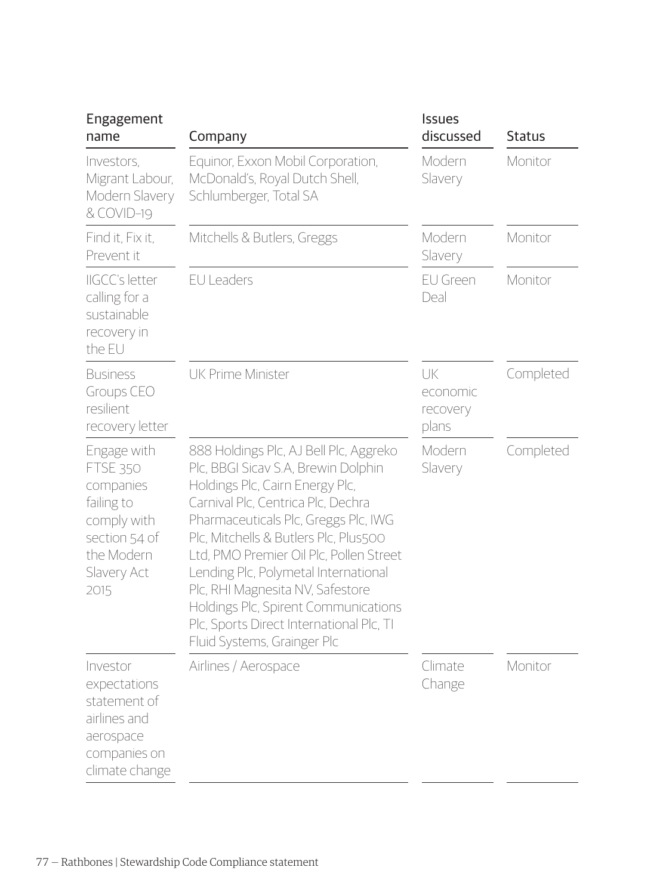| Engagement name | Company | Issues discussed | Status |
|---|---|---|---|
| Investors, Migrant Labour, Modern Slavery & COVID-19 | Equinor, Exxon Mobil Corporation, McDonald's, Royal Dutch Shell, Schlumberger, Total SA | Modern Slavery | Monitor |
| Find it, Fix it, Prevent it | Mitchells & Butlers, Greggs | Modern Slavery | Monitor |
| IIGCC's letter calling for a sustainable recovery in the EU | EU Leaders | EU Green Deal | Monitor |
| Business Groups CEO resilient recovery letter | UK Prime Minister | UK economic recovery plans | Completed |
| Engage with FTSE 350 companies failing to comply with section 54 of the Modern Slavery Act 2015 | 888 Holdings Plc, AJ Bell Plc, Aggreko Plc, BBGI Sicav S.A, Brewin Dolphin Holdings Plc, Cairn Energy Plc, Carnival Plc, Centrica Plc, Dechra Pharmaceuticals Plc, Greggs Plc, IWG Plc, Mitchells & Butlers Plc, Plus500 Ltd, PMO Premier Oil Plc, Pollen Street Lending Plc, Polymetal International Plc, RHI Magnesita NV, Safestore Holdings Plc, Spirent Communications Plc, Sports Direct International Plc, TI Fluid Systems, Grainger Plc | Modern Slavery | Completed |
| Investor expectations statement of airlines and aerospace companies on climate change | Airlines / Aerospace | Climate Change | Monitor |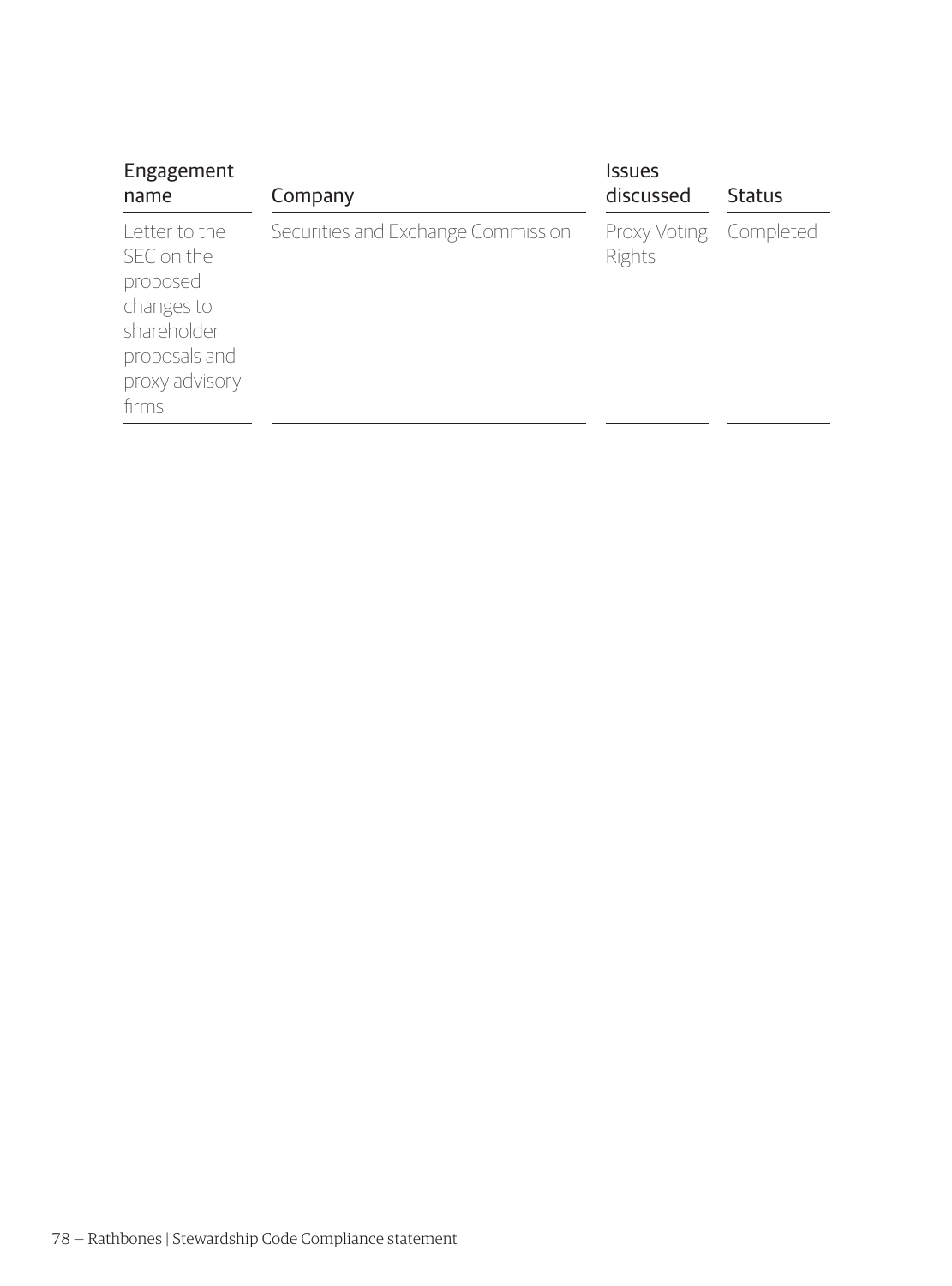| Engagement name | Company | Issues discussed | Status |
|---|---|---|---|
| Letter to the SEC on the proposed changes to shareholder proposals and proxy advisory firms | Securities and Exchange Commission | Proxy Voting Rights | Completed |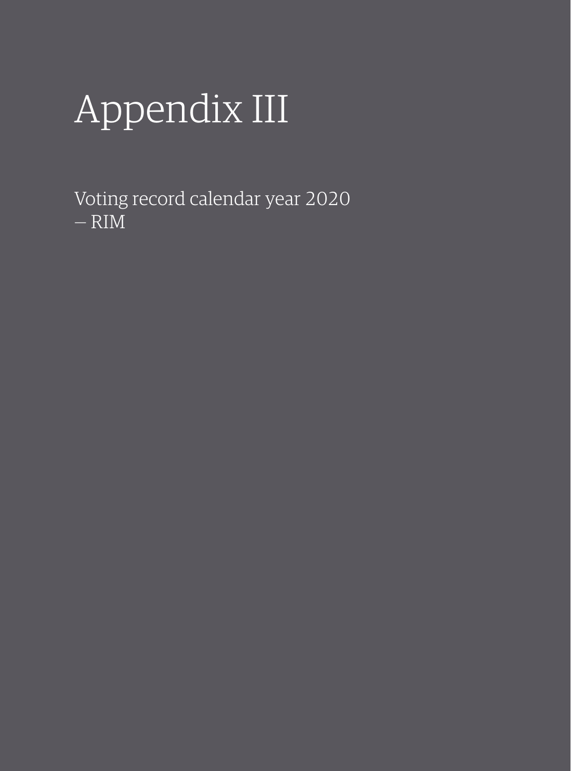# Appendix III

Voting record calendar year 2020
– RIM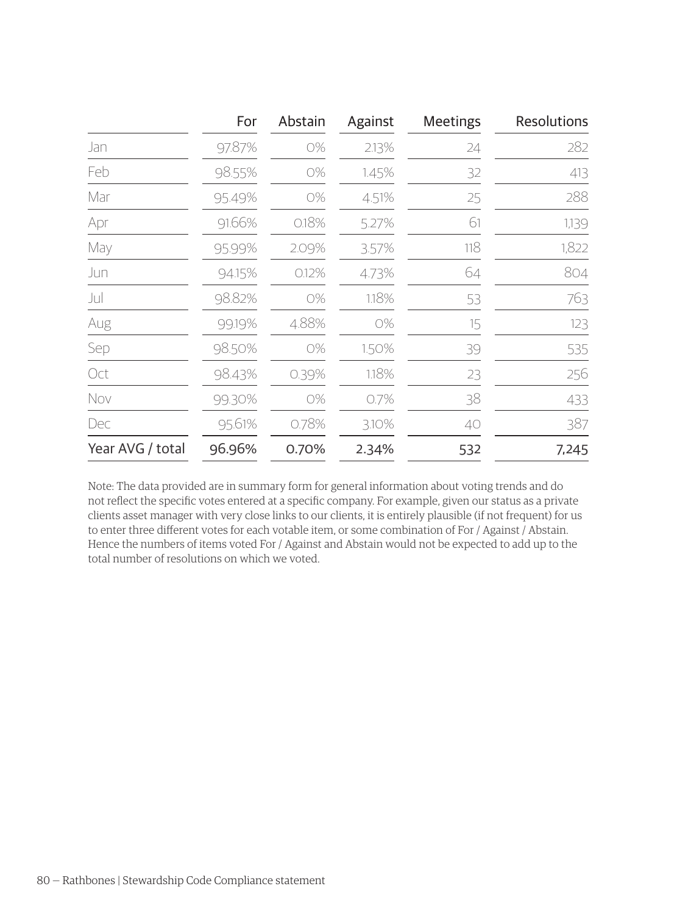| | For | Abstain | Against | Meetings | Resolutions |
|---|---|---|---|---|---|
| Jan | 97.87% | 0% | 2.13% | 24 | 282 |
| Feb | 98.55% | 0% | 1.45% | 32 | 413 |
| Mar | 95.49% | 0% | 4.51% | 25 | 288 |
| Apr | 91.66% | 0.18% | 5.27% | 61 | 1,139 |
| May | 95.99% | 2.09% | 3.57% | 118 | 1,822 |
| Jun | 94.15% | 0.12% | 4.73% | 64 | 804 |
| Jul | 98.82% | 0% | 1.18% | 53 | 763 |
| Aug | 99.19% | 4.88% | 0% | 15 | 123 |
| Sep | 98.50% | 0% | 1.50% | 39 | 535 |
| Oct | 98.43% | 0.39% | 1.18% | 23 | 256 |
| Nov | 99.30% | 0% | 0.7% | 38 | 433 |
| Dec | 95.61% | 0.78% | 3.10% | 40 | 387 |
| **Year AVG / total** | **96.96%** | **0.70%** | **2.34%** | **532** | **7,245** |

Note: The data provided are in summary form for general information about voting trends and do not reflect the specific votes entered at a specific company. For example, given our status as a private clients asset manager with very close links to our clients, it is entirely plausible (if not frequent) for us to enter three different votes for each votable item, or some combination of For / Against / Abstain. Hence the numbers of items voted For / Against and Abstain would not be expected to add up to the total number of resolutions on which we voted.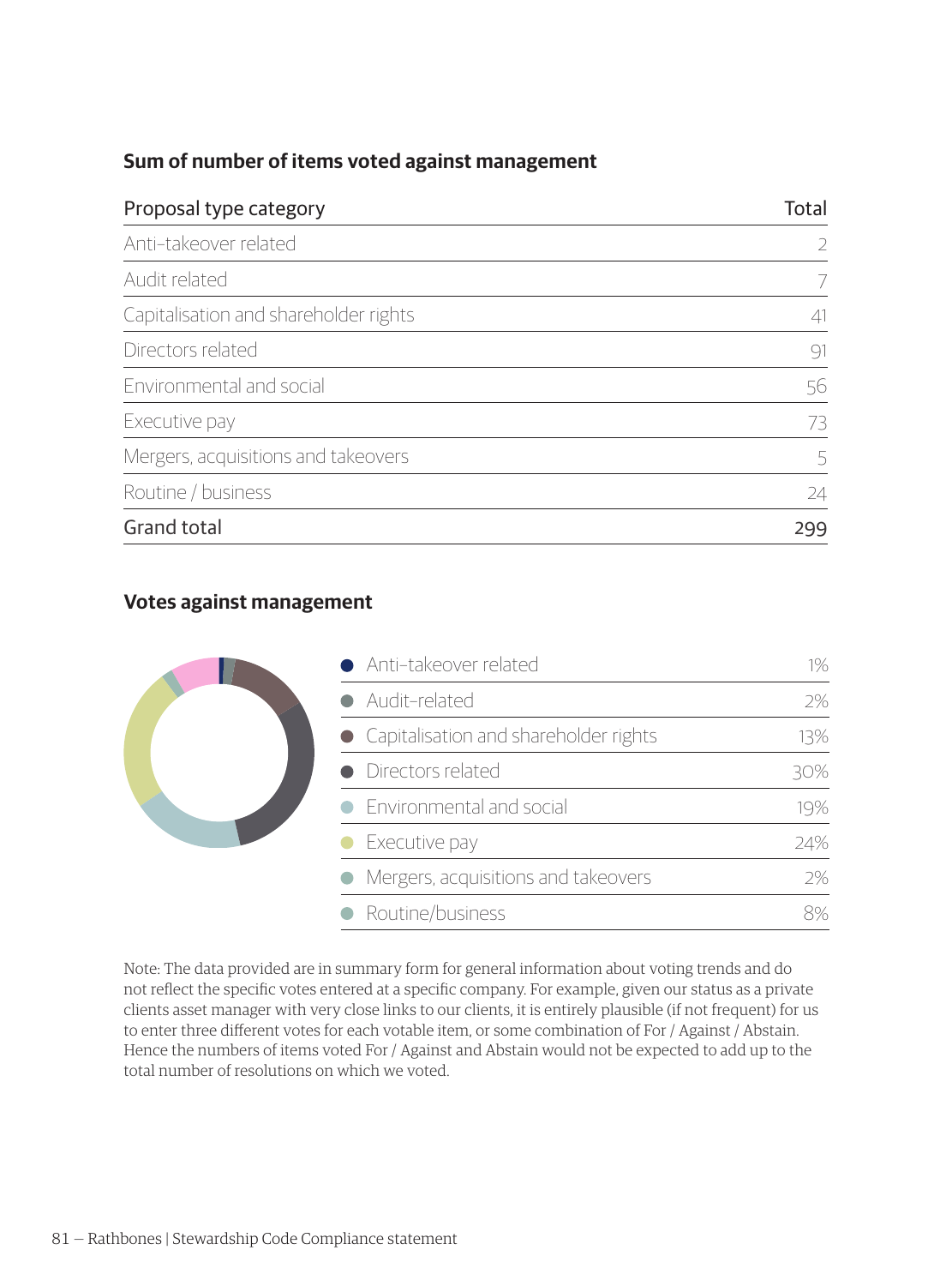**Sum of number of items voted against management**

| Proposal type category | Total |
|---|---|
| Anti-takeover related | 2 |
| Audit related | 7 |
| Capitalisation and shareholder rights | 41 |
| Directors related | 91 |
| Environmental and social | 56 |
| Executive pay | 73 |
| Mergers, acquisitions and takeovers | 5 |
| Routine / business | 24 |
| Grand total | 299 |

**Votes against management**

| Category | % |
|---|---|
| Anti-takeover related | 1% |
| Audit-related | 2% |
| Capitalisation and shareholder rights | 13% |
| Directors related | 30% |
| Environmental and social | 19% |
| Executive pay | 24% |
| Mergers, acquisitions and takeovers | 2% |
| Routine/business | 8% |

Note: The data provided are in summary form for general information about voting trends and do not reflect the specific votes entered at a specific company. For example, given our status as a private clients asset manager with very close links to our clients, it is entirely plausible (if not frequent) for us to enter three different votes for each votable item, or some combination of For / Against / Abstain. Hence the numbers of items voted For / Against and Abstain would not be expected to add up to the total number of resolutions on which we voted.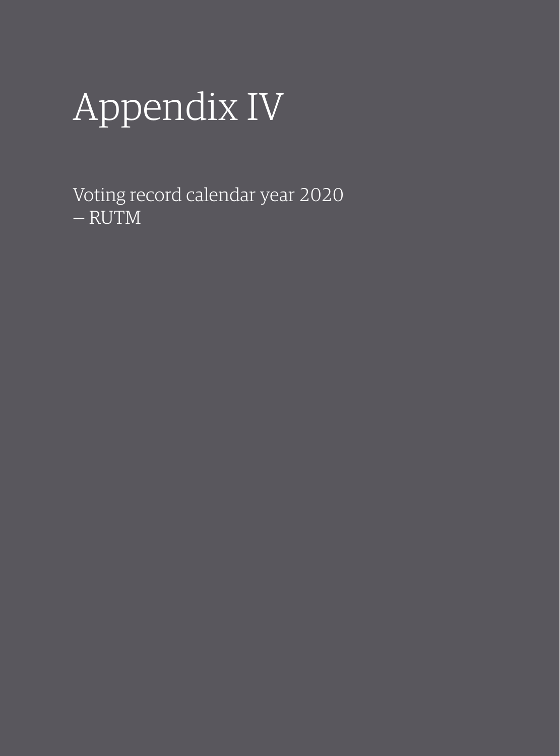# Appendix IV

Voting record calendar year 2020
— RUTM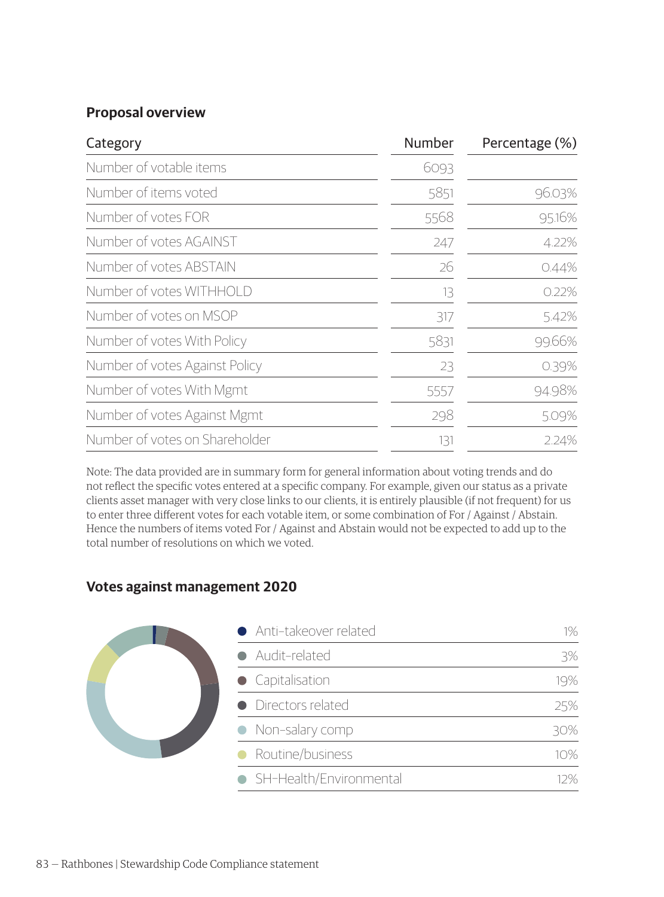## Proposal overview

| Category | Number | Percentage (%) |
|---|---|---|
| Number of votable items | 6093 | |
| Number of items voted | 5851 | 96.03% |
| Number of votes FOR | 5568 | 95.16% |
| Number of votes AGAINST | 247 | 4.22% |
| Number of votes ABSTAIN | 26 | 0.44% |
| Number of votes WITHHOLD | 13 | 0.22% |
| Number of votes on MSOP | 317 | 5.42% |
| Number of votes With Policy | 5831 | 99.66% |
| Number of votes Against Policy | 23 | 0.39% |
| Number of votes With Mgmt | 5557 | 94.98% |
| Number of votes Against Mgmt | 298 | 5.09% |
| Number of votes on Shareholder | 131 | 2.24% |

Note: The data provided are in summary form for general information about voting trends and do not reflect the specific votes entered at a specific company. For example, given our status as a private clients asset manager with very close links to our clients, it is entirely plausible (if not frequent) for us to enter three different votes for each votable item, or some combination of For / Against / Abstain. Hence the numbers of items voted For / Against and Abstain would not be expected to add up to the total number of resolutions on which we voted.

## Votes against management 2020

| Category | Percentage |
|---|---|
| Anti-takeover related | 1% |
| Audit-related | 3% |
| Capitalisation | 19% |
| Directors related | 25% |
| Non-salary comp | 30% |
| Routine/business | 10% |
| SH-Health/Environmental | 12% |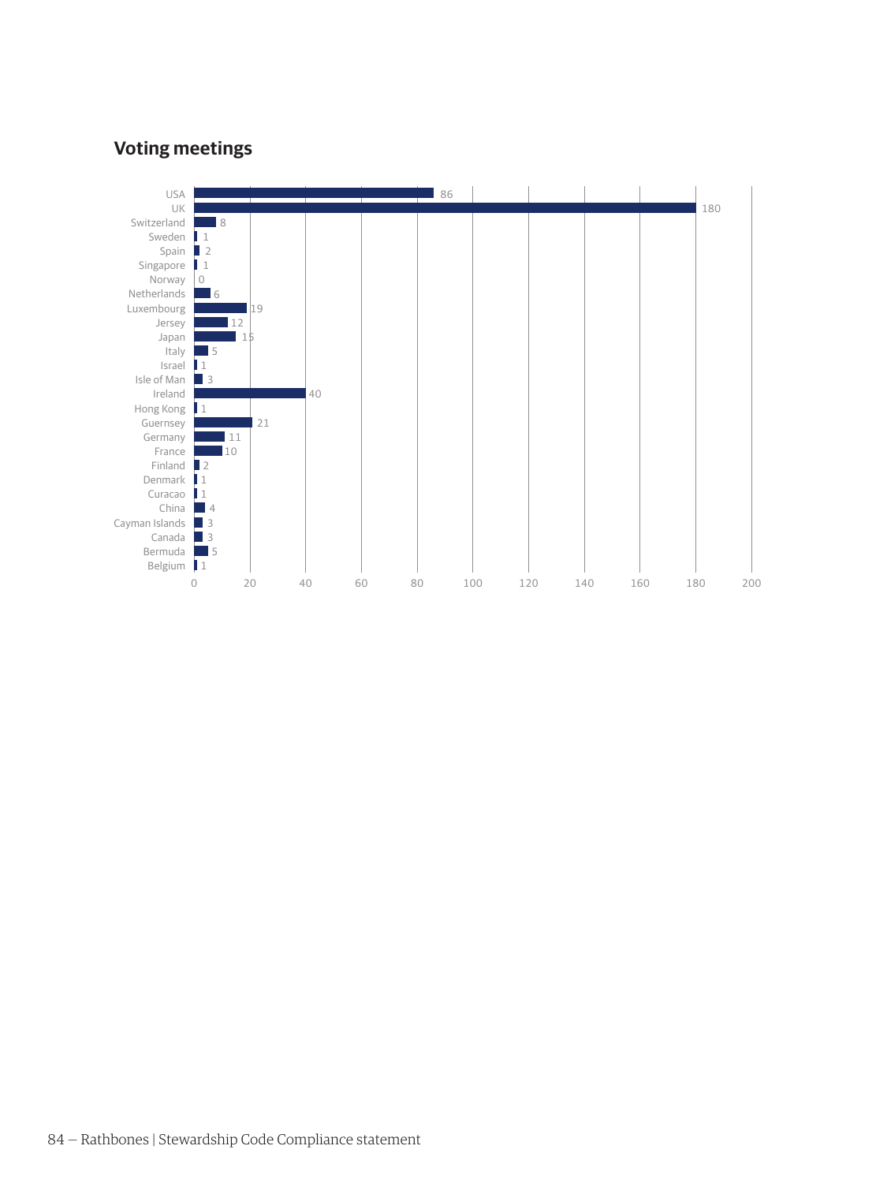## Voting meetings

| Country | Voting meetings |
|---|---|
| USA | 86 |
| UK | 180 |
| Switzerland | 8 |
| Sweden | 1 |
| Spain | 2 |
| Singapore | 1 |
| Norway | 0 |
| Netherlands | 6 |
| Luxembourg | 19 |
| Jersey | 12 |
| Japan | 15 |
| Italy | 5 |
| Israel | 1 |
| Isle of Man | 3 |
| Ireland | 40 |
| Hong Kong | 1 |
| Guernsey | 21 |
| Germany | 11 |
| France | 10 |
| Finland | 2 |
| Denmark | 1 |
| Curacao | 1 |
| China | 4 |
| Cayman Islands | 3 |
| Canada | 3 |
| Bermuda | 5 |
| Belgium | 1 |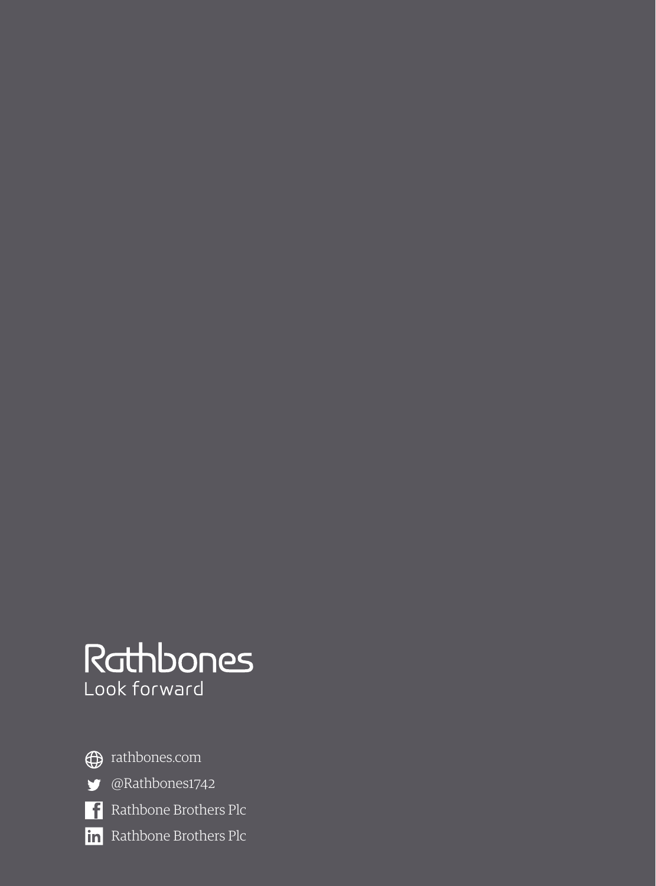Rathbones

Look forward

rathbones.com

@Rathbones1742

Rathbone Brothers Plc

Rathbone Brothers Plc